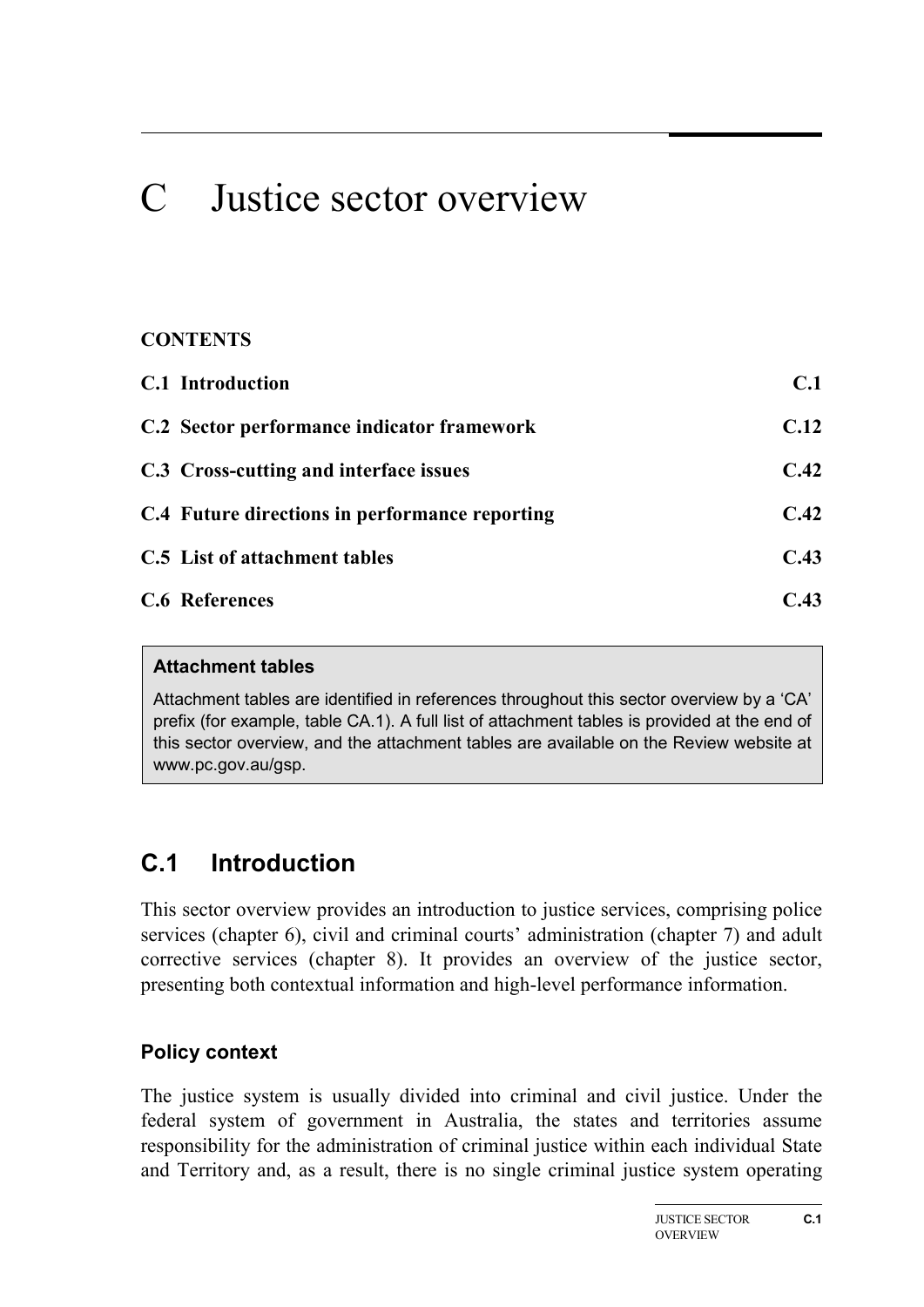# C Justice sector overview

**CONTENTS**

| | |
|---|---|
| **C.1 Introduction** | **C.1** |
| **C.2 Sector performance indicator framework** | **C.12** |
| **C.3 Cross-cutting and interface issues** | **C.42** |
| **C.4 Future directions in performance reporting** | **C.42** |
| **C.5 List of attachment tables** | **C.43** |
| **C.6 References** | **C.43** |

> **Attachment tables**
>
> Attachment tables are identified in references throughout this sector overview by a 'CA' prefix (for example, table CA.1). A full list of attachment tables is provided at the end of this sector overview, and the attachment tables are available on the Review website at www.pc.gov.au/gsp.

## C.1 Introduction

This sector overview provides an introduction to justice services, comprising police services (chapter 6), civil and criminal courts' administration (chapter 7) and adult corrective services (chapter 8). It provides an overview of the justice sector, presenting both contextual information and high-level performance information.

### Policy context

The justice system is usually divided into criminal and civil justice. Under the federal system of government in Australia, the states and territories assume responsibility for the administration of criminal justice within each individual State and Territory and, as a result, there is no single criminal justice system operating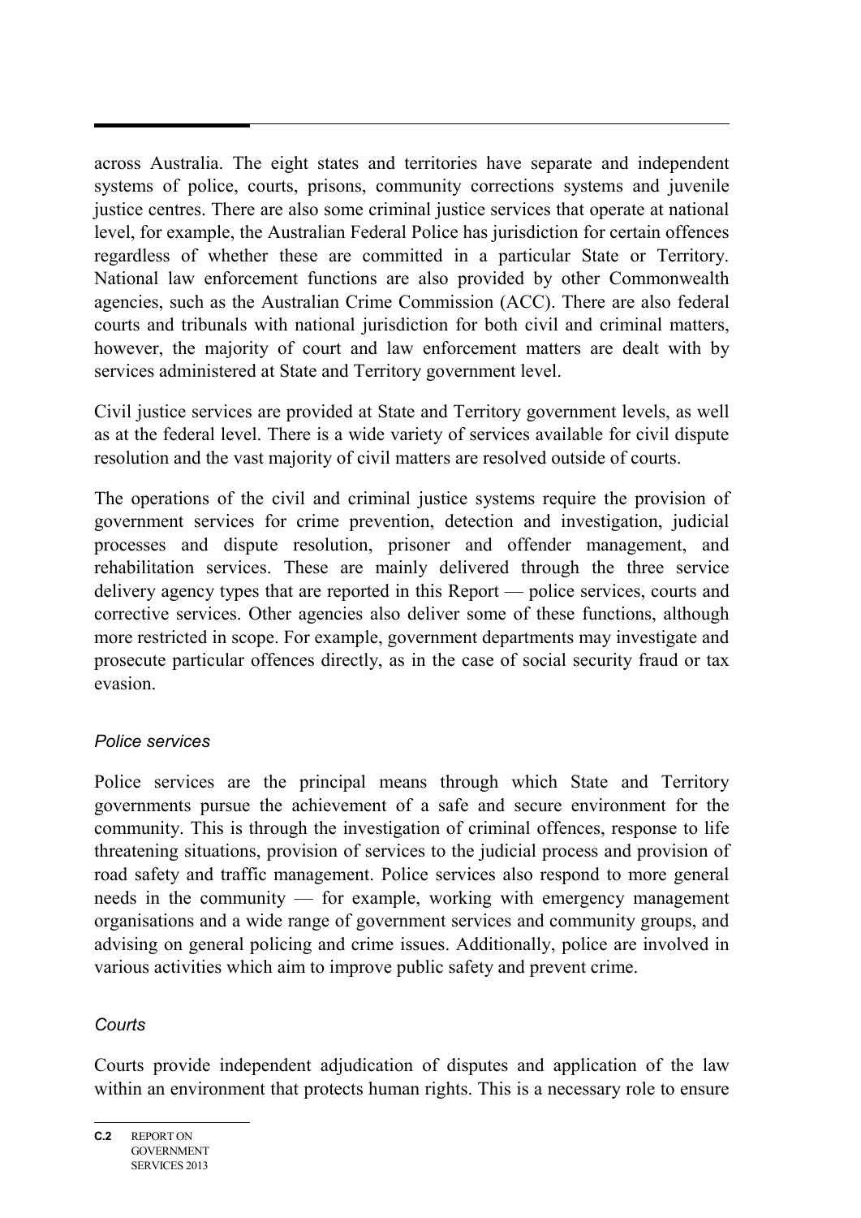across Australia. The eight states and territories have separate and independent systems of police, courts, prisons, community corrections systems and juvenile justice centres. There are also some criminal justice services that operate at national level, for example, the Australian Federal Police has jurisdiction for certain offences regardless of whether these are committed in a particular State or Territory. National law enforcement functions are also provided by other Commonwealth agencies, such as the Australian Crime Commission (ACC). There are also federal courts and tribunals with national jurisdiction for both civil and criminal matters, however, the majority of court and law enforcement matters are dealt with by services administered at State and Territory government level.

Civil justice services are provided at State and Territory government levels, as well as at the federal level. There is a wide variety of services available for civil dispute resolution and the vast majority of civil matters are resolved outside of courts.

The operations of the civil and criminal justice systems require the provision of government services for crime prevention, detection and investigation, judicial processes and dispute resolution, prisoner and offender management, and rehabilitation services. These are mainly delivered through the three service delivery agency types that are reported in this Report — police services, courts and corrective services. Other agencies also deliver some of these functions, although more restricted in scope. For example, government departments may investigate and prosecute particular offences directly, as in the case of social security fraud or tax evasion.

### *Police services*

Police services are the principal means through which State and Territory governments pursue the achievement of a safe and secure environment for the community. This is through the investigation of criminal offences, response to life threatening situations, provision of services to the judicial process and provision of road safety and traffic management. Police services also respond to more general needs in the community — for example, working with emergency management organisations and a wide range of government services and community groups, and advising on general policing and crime issues. Additionally, police are involved in various activities which aim to improve public safety and prevent crime.

### *Courts*

Courts provide independent adjudication of disputes and application of the law within an environment that protects human rights. This is a necessary role to ensure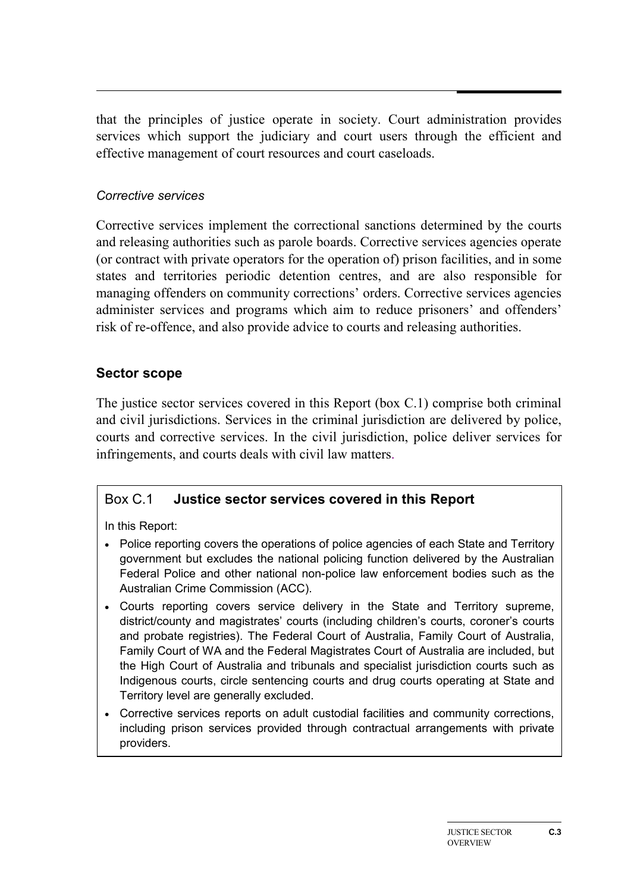that the principles of justice operate in society. Court administration provides services which support the judiciary and court users through the efficient and effective management of court resources and court caseloads.

*Corrective services*

Corrective services implement the correctional sanctions determined by the courts and releasing authorities such as parole boards. Corrective services agencies operate (or contract with private operators for the operation of) prison facilities, and in some states and territories periodic detention centres, and are also responsible for managing offenders on community corrections' orders. Corrective services agencies administer services and programs which aim to reduce prisoners' and offenders' risk of re-offence, and also provide advice to courts and releasing authorities.

## Sector scope

The justice sector services covered in this Report (box C.1) comprise both criminal and civil jurisdictions. Services in the criminal jurisdiction are delivered by police, courts and corrective services. In the civil jurisdiction, police deliver services for infringements, and courts deals with civil law matters.

### Box C.1 **Justice sector services covered in this Report**

In this Report:

- Police reporting covers the operations of police agencies of each State and Territory government but excludes the national policing function delivered by the Australian Federal Police and other national non-police law enforcement bodies such as the Australian Crime Commission (ACC).
- Courts reporting covers service delivery in the State and Territory supreme, district/county and magistrates' courts (including children's courts, coroner's courts and probate registries). The Federal Court of Australia, Family Court of Australia, Family Court of WA and the Federal Magistrates Court of Australia are included, but the High Court of Australia and tribunals and specialist jurisdiction courts such as Indigenous courts, circle sentencing courts and drug courts operating at State and Territory level are generally excluded.
- Corrective services reports on adult custodial facilities and community corrections, including prison services provided through contractual arrangements with private providers.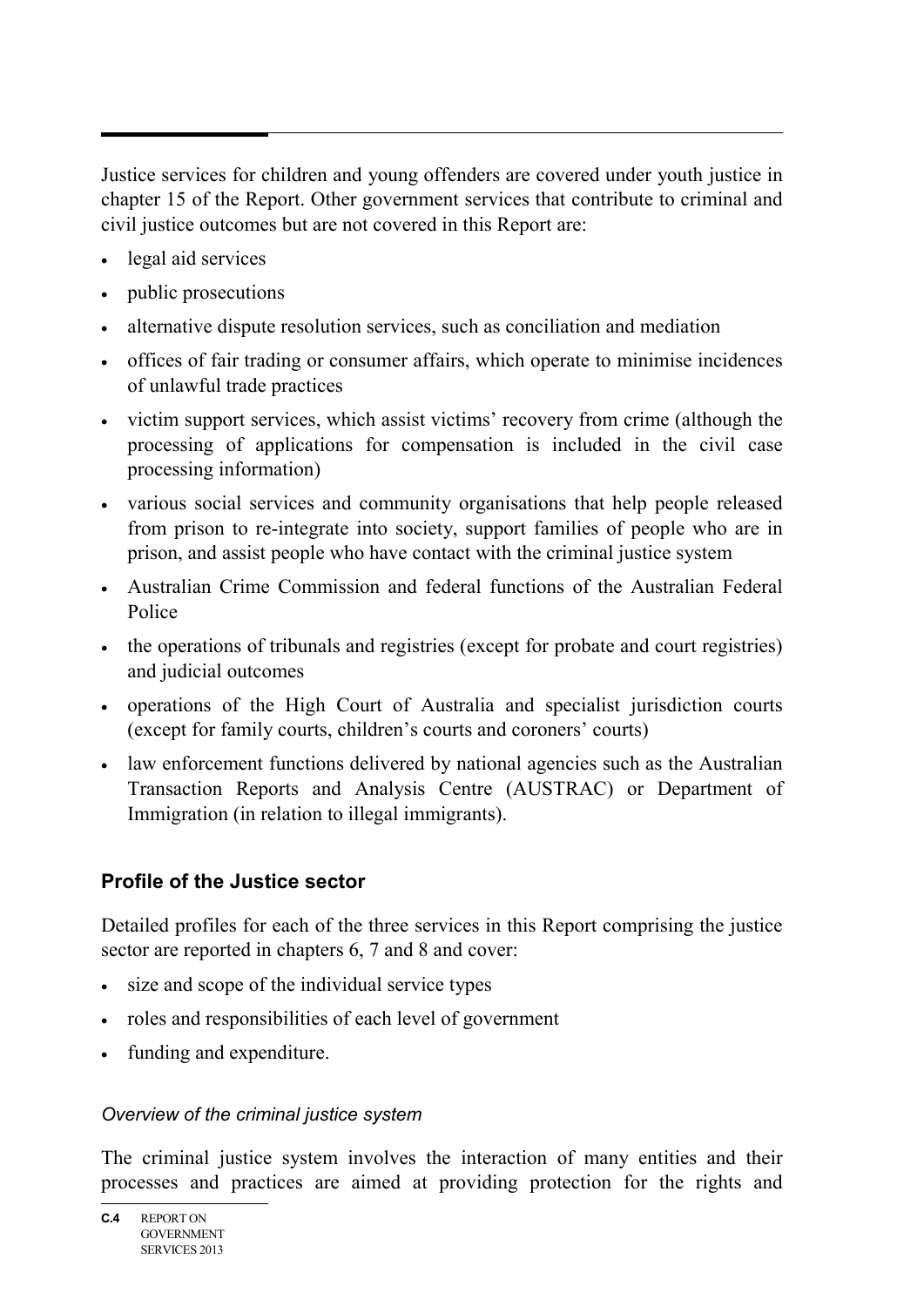Justice services for children and young offenders are covered under youth justice in chapter 15 of the Report. Other government services that contribute to criminal and civil justice outcomes but are not covered in this Report are:

- legal aid services
- public prosecutions
- alternative dispute resolution services, such as conciliation and mediation
- offices of fair trading or consumer affairs, which operate to minimise incidences of unlawful trade practices
- victim support services, which assist victims' recovery from crime (although the processing of applications for compensation is included in the civil case processing information)
- various social services and community organisations that help people released from prison to re-integrate into society, support families of people who are in prison, and assist people who have contact with the criminal justice system
- Australian Crime Commission and federal functions of the Australian Federal Police
- the operations of tribunals and registries (except for probate and court registries) and judicial outcomes
- operations of the High Court of Australia and specialist jurisdiction courts (except for family courts, children's courts and coroners' courts)
- law enforcement functions delivered by national agencies such as the Australian Transaction Reports and Analysis Centre (AUSTRAC) or Department of Immigration (in relation to illegal immigrants).

### Profile of the Justice sector

Detailed profiles for each of the three services in this Report comprising the justice sector are reported in chapters 6, 7 and 8 and cover:

- size and scope of the individual service types
- roles and responsibilities of each level of government
- funding and expenditure.

#### *Overview of the criminal justice system*

The criminal justice system involves the interaction of many entities and their processes and practices are aimed at providing protection for the rights and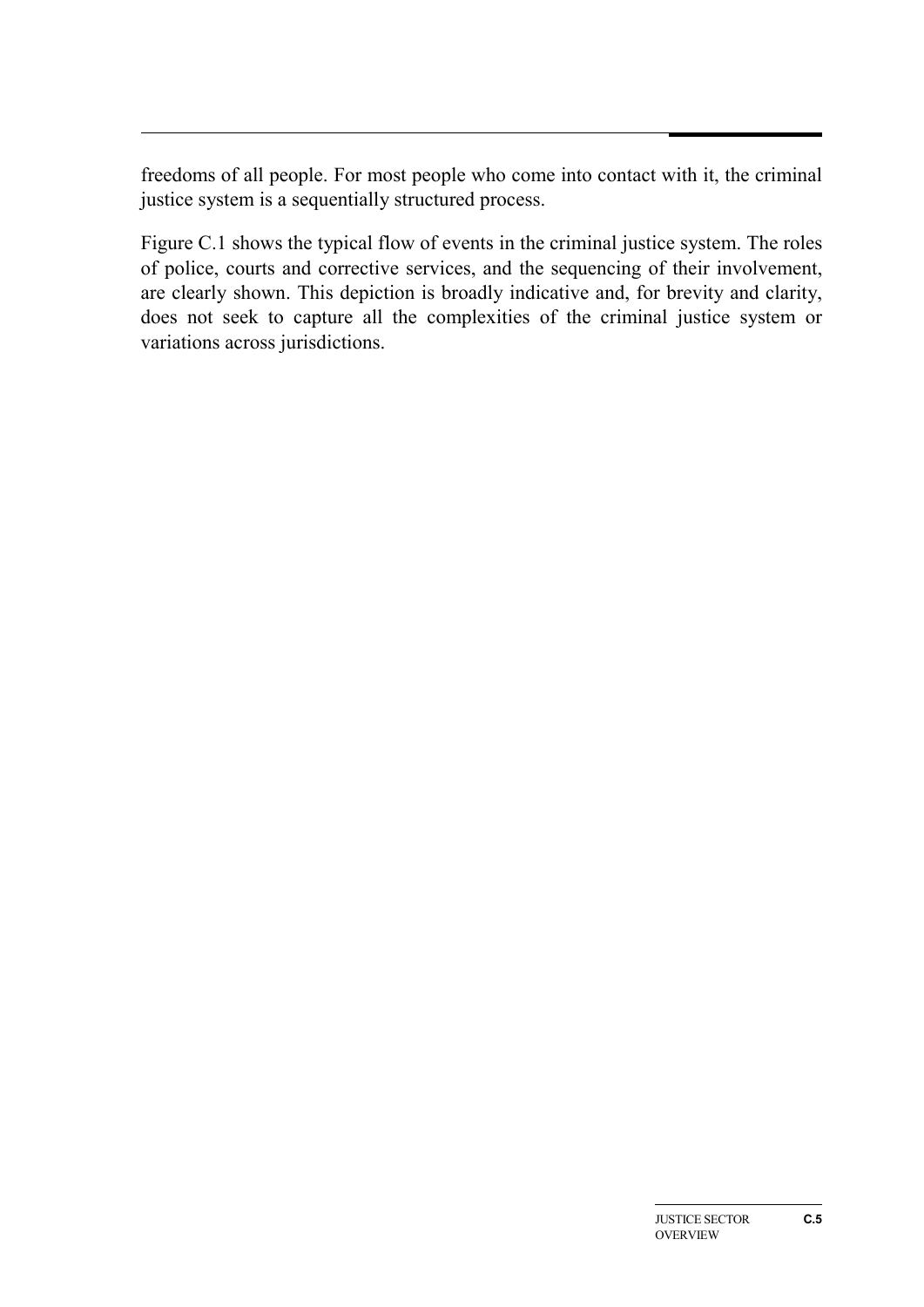freedoms of all people. For most people who come into contact with it, the criminal justice system is a sequentially structured process.

Figure C.1 shows the typical flow of events in the criminal justice system. The roles of police, courts and corrective services, and the sequencing of their involvement, are clearly shown. This depiction is broadly indicative and, for brevity and clarity, does not seek to capture all the complexities of the criminal justice system or variations across jurisdictions.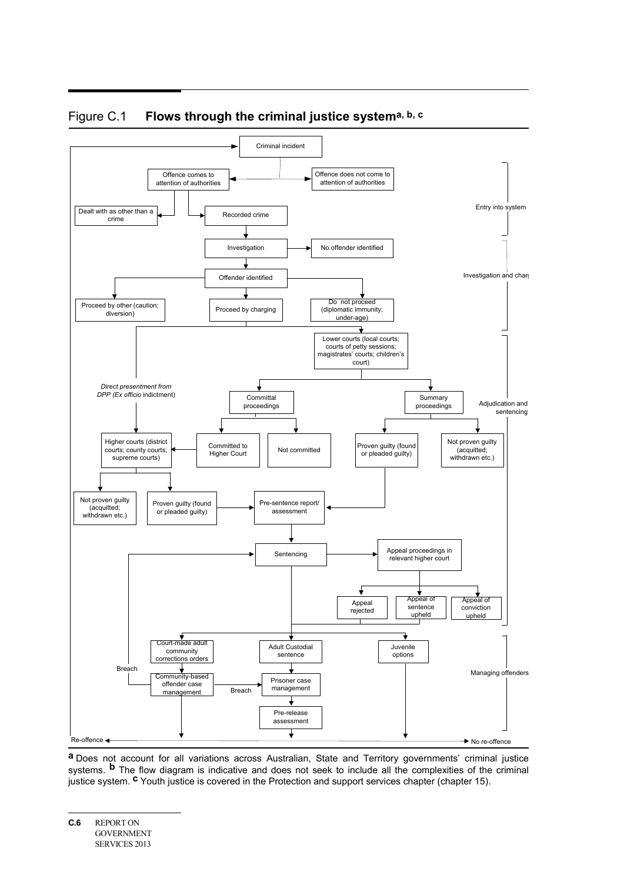## Figure C.1 **Flows through the criminal justice system**[a, b, c]

Criminal incident

Offence comes to attention of authorities

Offence does not come to attention of authorities

Dealt with as other than a crime

Recorded crime

Entry into system

Investigation

No offender identified

Offender identified

Investigation and charg

Proceed by other (caution; diversion)

Proceed by charging

Do not proceed (diplomatic immunity; under-age)

Lower courts (local courts; courts of petty sessions; magistrates' courts; children's court)

*Direct presentment from DPP (Ex officio* indictment)

Committal proceedings

Summary proceedings

Adjudication and sentencing

Higher courts (district courts; county courts; supreme courts)

Committed to Higher Court

Not committed

Proven guilty (found or pleaded guilty)

Not proven guilty (acquitted; withdrawn etc.)

Not proven guilty (acquitted; withdrawn etc.)

Proven guilty (found or pleaded guilty)

Pre-sentence report/ assessment

Sentencing

Appeal proceedings in relevant higher court

Appeal rejected

Appeal of sentence upheld

Appeal of conviction upheld

Court-made adult community corrections orders

Adult Custodial sentence

Juvenile options

Breach

Community-based offender case management

Breach

Prisoner case management

Managing offenders

Pre-release assessment

Re-offence

No re-offence

**a** Does not account for all variations across Australian, State and Territory governments' criminal justice systems. **b** The flow diagram is indicative and does not seek to include all the complexities of the criminal justice system. **c** Youth justice is covered in the Protection and support services chapter (chapter 15).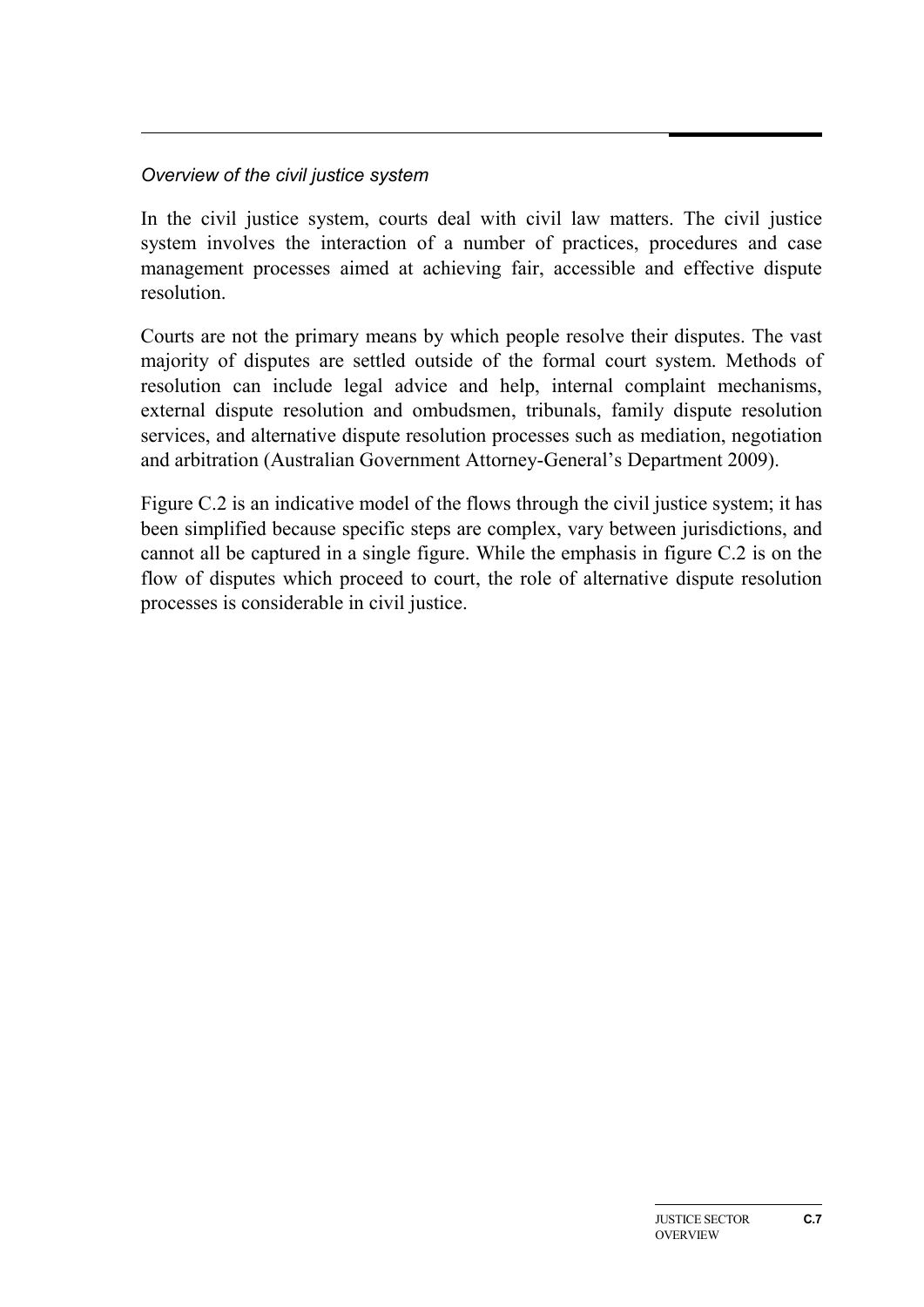*Overview of the civil justice system*

In the civil justice system, courts deal with civil law matters. The civil justice system involves the interaction of a number of practices, procedures and case management processes aimed at achieving fair, accessible and effective dispute resolution.

Courts are not the primary means by which people resolve their disputes. The vast majority of disputes are settled outside of the formal court system. Methods of resolution can include legal advice and help, internal complaint mechanisms, external dispute resolution and ombudsmen, tribunals, family dispute resolution services, and alternative dispute resolution processes such as mediation, negotiation and arbitration (Australian Government Attorney-General's Department 2009).

Figure C.2 is an indicative model of the flows through the civil justice system; it has been simplified because specific steps are complex, vary between jurisdictions, and cannot all be captured in a single figure. While the emphasis in figure C.2 is on the flow of disputes which proceed to court, the role of alternative dispute resolution processes is considerable in civil justice.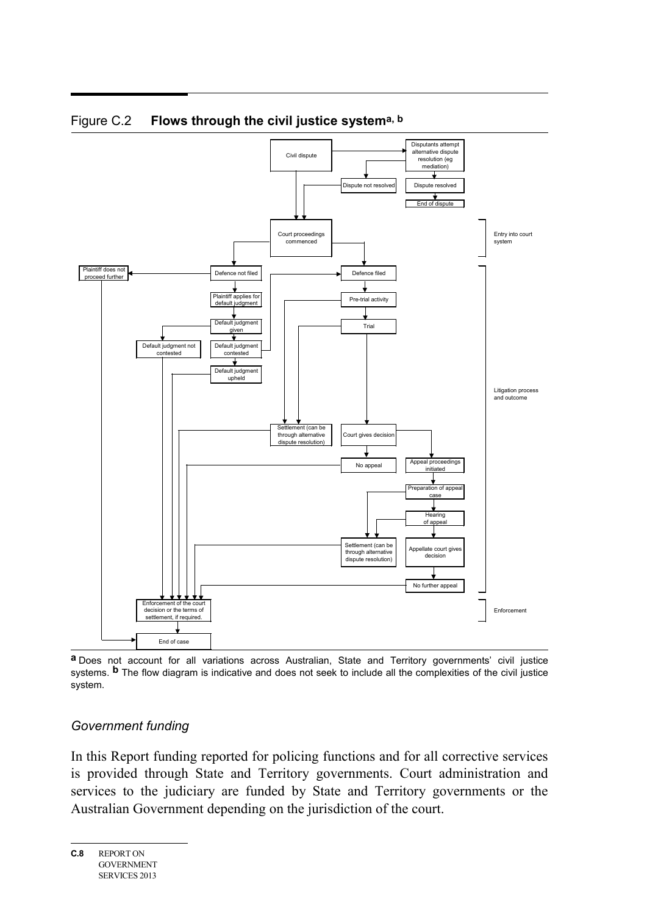Figure C.2 **Flows through the civil justice system**[a, b]

Civil dispute → Disputants attempt alternative dispute resolution (eg mediation) → Dispute resolved → End of dispute

Dispute not resolved → Court proceedings commenced

Entry into court system

Court proceedings commenced → Defence not filed / Defence filed

Defence not filed → Plaintiff does not proceed further → End of case

Defence not filed → Plaintiff applies for default judgment → Default judgment given → Default judgment not contested / Default judgment contested

Default judgment contested → Default judgment upheld / Defence filed

Defence filed → Pre-trial activity → Trial → Court gives decision

Pre-trial activity / Trial → Settlement (can be through alternative dispute resolution)

Court gives decision → No appeal / Appeal proceedings initiated

Appeal proceedings initiated → Preparation of appeal case → Hearing of appeal → Appellate court gives decision → No further appeal

Preparation of appeal case / Hearing of appeal → Settlement (can be through alternative dispute resolution)

Litigation process and outcome

Default judgment not contested / Default judgment upheld / Settlement / No appeal / Settlement / No further appeal → Enforcement of the court decision or the terms of settlement, if required. → End of case

Enforcement

**a** Does not account for all variations across Australian, State and Territory governments' civil justice systems. **b** The flow diagram is indicative and does not seek to include all the complexities of the civil justice system.

### *Government funding*

In this Report funding reported for policing functions and for all corrective services is provided through State and Territory governments. Court administration and services to the judiciary are funded by State and Territory governments or the Australian Government depending on the jurisdiction of the court.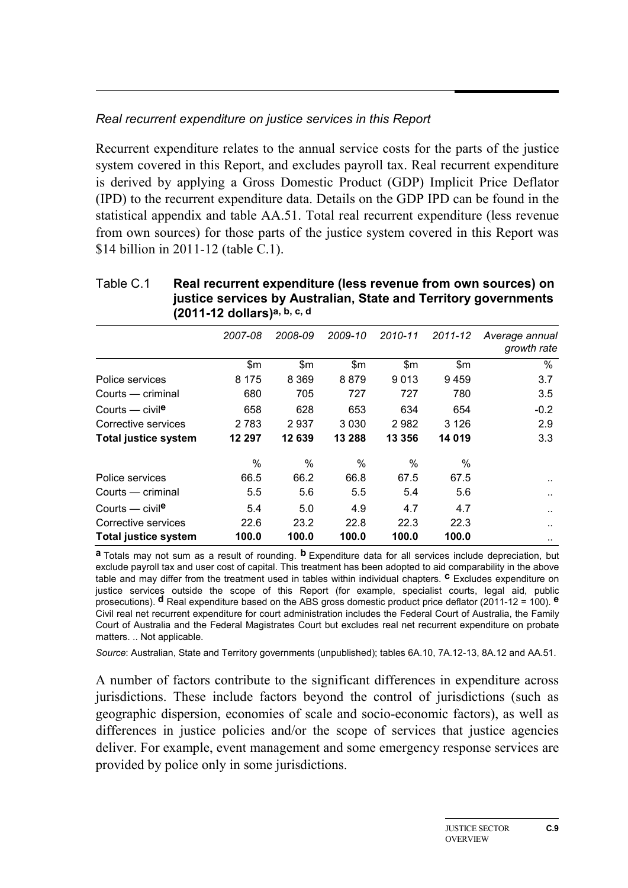*Real recurrent expenditure on justice services in this Report*

Recurrent expenditure relates to the annual service costs for the parts of the justice system covered in this Report, and excludes payroll tax. Real recurrent expenditure is derived by applying a Gross Domestic Product (GDP) Implicit Price Deflator (IPD) to the recurrent expenditure data. Details on the GDP IPD can be found in the statistical appendix and table AA.51. Total real recurrent expenditure (less revenue from own sources) for those parts of the justice system covered in this Report was \$14 billion in 2011-12 (table C.1).

Table C.1 **Real recurrent expenditure (less revenue from own sources) on justice services by Australian, State and Territory governments (2011-12 dollars)**[a, b, c, d]

| | *2007-08* | *2008-09* | *2009-10* | *2010-11* | *2011-12* | *Average annual growth rate* |
|---|---|---|---|---|---|---|
| | \$m | \$m | \$m | \$m | \$m | % |
| Police services | 8 175 | 8 369 | 8 879 | 9 013 | 9 459 | 3.7 |
| Courts — criminal | 680 | 705 | 727 | 727 | 780 | 3.5 |
| Courts — civil[e] | 658 | 628 | 653 | 634 | 654 | -0.2 |
| Corrective services | 2 783 | 2 937 | 3 030 | 2 982 | 3 126 | 2.9 |
| **Total justice system** | **12 297** | **12 639** | **13 288** | **13 356** | **14 019** | 3.3 |
| | % | % | % | % | % | |
| Police services | 66.5 | 66.2 | 66.8 | 67.5 | 67.5 | .. |
| Courts — criminal | 5.5 | 5.6 | 5.5 | 5.4 | 5.6 | .. |
| Courts — civil[e] | 5.4 | 5.0 | 4.9 | 4.7 | 4.7 | .. |
| Corrective services | 22.6 | 23.2 | 22.8 | 22.3 | 22.3 | .. |
| **Total justice system** | **100.0** | **100.0** | **100.0** | **100.0** | **100.0** | .. |

**a** Totals may not sum as a result of rounding. **b** Expenditure data for all services include depreciation, but exclude payroll tax and user cost of capital. This treatment has been adopted to aid comparability in the above table and may differ from the treatment used in tables within individual chapters. **c** Excludes expenditure on justice services outside the scope of this Report (for example, specialist courts, legal aid, public prosecutions). **d** Real expenditure based on the ABS gross domestic product price deflator (2011-12 = 100). **e** Civil real net recurrent expenditure for court administration includes the Federal Court of Australia, the Family Court of Australia and the Federal Magistrates Court but excludes real net recurrent expenditure on probate matters. .. Not applicable.

*Source*: Australian, State and Territory governments (unpublished); tables 6A.10, 7A.12-13, 8A.12 and AA.51.

A number of factors contribute to the significant differences in expenditure across jurisdictions. These include factors beyond the control of jurisdictions (such as geographic dispersion, economies of scale and socio-economic factors), as well as differences in justice policies and/or the scope of services that justice agencies deliver. For example, event management and some emergency response services are provided by police only in some jurisdictions.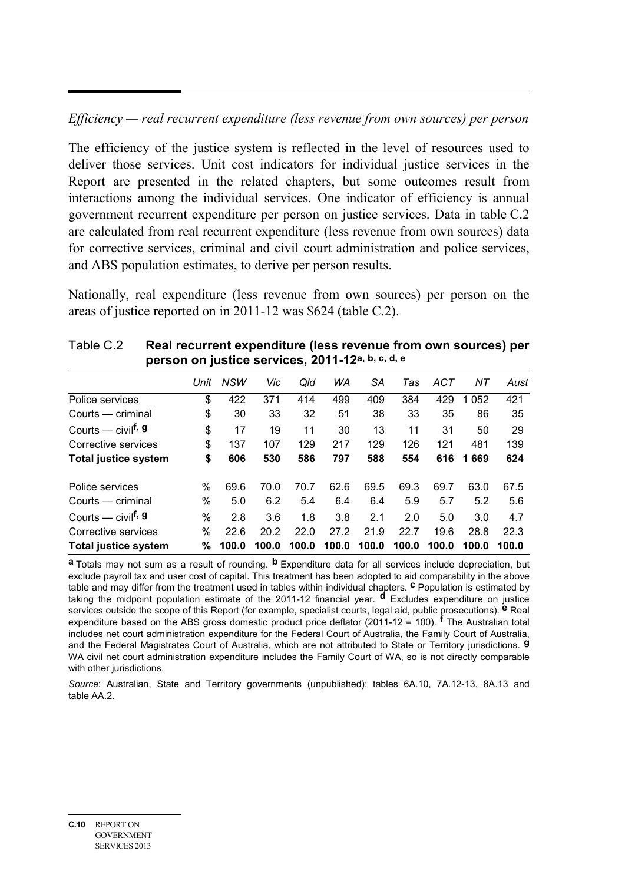*Efficiency — real recurrent expenditure (less revenue from own sources) per person*

The efficiency of the justice system is reflected in the level of resources used to deliver those services. Unit cost indicators for individual justice services in the Report are presented in the related chapters, but some outcomes result from interactions among the individual services. One indicator of efficiency is annual government recurrent expenditure per person on justice services. Data in table C.2 are calculated from real recurrent expenditure (less revenue from own sources) data for corrective services, criminal and civil court administration and police services, and ABS population estimates, to derive per person results.

Nationally, real expenditure (less revenue from own sources) per person on the areas of justice reported on in 2011-12 was $624 (table C.2).

Table C.2 **Real recurrent expenditure (less revenue from own sources) per person on justice services, 2011-12[a, b, c, d, e]**

| | *Unit* | *NSW* | *Vic* | *Qld* | *WA* | *SA* | *Tas* | *ACT* | *NT* | *Aust* |
|---|---|---|---|---|---|---|---|---|---|---|
| Police services | $ | 422 | 371 | 414 | 499 | 409 | 384 | 429 | 1 052 | 421 |
| Courts — criminal | $ | 30 | 33 | 32 | 51 | 38 | 33 | 35 | 86 | 35 |
| Courts — civil[f, g] | $ | 17 | 19 | 11 | 30 | 13 | 11 | 31 | 50 | 29 |
| Corrective services | $ | 137 | 107 | 129 | 217 | 129 | 126 | 121 | 481 | 139 |
| **Total justice system** | **$** | **606** | **530** | **586** | **797** | **588** | **554** | **616** | **1 669** | **624** |
| Police services | % | 69.6 | 70.0 | 70.7 | 62.6 | 69.5 | 69.3 | 69.7 | 63.0 | 67.5 |
| Courts — criminal | % | 5.0 | 6.2 | 5.4 | 6.4 | 6.4 | 5.9 | 5.7 | 5.2 | 5.6 |
| Courts — civil[f, g] | % | 2.8 | 3.6 | 1.8 | 3.8 | 2.1 | 2.0 | 5.0 | 3.0 | 4.7 |
| Corrective services | % | 22.6 | 20.2 | 22.0 | 27.2 | 21.9 | 22.7 | 19.6 | 28.8 | 22.3 |
| **Total justice system** | **%** | **100.0** | **100.0** | **100.0** | **100.0** | **100.0** | **100.0** | **100.0** | **100.0** | **100.0** |

**a** Totals may not sum as a result of rounding. **b** Expenditure data for all services include depreciation, but exclude payroll tax and user cost of capital. This treatment has been adopted to aid comparability in the above table and may differ from the treatment used in tables within individual chapters. **c** Population is estimated by taking the midpoint population estimate of the 2011-12 financial year. **d** Excludes expenditure on justice services outside the scope of this Report (for example, specialist courts, legal aid, public prosecutions). **e** Real expenditure based on the ABS gross domestic product price deflator (2011-12 = 100). **f** The Australian total includes net court administration expenditure for the Federal Court of Australia, the Family Court of Australia, and the Federal Magistrates Court of Australia, which are not attributed to State or Territory jurisdictions. **g** WA civil net court administration expenditure includes the Family Court of WA, so is not directly comparable with other jurisdictions.

*Source*: Australian, State and Territory governments (unpublished); tables 6A.10, 7A.12-13, 8A.13 and table AA.2.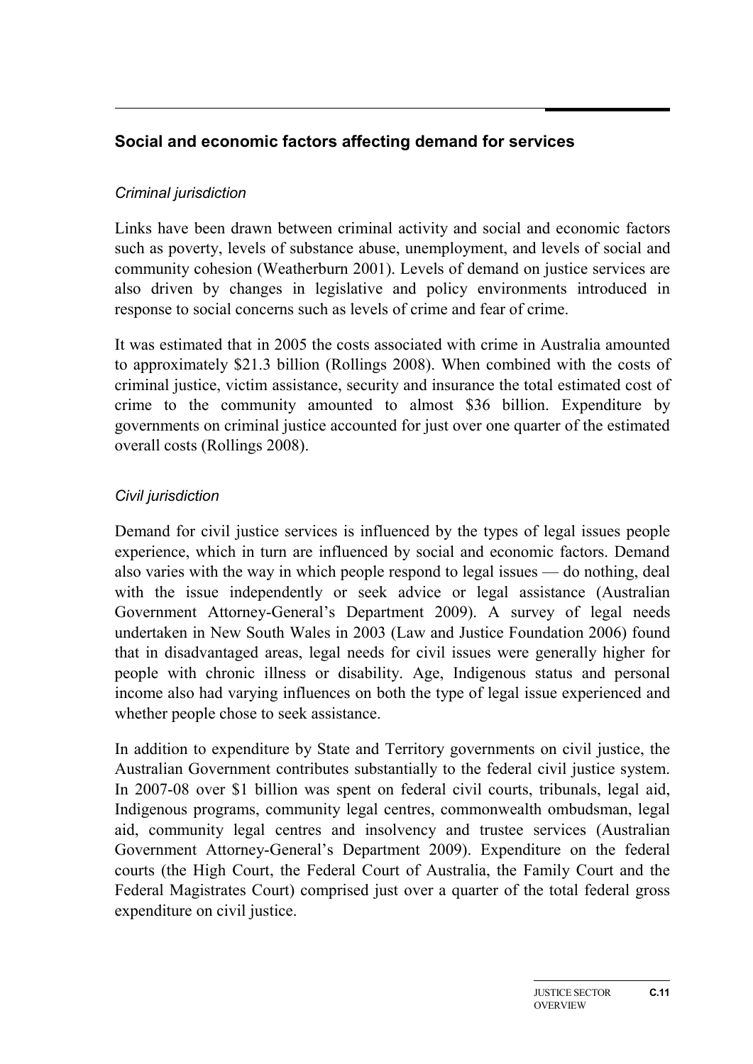## Social and economic factors affecting demand for services

### *Criminal jurisdiction*

Links have been drawn between criminal activity and social and economic factors such as poverty, levels of substance abuse, unemployment, and levels of social and community cohesion (Weatherburn 2001). Levels of demand on justice services are also driven by changes in legislative and policy environments introduced in response to social concerns such as levels of crime and fear of crime.

It was estimated that in 2005 the costs associated with crime in Australia amounted to approximately $21.3 billion (Rollings 2008). When combined with the costs of criminal justice, victim assistance, security and insurance the total estimated cost of crime to the community amounted to almost $36 billion. Expenditure by governments on criminal justice accounted for just over one quarter of the estimated overall costs (Rollings 2008).

### *Civil jurisdiction*

Demand for civil justice services is influenced by the types of legal issues people experience, which in turn are influenced by social and economic factors. Demand also varies with the way in which people respond to legal issues — do nothing, deal with the issue independently or seek advice or legal assistance (Australian Government Attorney-General's Department 2009). A survey of legal needs undertaken in New South Wales in 2003 (Law and Justice Foundation 2006) found that in disadvantaged areas, legal needs for civil issues were generally higher for people with chronic illness or disability. Age, Indigenous status and personal income also had varying influences on both the type of legal issue experienced and whether people chose to seek assistance.

In addition to expenditure by State and Territory governments on civil justice, the Australian Government contributes substantially to the federal civil justice system. In 2007-08 over $1 billion was spent on federal civil courts, tribunals, legal aid, Indigenous programs, community legal centres, commonwealth ombudsman, legal aid, community legal centres and insolvency and trustee services (Australian Government Attorney-General's Department 2009). Expenditure on the federal courts (the High Court, the Federal Court of Australia, the Family Court and the Federal Magistrates Court) comprised just over a quarter of the total federal gross expenditure on civil justice.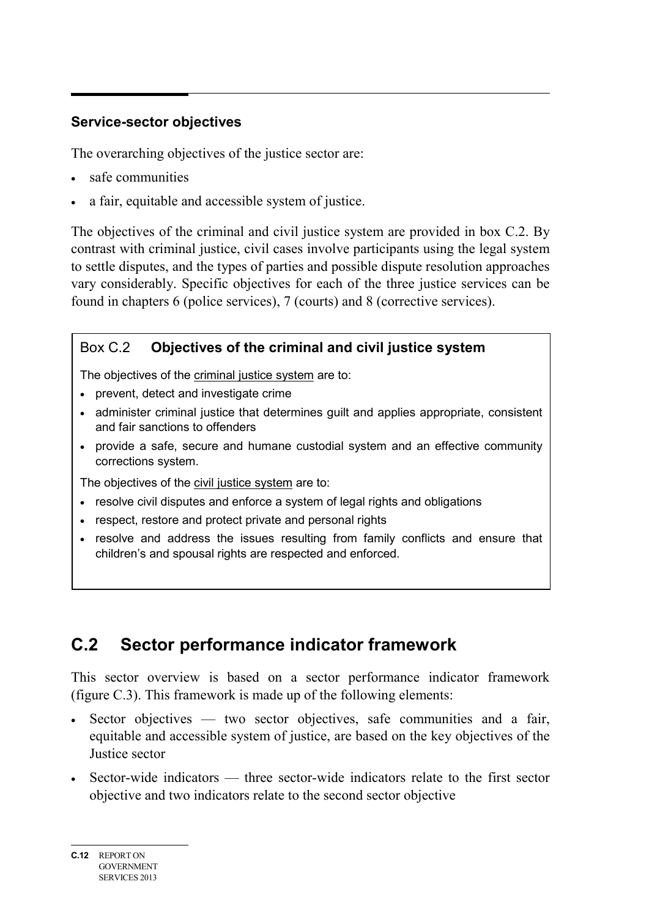### Service-sector objectives

The overarching objectives of the justice sector are:

- safe communities
- a fair, equitable and accessible system of justice.

The objectives of the criminal and civil justice system are provided in box C.2. By contrast with criminal justice, civil cases involve participants using the legal system to settle disputes, and the types of parties and possible dispute resolution approaches vary considerably. Specific objectives for each of the three justice services can be found in chapters 6 (police services), 7 (courts) and 8 (corrective services).

> Box C.2 **Objectives of the criminal and civil justice system**
>
> The objectives of the criminal justice system are to:
>
> - prevent, detect and investigate crime
> - administer criminal justice that determines guilt and applies appropriate, consistent and fair sanctions to offenders
> - provide a safe, secure and humane custodial system and an effective community corrections system.
>
> The objectives of the civil justice system are to:
>
> - resolve civil disputes and enforce a system of legal rights and obligations
> - respect, restore and protect private and personal rights
> - resolve and address the issues resulting from family conflicts and ensure that children's and spousal rights are respected and enforced.

## C.2 Sector performance indicator framework

This sector overview is based on a sector performance indicator framework (figure C.3). This framework is made up of the following elements:

- Sector objectives — two sector objectives, safe communities and a fair, equitable and accessible system of justice, are based on the key objectives of the Justice sector
- Sector-wide indicators — three sector-wide indicators relate to the first sector objective and two indicators relate to the second sector objective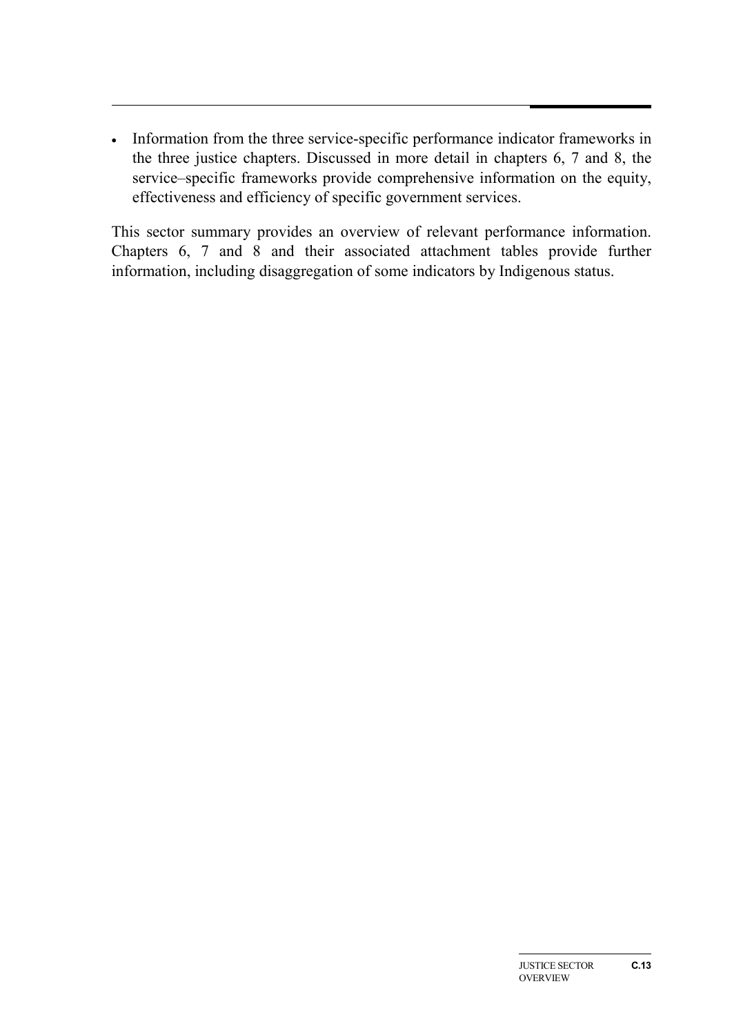- Information from the three service-specific performance indicator frameworks in the three justice chapters. Discussed in more detail in chapters 6, 7 and 8, the service–specific frameworks provide comprehensive information on the equity, effectiveness and efficiency of specific government services.

This sector summary provides an overview of relevant performance information. Chapters 6, 7 and 8 and their associated attachment tables provide further information, including disaggregation of some indicators by Indigenous status.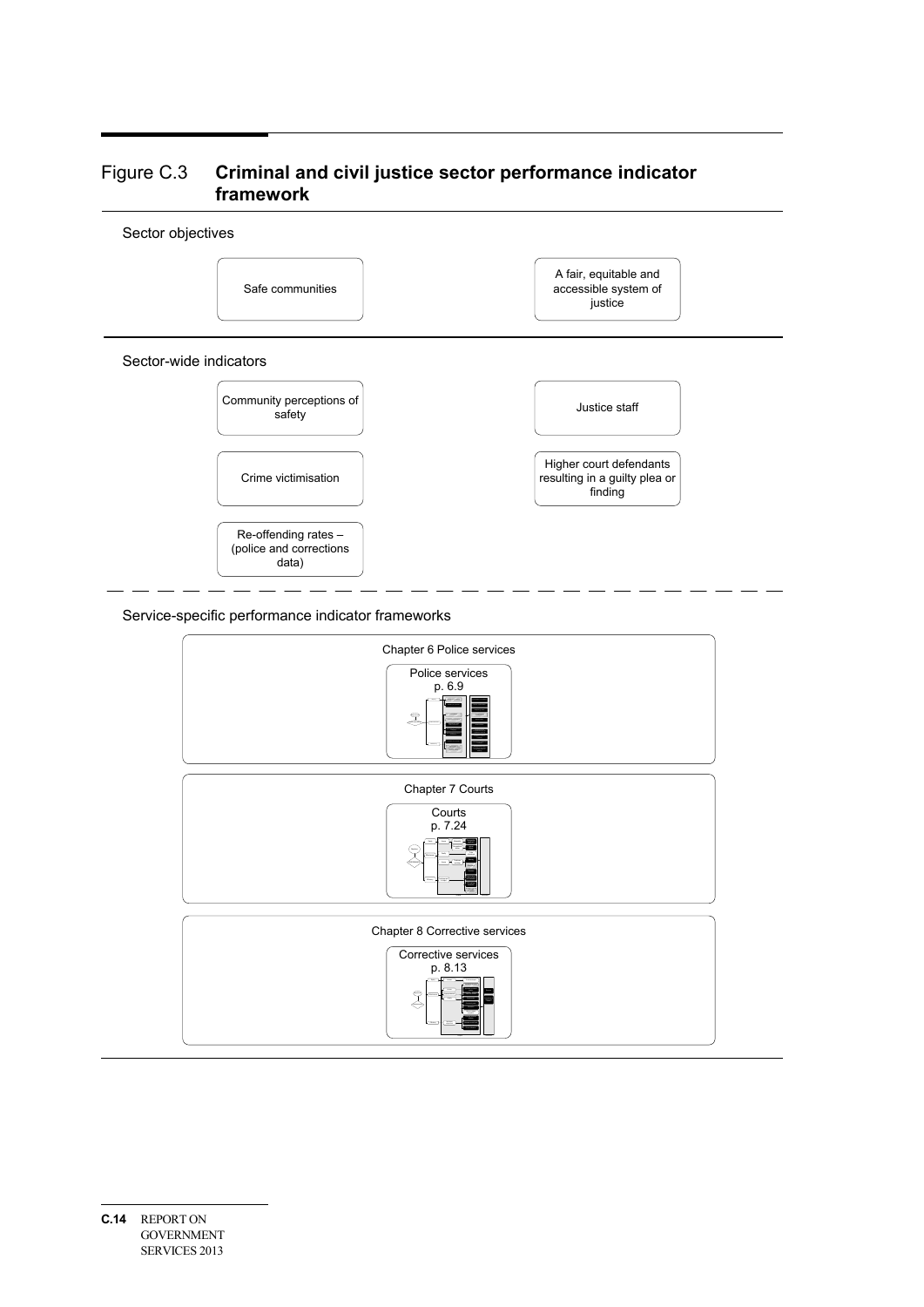Figure C.3 **Criminal and civil justice sector performance indicator framework**

Sector objectives

- Safe communities
- A fair, equitable and accessible system of justice

Sector-wide indicators

- Community perceptions of safety
- Crime victimisation
- Re-offending rates – (police and corrections data)
- Justice staff
- Higher court defendants resulting in a guilty plea or finding

Service-specific performance indicator frameworks

Chapter 6 Police services

Police services p. 6.9

Chapter 7 Courts

Courts p. 7.24

Chapter 8 Corrective services

Corrective services p. 8.13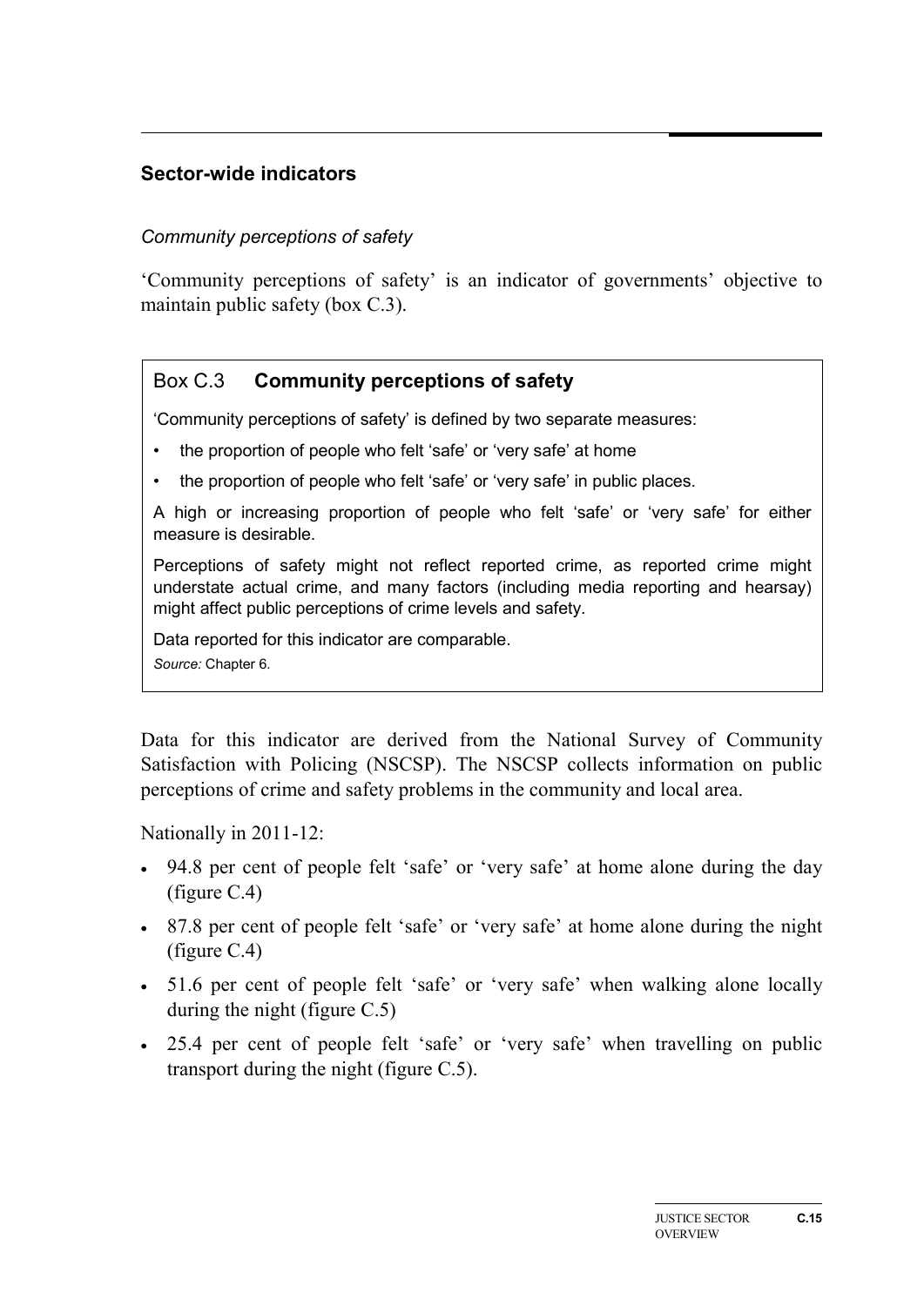## Sector-wide indicators

*Community perceptions of safety*

'Community perceptions of safety' is an indicator of governments' objective to maintain public safety (box C.3).

> Box C.3 **Community perceptions of safety**
>
> 'Community perceptions of safety' is defined by two separate measures:
>
> - the proportion of people who felt 'safe' or 'very safe' at home
> - the proportion of people who felt 'safe' or 'very safe' in public places.
>
> A high or increasing proportion of people who felt 'safe' or 'very safe' for either measure is desirable.
>
> Perceptions of safety might not reflect reported crime, as reported crime might understate actual crime, and many factors (including media reporting and hearsay) might affect public perceptions of crime levels and safety.
>
> Data reported for this indicator are comparable.
>
> *Source:* Chapter 6.

Data for this indicator are derived from the National Survey of Community Satisfaction with Policing (NSCSP). The NSCSP collects information on public perceptions of crime and safety problems in the community and local area.

Nationally in 2011-12:

- 94.8 per cent of people felt 'safe' or 'very safe' at home alone during the day (figure C.4)
- 87.8 per cent of people felt 'safe' or 'very safe' at home alone during the night (figure C.4)
- 51.6 per cent of people felt 'safe' or 'very safe' when walking alone locally during the night (figure C.5)
- 25.4 per cent of people felt 'safe' or 'very safe' when travelling on public transport during the night (figure C.5).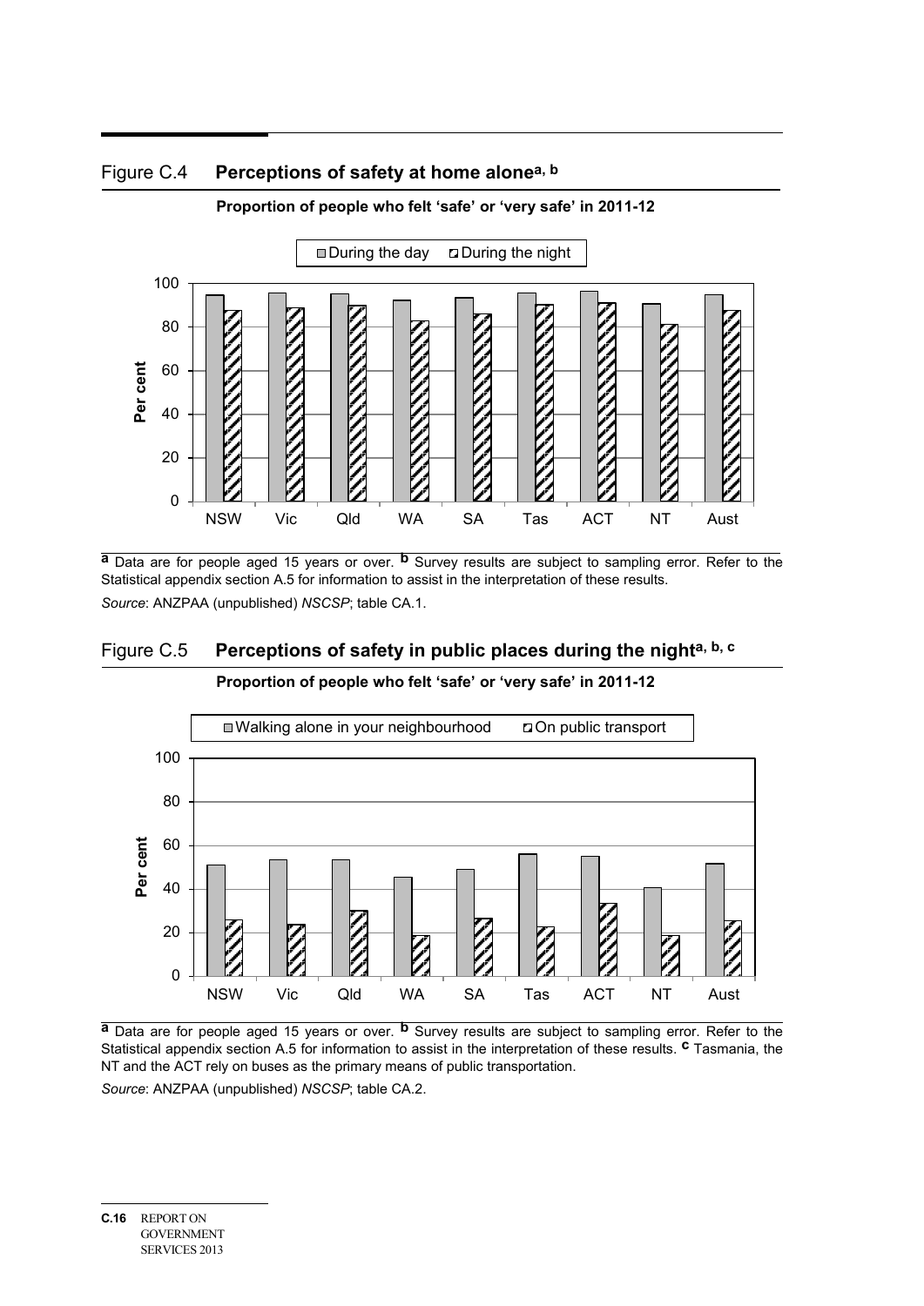## Figure C.4 **Perceptions of safety at home alone**[a, b]

**Proportion of people who felt 'safe' or 'very safe' in 2011-12**

[a] Data are for people aged 15 years or over. [b] Survey results are subject to sampling error. Refer to the Statistical appendix section A.5 for information to assist in the interpretation of these results.

*Source*: ANZPAA (unpublished) *NSCSP*; table CA.1.

## Figure C.5 **Perceptions of safety in public places during the night**[a, b, c]

**Proportion of people who felt 'safe' or 'very safe' in 2011-12**

[a] Data are for people aged 15 years or over. [b] Survey results are subject to sampling error. Refer to the Statistical appendix section A.5 for information to assist in the interpretation of these results. [c] Tasmania, the NT and the ACT rely on buses as the primary means of public transportation.

*Source*: ANZPAA (unpublished) *NSCSP*; table CA.2.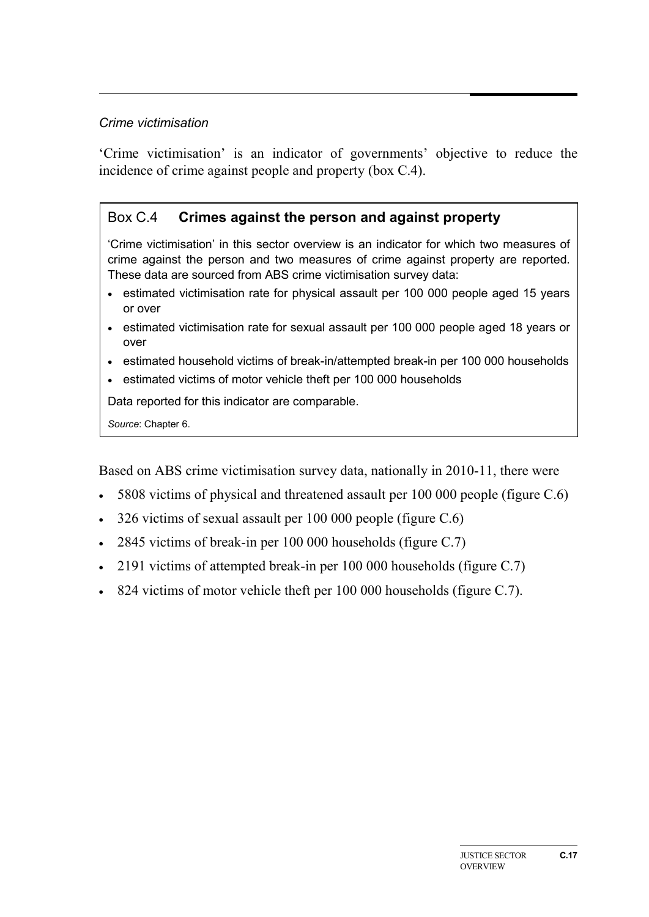*Crime victimisation*

'Crime victimisation' is an indicator of governments' objective to reduce the incidence of crime against people and property (box C.4).

### Box C.4 **Crimes against the person and against property**

'Crime victimisation' in this sector overview is an indicator for which two measures of crime against the person and two measures of crime against property are reported. These data are sourced from ABS crime victimisation survey data:

- estimated victimisation rate for physical assault per 100 000 people aged 15 years or over
- estimated victimisation rate for sexual assault per 100 000 people aged 18 years or over
- estimated household victims of break-in/attempted break-in per 100 000 households
- estimated victims of motor vehicle theft per 100 000 households

Data reported for this indicator are comparable.

*Source*: Chapter 6.

Based on ABS crime victimisation survey data, nationally in 2010-11, there were

- 5808 victims of physical and threatened assault per 100 000 people (figure C.6)
- 326 victims of sexual assault per 100 000 people (figure C.6)
- 2845 victims of break-in per 100 000 households (figure C.7)
- 2191 victims of attempted break-in per 100 000 households (figure C.7)
- 824 victims of motor vehicle theft per 100 000 households (figure C.7).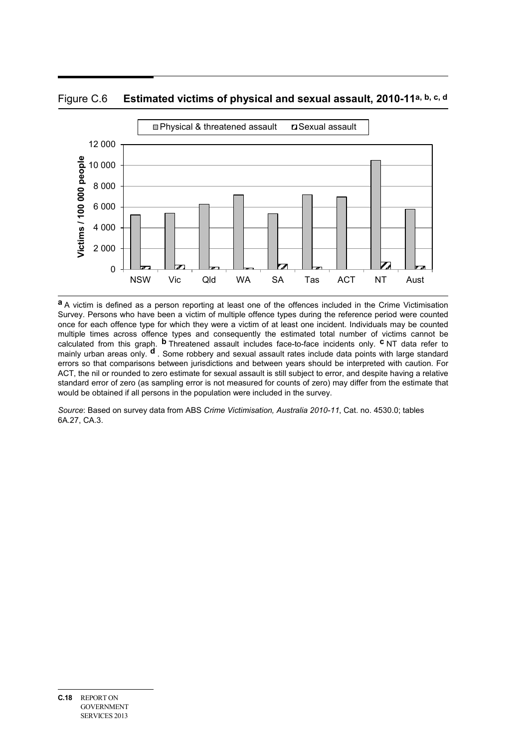Figure C.6 **Estimated victims of physical and sexual assault, 2010-11[a, b, c, d]**

[a] A victim is defined as a person reporting at least one of the offences included in the Crime Victimisation Survey. Persons who have been a victim of multiple offence types during the reference period were counted once for each offence type for which they were a victim of at least one incident. Individuals may be counted multiple times across offence types and consequently the estimated total number of victims cannot be calculated from this graph. [b] Threatened assault includes face-to-face incidents only. [c] NT data refer to mainly urban areas only. [d] . Some robbery and sexual assault rates include data points with large standard errors so that comparisons between jurisdictions and between years should be interpreted with caution. For ACT, the nil or rounded to zero estimate for sexual assault is still subject to error, and despite having a relative standard error of zero (as sampling error is not measured for counts of zero) may differ from the estimate that would be obtained if all persons in the population were included in the survey.

*Source*: Based on survey data from ABS *Crime Victimisation, Australia 2010-11*, Cat. no. 4530.0; tables 6A.27, CA.3.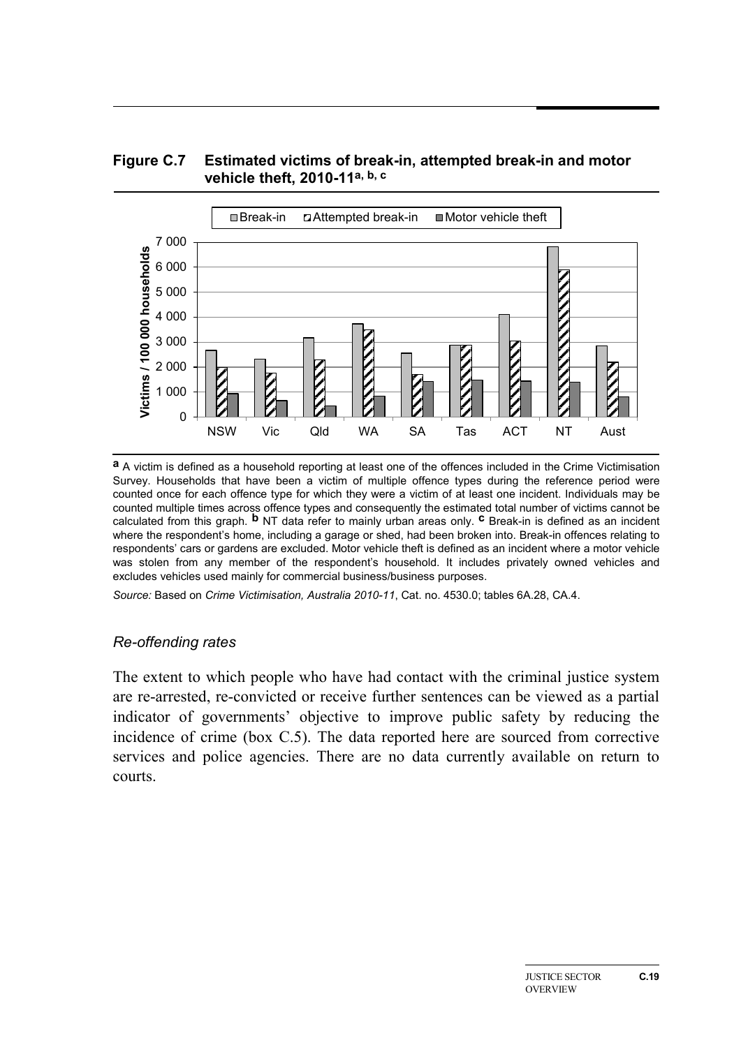**Figure C.7 Estimated victims of break-in, attempted break-in and motor vehicle theft, 2010-11[a, b, c]**

**a** A victim is defined as a household reporting at least one of the offences included in the Crime Victimisation Survey. Households that have been a victim of multiple offence types during the reference period were counted once for each offence type for which they were a victim of at least one incident. Individuals may be counted multiple times across offence types and consequently the estimated total number of victims cannot be calculated from this graph. **b** NT data refer to mainly urban areas only. **c** Break-in is defined as an incident where the respondent's home, including a garage or shed, had been broken into. Break-in offences relating to respondents' cars or gardens are excluded. Motor vehicle theft is defined as an incident where a motor vehicle was stolen from any member of the respondent's household. It includes privately owned vehicles and excludes vehicles used mainly for commercial business/business purposes.

*Source:* Based on *Crime Victimisation, Australia 2010-11*, Cat. no. 4530.0; tables 6A.28, CA.4.

### *Re-offending rates*

The extent to which people who have had contact with the criminal justice system are re-arrested, re-convicted or receive further sentences can be viewed as a partial indicator of governments' objective to improve public safety by reducing the incidence of crime (box C.5). The data reported here are sourced from corrective services and police agencies. There are no data currently available on return to courts.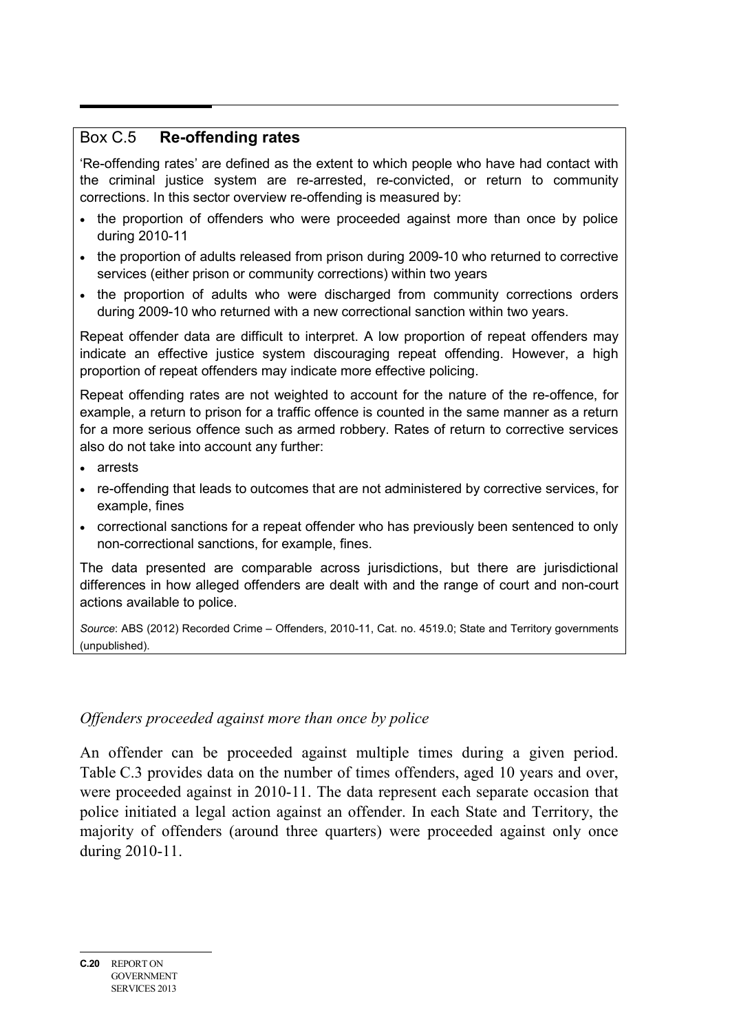### Box C.5 **Re-offending rates**

'Re-offending rates' are defined as the extent to which people who have had contact with the criminal justice system are re-arrested, re-convicted, or return to community corrections. In this sector overview re-offending is measured by:

- the proportion of offenders who were proceeded against more than once by police during 2010-11
- the proportion of adults released from prison during 2009-10 who returned to corrective services (either prison or community corrections) within two years
- the proportion of adults who were discharged from community corrections orders during 2009-10 who returned with a new correctional sanction within two years.

Repeat offender data are difficult to interpret. A low proportion of repeat offenders may indicate an effective justice system discouraging repeat offending. However, a high proportion of repeat offenders may indicate more effective policing.

Repeat offending rates are not weighted to account for the nature of the re-offence, for example, a return to prison for a traffic offence is counted in the same manner as a return for a more serious offence such as armed robbery. Rates of return to corrective services also do not take into account any further:

- arrests
- re-offending that leads to outcomes that are not administered by corrective services, for example, fines
- correctional sanctions for a repeat offender who has previously been sentenced to only non-correctional sanctions, for example, fines.

The data presented are comparable across jurisdictions, but there are jurisdictional differences in how alleged offenders are dealt with and the range of court and non-court actions available to police.

*Source*: ABS (2012) Recorded Crime – Offenders, 2010-11, Cat. no. 4519.0; State and Territory governments (unpublished).

*Offenders proceeded against more than once by police*

An offender can be proceeded against multiple times during a given period. Table C.3 provides data on the number of times offenders, aged 10 years and over, were proceeded against in 2010-11. The data represent each separate occasion that police initiated a legal action against an offender. In each State and Territory, the majority of offenders (around three quarters) were proceeded against only once during 2010-11.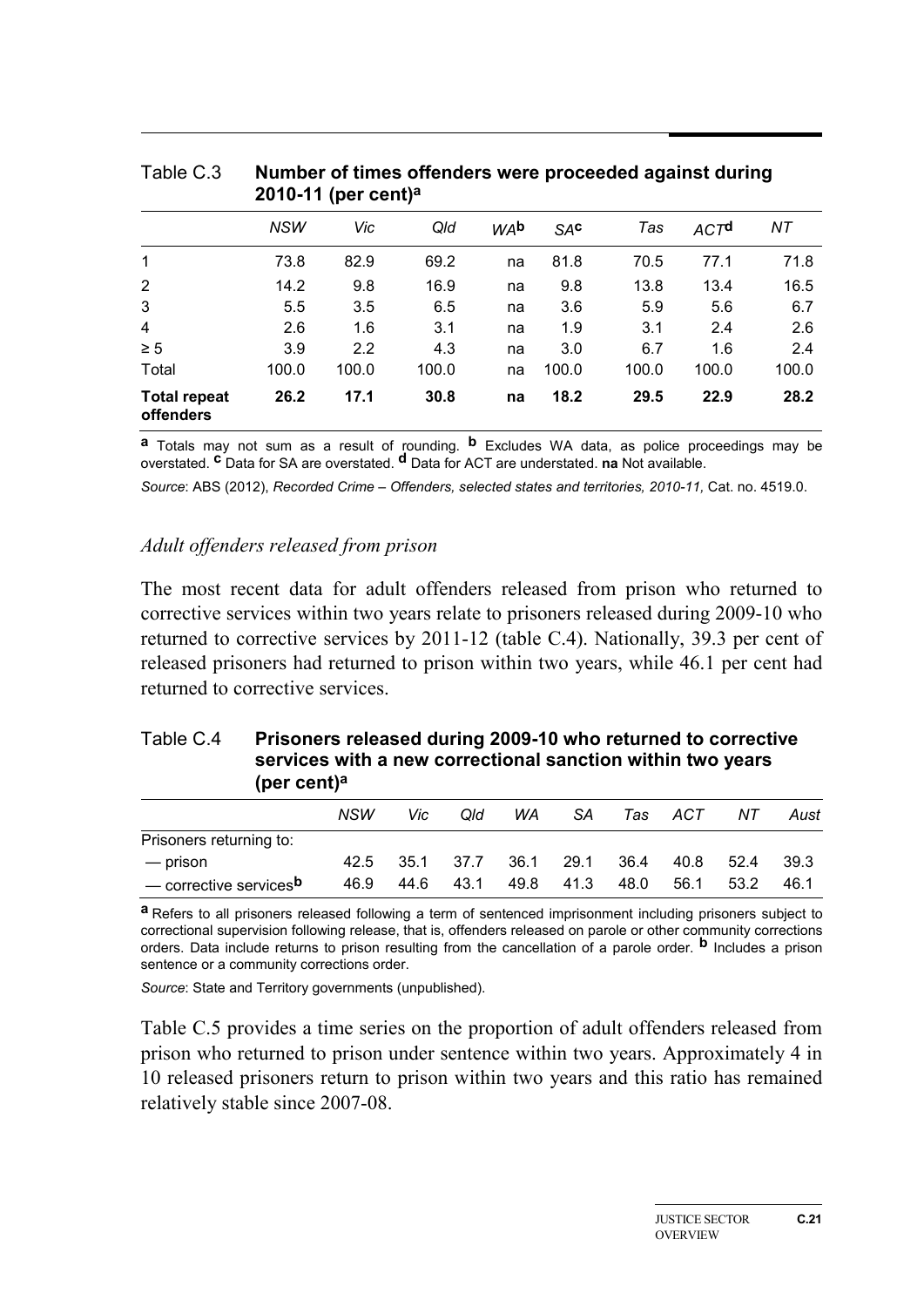Table C.3 **Number of times offenders were proceeded against during 2010-11 (per cent)[a]**

| | *NSW* | *Vic* | *Qld* | *WA*[b] | *SA*[c] | *Tas* | *ACT*[d] | *NT* |
|---|---|---|---|---|---|---|---|---|
| 1 | 73.8 | 82.9 | 69.2 | na | 81.8 | 70.5 | 77.1 | 71.8 |
| 2 | 14.2 | 9.8 | 16.9 | na | 9.8 | 13.8 | 13.4 | 16.5 |
| 3 | 5.5 | 3.5 | 6.5 | na | 3.6 | 5.9 | 5.6 | 6.7 |
| 4 | 2.6 | 1.6 | 3.1 | na | 1.9 | 3.1 | 2.4 | 2.6 |
| ≥ 5 | 3.9 | 2.2 | 4.3 | na | 3.0 | 6.7 | 1.6 | 2.4 |
| Total | 100.0 | 100.0 | 100.0 | na | 100.0 | 100.0 | 100.0 | 100.0 |
| **Total repeat offenders** | **26.2** | **17.1** | **30.8** | **na** | **18.2** | **29.5** | **22.9** | **28.2** |

**a** Totals may not sum as a result of rounding. **b** Excludes WA data, as police proceedings may be overstated. **c** Data for SA are overstated. **d** Data for ACT are understated. **na** Not available.

*Source*: ABS (2012), *Recorded Crime – Offenders, selected states and territories, 2010-11,* Cat. no. 4519.0.

*Adult offenders released from prison*

The most recent data for adult offenders released from prison who returned to corrective services within two years relate to prisoners released during 2009-10 who returned to corrective services by 2011-12 (table C.4). Nationally, 39.3 per cent of released prisoners had returned to prison within two years, while 46.1 per cent had returned to corrective services.

Table C.4 **Prisoners released during 2009-10 who returned to corrective services with a new correctional sanction within two years (per cent)[a]**

| | *NSW* | *Vic* | *Qld* | *WA* | *SA* | *Tas* | *ACT* | *NT* | *Aust* |
|---|---|---|---|---|---|---|---|---|---|
| Prisoners returning to: | | | | | | | | | |
| — prison | 42.5 | 35.1 | 37.7 | 36.1 | 29.1 | 36.4 | 40.8 | 52.4 | 39.3 |
| — corrective services[b] | 46.9 | 44.6 | 43.1 | 49.8 | 41.3 | 48.0 | 56.1 | 53.2 | 46.1 |

**a** Refers to all prisoners released following a term of sentenced imprisonment including prisoners subject to correctional supervision following release, that is, offenders released on parole or other community corrections orders. Data include returns to prison resulting from the cancellation of a parole order. **b** Includes a prison sentence or a community corrections order.

*Source*: State and Territory governments (unpublished).

Table C.5 provides a time series on the proportion of adult offenders released from prison who returned to prison under sentence within two years. Approximately 4 in 10 released prisoners return to prison within two years and this ratio has remained relatively stable since 2007-08.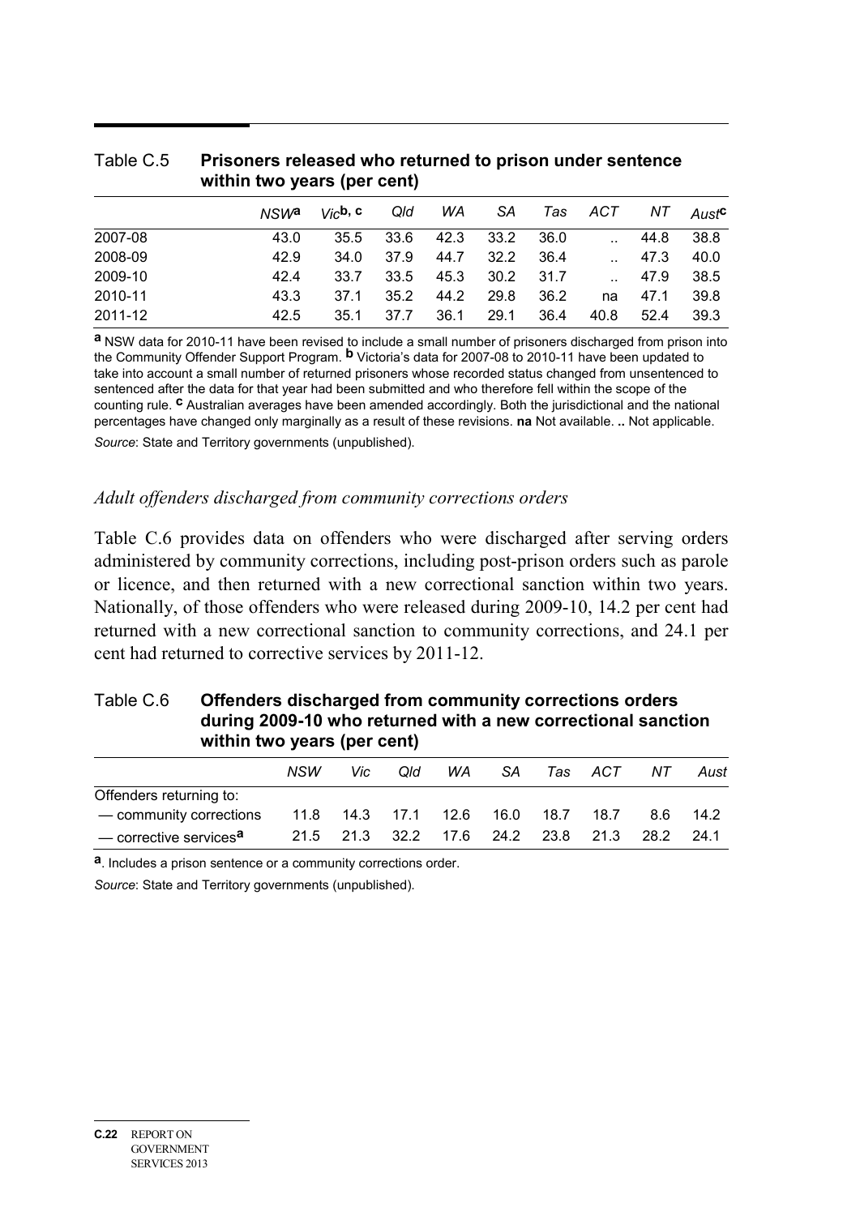Table C.5 **Prisoners released who returned to prison under sentence within two years (per cent)**

| | *NSW*[a] | *Vic*[b, c] | *Qld* | *WA* | *SA* | *Tas* | *ACT* | *NT* | *Aust*[c] |
|---|---|---|---|---|---|---|---|---|---|
| 2007-08 | 43.0 | 35.5 | 33.6 | 42.3 | 33.2 | 36.0 | .. | 44.8 | 38.8 |
| 2008-09 | 42.9 | 34.0 | 37.9 | 44.7 | 32.2 | 36.4 | .. | 47.3 | 40.0 |
| 2009-10 | 42.4 | 33.7 | 33.5 | 45.3 | 30.2 | 31.7 | .. | 47.9 | 38.5 |
| 2010-11 | 43.3 | 37.1 | 35.2 | 44.2 | 29.8 | 36.2 | na | 47.1 | 39.8 |
| 2011-12 | 42.5 | 35.1 | 37.7 | 36.1 | 29.1 | 36.4 | 40.8 | 52.4 | 39.3 |

**a** NSW data for 2010-11 have been revised to include a small number of prisoners discharged from prison into the Community Offender Support Program. **b** Victoria's data for 2007-08 to 2010-11 have been updated to take into account a small number of returned prisoners whose recorded status changed from unsentenced to sentenced after the data for that year had been submitted and who therefore fell within the scope of the counting rule. **c** Australian averages have been amended accordingly. Both the jurisdictional and the national percentages have changed only marginally as a result of these revisions. **na** Not available. **..** Not applicable.

*Source*: State and Territory governments (unpublished).

### *Adult offenders discharged from community corrections orders*

Table C.6 provides data on offenders who were discharged after serving orders administered by community corrections, including post-prison orders such as parole or licence, and then returned with a new correctional sanction within two years. Nationally, of those offenders who were released during 2009-10, 14.2 per cent had returned with a new correctional sanction to community corrections, and 24.1 per cent had returned to corrective services by 2011-12.

Table C.6 **Offenders discharged from community corrections orders during 2009-10 who returned with a new correctional sanction within two years (per cent)**

| | *NSW* | *Vic* | *Qld* | *WA* | *SA* | *Tas* | *ACT* | *NT* | *Aust* |
|---|---|---|---|---|---|---|---|---|---|
| Offenders returning to: | | | | | | | | | |
| — community corrections | 11.8 | 14.3 | 17.1 | 12.6 | 16.0 | 18.7 | 18.7 | 8.6 | 14.2 |
| — corrective services[a] | 21.5 | 21.3 | 32.2 | 17.6 | 24.2 | 23.8 | 21.3 | 28.2 | 24.1 |

**a**. Includes a prison sentence or a community corrections order.

*Source*: State and Territory governments (unpublished).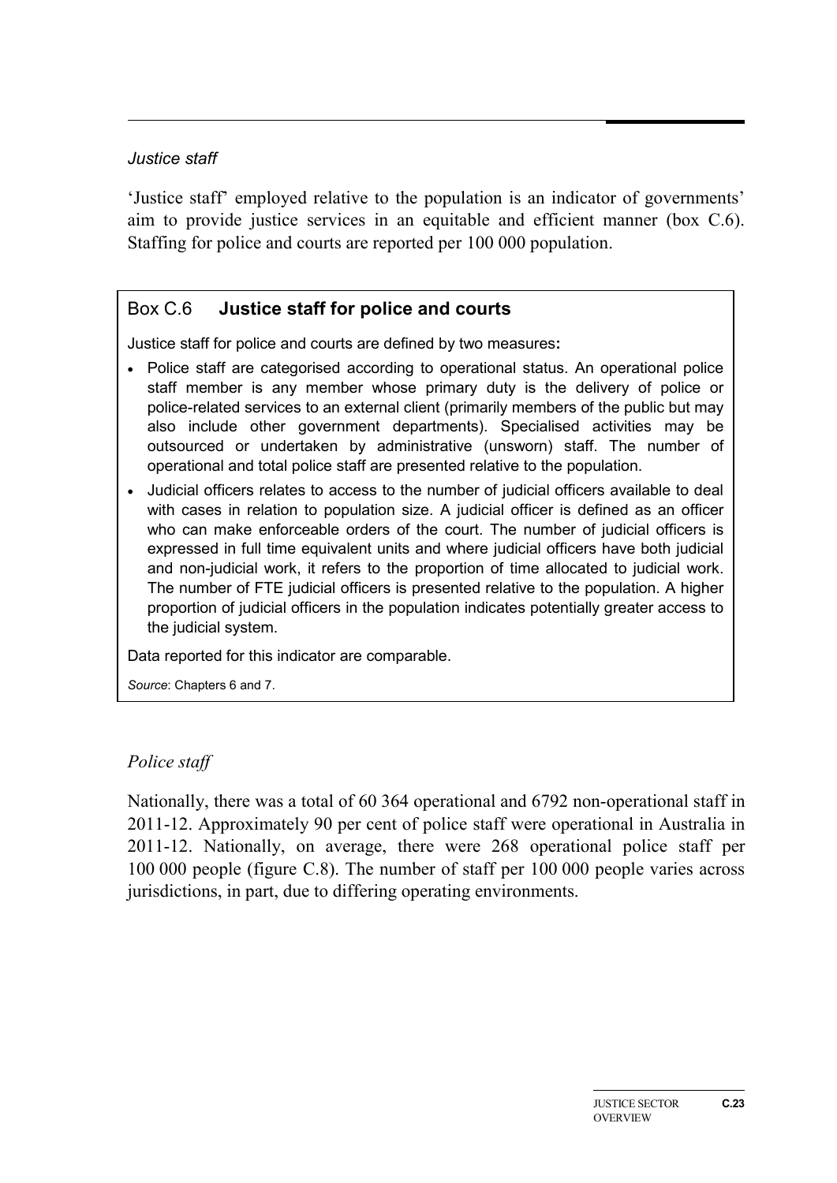*Justice staff*

'Justice staff' employed relative to the population is an indicator of governments' aim to provide justice services in an equitable and efficient manner (box C.6). Staffing for police and courts are reported per 100 000 population.

### Box C.6 **Justice staff for police and courts**

Justice staff for police and courts are defined by two measures**:**

- Police staff are categorised according to operational status. An operational police staff member is any member whose primary duty is the delivery of police or police-related services to an external client (primarily members of the public but may also include other government departments). Specialised activities may be outsourced or undertaken by administrative (unsworn) staff. The number of operational and total police staff are presented relative to the population.
- Judicial officers relates to access to the number of judicial officers available to deal with cases in relation to population size. A judicial officer is defined as an officer who can make enforceable orders of the court. The number of judicial officers is expressed in full time equivalent units and where judicial officers have both judicial and non-judicial work, it refers to the proportion of time allocated to judicial work. The number of FTE judicial officers is presented relative to the population. A higher proportion of judicial officers in the population indicates potentially greater access to the judicial system.

Data reported for this indicator are comparable.

*Source*: Chapters 6 and 7.

*Police staff*

Nationally, there was a total of 60 364 operational and 6792 non-operational staff in 2011-12. Approximately 90 per cent of police staff were operational in Australia in 2011-12. Nationally, on average, there were 268 operational police staff per 100 000 people (figure C.8). The number of staff per 100 000 people varies across jurisdictions, in part, due to differing operating environments.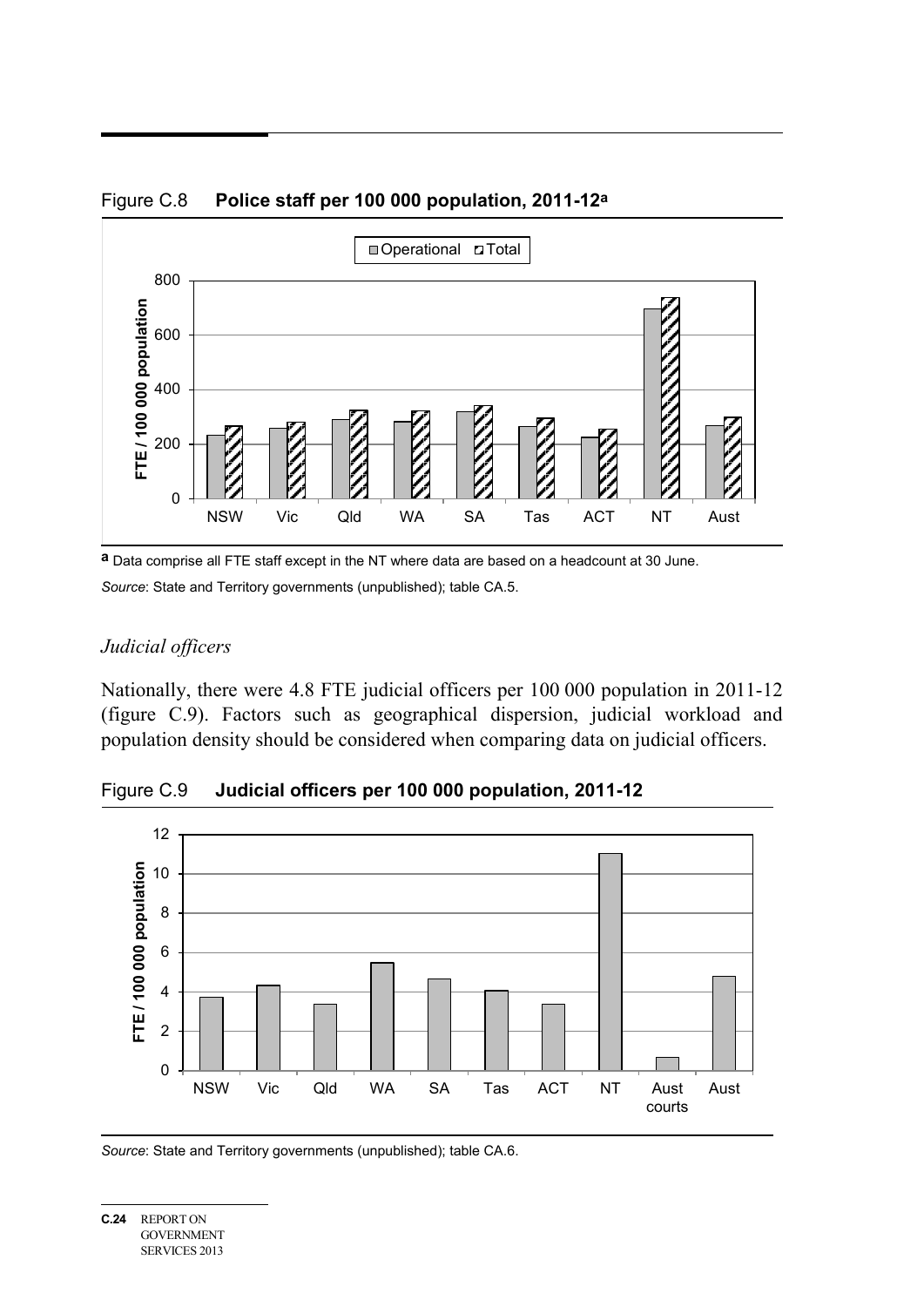Figure C.8 **Police staff per 100 000 population, 2011-12**[a]

[a] Data comprise all FTE staff except in the NT where data are based on a headcount at 30 June.

*Source*: State and Territory governments (unpublished); table CA.5.

### *Judicial officers*

Nationally, there were 4.8 FTE judicial officers per 100 000 population in 2011-12 (figure C.9). Factors such as geographical dispersion, judicial workload and population density should be considered when comparing data on judicial officers.

Figure C.9 **Judicial officers per 100 000 population, 2011-12**

*Source*: State and Territory governments (unpublished); table CA.6.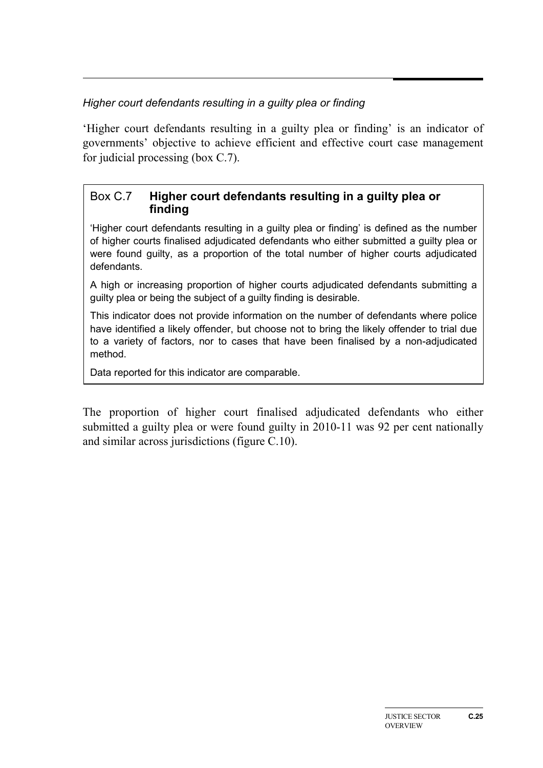*Higher court defendants resulting in a guilty plea or finding*

'Higher court defendants resulting in a guilty plea or finding' is an indicator of governments' objective to achieve efficient and effective court case management for judicial processing (box C.7).

### Box C.7 Higher court defendants resulting in a guilty plea or finding

'Higher court defendants resulting in a guilty plea or finding' is defined as the number of higher courts finalised adjudicated defendants who either submitted a guilty plea or were found guilty, as a proportion of the total number of higher courts adjudicated defendants.

A high or increasing proportion of higher courts adjudicated defendants submitting a guilty plea or being the subject of a guilty finding is desirable.

This indicator does not provide information on the number of defendants where police have identified a likely offender, but choose not to bring the likely offender to trial due to a variety of factors, nor to cases that have been finalised by a non-adjudicated method.

Data reported for this indicator are comparable.

The proportion of higher court finalised adjudicated defendants who either submitted a guilty plea or were found guilty in 2010-11 was 92 per cent nationally and similar across jurisdictions (figure C.10).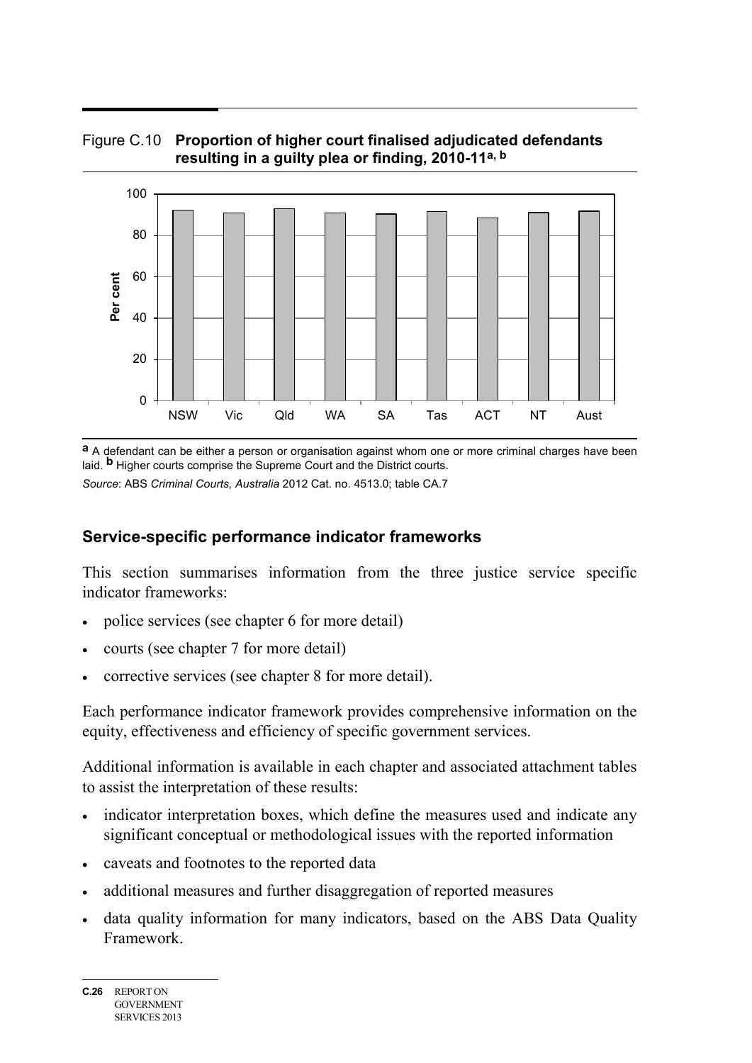Figure C.10 **Proportion of higher court finalised adjudicated defendants resulting in a guilty plea or finding, 2010-11**[a, b]

[a] A defendant can be either a person or organisation against whom one or more criminal charges have been laid. [b] Higher courts comprise the Supreme Court and the District courts.

*Source*: ABS *Criminal Courts, Australia* 2012 Cat. no. 4513.0; table CA.7

## Service-specific performance indicator frameworks

This section summarises information from the three justice service specific indicator frameworks:

- police services (see chapter 6 for more detail)
- courts (see chapter 7 for more detail)
- corrective services (see chapter 8 for more detail).

Each performance indicator framework provides comprehensive information on the equity, effectiveness and efficiency of specific government services.

Additional information is available in each chapter and associated attachment tables to assist the interpretation of these results:

- indicator interpretation boxes, which define the measures used and indicate any significant conceptual or methodological issues with the reported information
- caveats and footnotes to the reported data
- additional measures and further disaggregation of reported measures
- data quality information for many indicators, based on the ABS Data Quality Framework.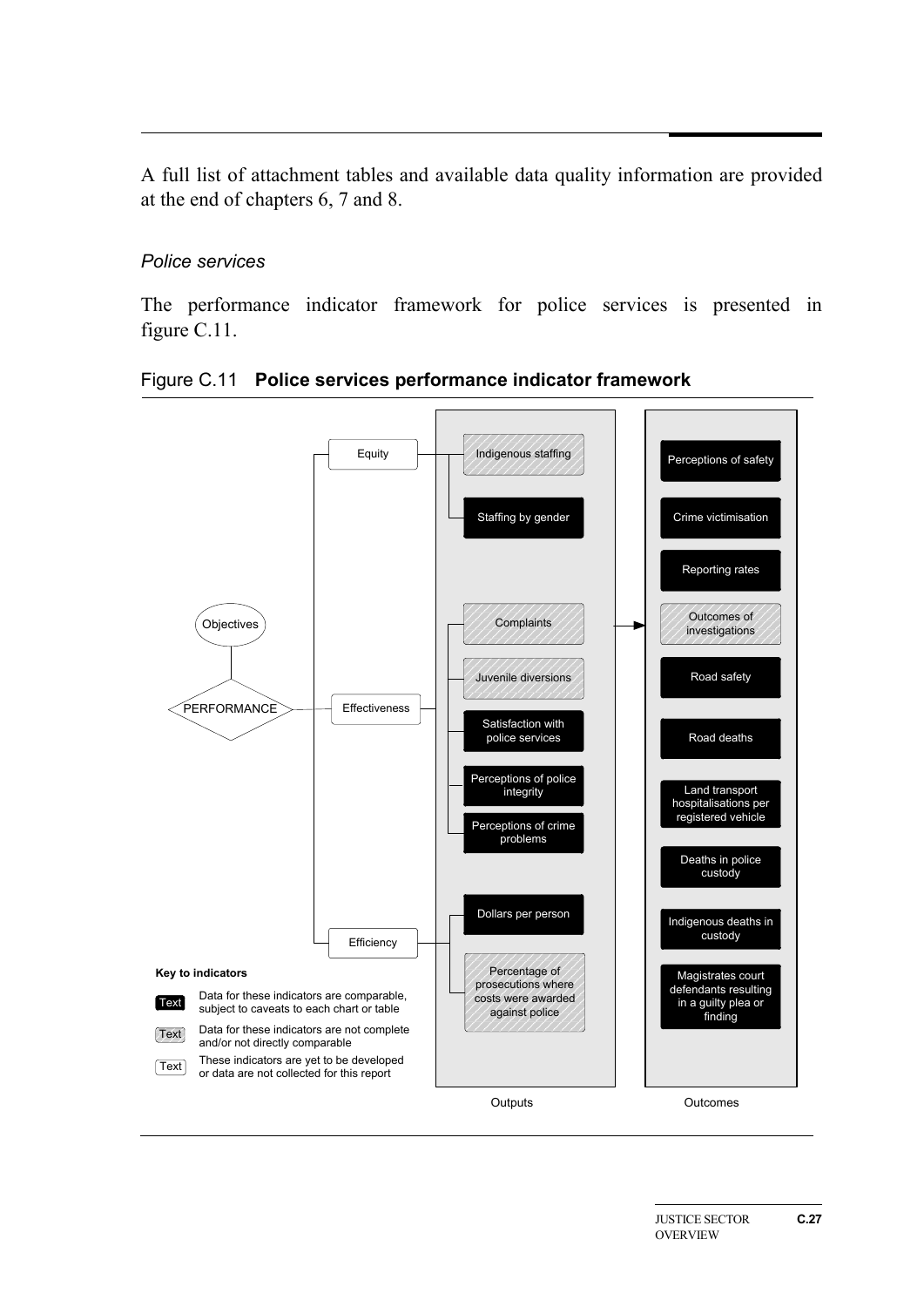A full list of attachment tables and available data quality information are provided at the end of chapters 6, 7 and 8.

*Police services*

The performance indicator framework for police services is presented in figure C.11.

Figure C.11 **Police services performance indicator framework**

Objectives

PERFORMANCE

Equity
- Indigenous staffing
- Staffing by gender

Effectiveness
- Complaints
- Juvenile diversions
- Satisfaction with police services
- Perceptions of police integrity
- Perceptions of crime problems

Efficiency
- Dollars per person
- Percentage of prosecutions where costs were awarded against police

Outputs

Outcomes
- Perceptions of safety
- Crime victimisation
- Reporting rates
- Outcomes of investigations
- Road safety
- Road deaths
- Land transport hospitalisations per registered vehicle
- Deaths in police custody
- Indigenous deaths in custody
- Magistrates court defendants resulting in a guilty plea or finding

**Key to indicators**

- Text: Data for these indicators are comparable, subject to caveats to each chart or table
- Text: Data for these indicators are not complete and/or not directly comparable
- Text: These indicators are yet to be developed or data are not collected for this report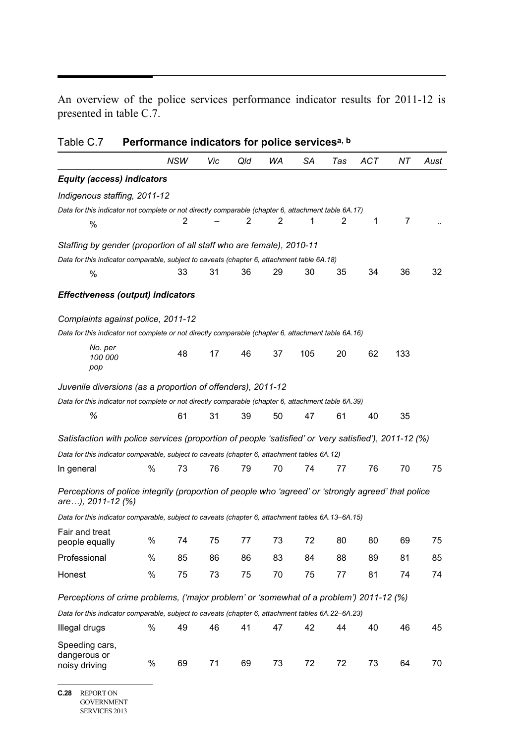An overview of the police services performance indicator results for 2011-12 is presented in table C.7.

Table C.7 **Performance indicators for police services**[a, b]

| | | *NSW* | *Vic* | *Qld* | *WA* | *SA* | *Tas* | *ACT* | *NT* | *Aust* |
|---|---|---|---|---|---|---|---|---|---|---|
| ***Equity (access) indicators*** | | | | | | | | | | |
| *Indigenous staffing, 2011-12* | | | | | | | | | | |
| *Data for this indicator not complete or not directly comparable (chapter 6, attachment table 6A.17)* | | | | | | | | | | |
| % | | 2 | – | 2 | 2 | 1 | 2 | 1 | 7 | .. |
| *Staffing by gender (proportion of all staff who are female), 2010-11* | | | | | | | | | | |
| *Data for this indicator comparable, subject to caveats (chapter 6, attachment table 6A.18)* | | | | | | | | | | |
| % | | 33 | 31 | 36 | 29 | 30 | 35 | 34 | 36 | 32 |
| ***Effectiveness (output) indicators*** | | | | | | | | | | |
| *Complaints against police, 2011-12* | | | | | | | | | | |
| *Data for this indicator not complete or not directly comparable (chapter 6, attachment table 6A.16)* | | | | | | | | | | |
| *No. per 100 000 pop* | | 48 | 17 | 46 | 37 | 105 | 20 | 62 | 133 | |
| *Juvenile diversions (as a proportion of offenders), 2011-12* | | | | | | | | | | |
| *Data for this indicator not complete or not directly comparable (chapter 6, attachment table 6A.39)* | | | | | | | | | | |
| *%* | | 61 | 31 | 39 | 50 | 47 | 61 | 40 | 35 | |
| *Satisfaction with police services (proportion of people 'satisfied' or 'very satisfied'), 2011-12 (%)* | | | | | | | | | | |
| *Data for this indicator comparable, subject to caveats (chapter 6, attachment tables 6A.12)* | | | | | | | | | | |
| In general | % | 73 | 76 | 79 | 70 | 74 | 77 | 76 | 70 | 75 |
| *Perceptions of police integrity (proportion of people who 'agreed' or 'strongly agreed' that police are…), 2011-12 (%)* | | | | | | | | | | |
| *Data for this indicator comparable, subject to caveats (chapter 6, attachment tables 6A.13–6A.15)* | | | | | | | | | | |
| Fair and treat people equally | % | 74 | 75 | 77 | 73 | 72 | 80 | 80 | 69 | 75 |
| Professional | % | 85 | 86 | 86 | 83 | 84 | 88 | 89 | 81 | 85 |
| Honest | % | 75 | 73 | 75 | 70 | 75 | 77 | 81 | 74 | 74 |
| *Perceptions of crime problems, ('major problem' or 'somewhat of a problem') 2011-12 (%)* | | | | | | | | | | |
| *Data for this indicator comparable, subject to caveats (chapter 6, attachment tables 6A.22–6A.23)* | | | | | | | | | | |
| Illegal drugs | % | 49 | 46 | 41 | 47 | 42 | 44 | 40 | 46 | 45 |
| Speeding cars, dangerous or noisy driving | % | 69 | 71 | 69 | 73 | 72 | 72 | 73 | 64 | 70 |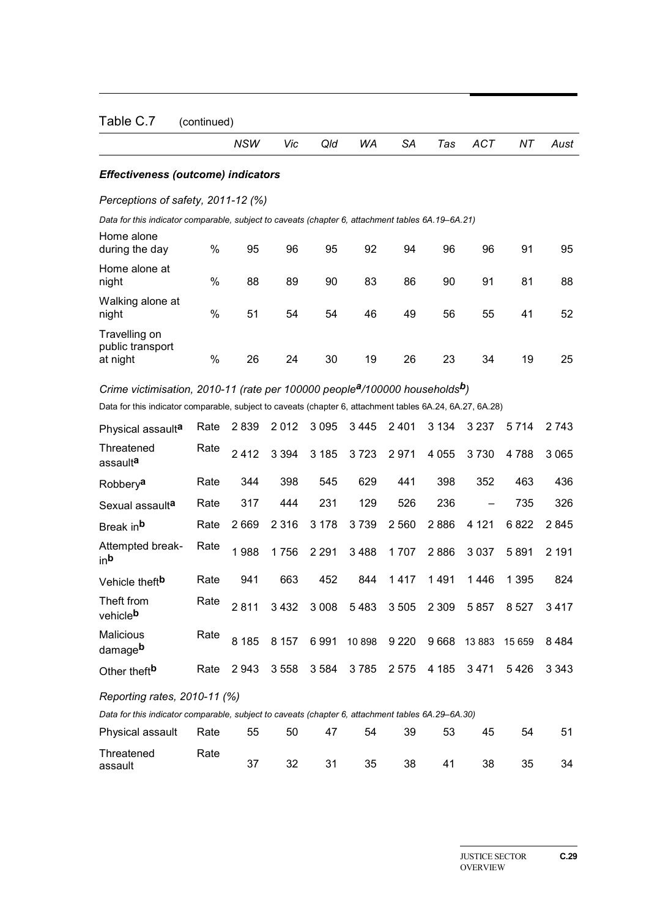Table C.7 (continued)

| | | NSW | Vic | Qld | WA | SA | Tas | ACT | NT | Aust |
|---|---|---|---|---|---|---|---|---|---|---|
| ***Effectiveness (outcome) indicators*** | | | | | | | | | | |
| *Perceptions of safety, 2011-12 (%)* | | | | | | | | | | |
| *Data for this indicator comparable, subject to caveats (chapter 6, attachment tables 6A.19–6A.21)* | | | | | | | | | | |
| Home alone during the day | % | 95 | 96 | 95 | 92 | 94 | 96 | 96 | 91 | 95 |
| Home alone at night | % | 88 | 89 | 90 | 83 | 86 | 90 | 91 | 81 | 88 |
| Walking alone at night | % | 51 | 54 | 54 | 46 | 49 | 56 | 55 | 41 | 52 |
| Travelling on public transport at night | % | 26 | 24 | 30 | 19 | 26 | 23 | 34 | 19 | 25 |
| *Crime victimisation, 2010-11 (rate per 100000 people[a]/100000 households[b])* | | | | | | | | | | |
| Data for this indicator comparable, subject to caveats (chapter 6, attachment tables 6A.24, 6A.27, 6A.28) | | | | | | | | | | |
| Physical assault[a] | Rate | 2 839 | 2 012 | 3 095 | 3 445 | 2 401 | 3 134 | 3 237 | 5 714 | 2 743 |
| Threatened assault[a] | Rate | 2 412 | 3 394 | 3 185 | 3 723 | 2 971 | 4 055 | 3 730 | 4 788 | 3 065 |
| Robbery[a] | Rate | 344 | 398 | 545 | 629 | 441 | 398 | 352 | 463 | 436 |
| Sexual assault[a] | Rate | 317 | 444 | 231 | 129 | 526 | 236 | – | 735 | 326 |
| Break in[b] | Rate | 2 669 | 2 316 | 3 178 | 3 739 | 2 560 | 2 886 | 4 121 | 6 822 | 2 845 |
| Attempted break-in[b] | Rate | 1 988 | 1 756 | 2 291 | 3 488 | 1 707 | 2 886 | 3 037 | 5 891 | 2 191 |
| Vehicle theft[b] | Rate | 941 | 663 | 452 | 844 | 1 417 | 1 491 | 1 446 | 1 395 | 824 |
| Theft from vehicle[b] | Rate | 2 811 | 3 432 | 3 008 | 5 483 | 3 505 | 2 309 | 5 857 | 8 527 | 3 417 |
| Malicious damage[b] | Rate | 8 185 | 8 157 | 6 991 | 10 898 | 9 220 | 9 668 | 13 883 | 15 659 | 8 484 |
| Other theft[b] | Rate | 2 943 | 3 558 | 3 584 | 3 785 | 2 575 | 4 185 | 3 471 | 5 426 | 3 343 |
| *Reporting rates, 2010-11 (%)* | | | | | | | | | | |
| *Data for this indicator comparable, subject to caveats (chapter 6, attachment tables 6A.29–6A.30)* | | | | | | | | | | |
| Physical assault | Rate | 55 | 50 | 47 | 54 | 39 | 53 | 45 | 54 | 51 |
| Threatened assault | Rate | 37 | 32 | 31 | 35 | 38 | 41 | 38 | 35 | 34 |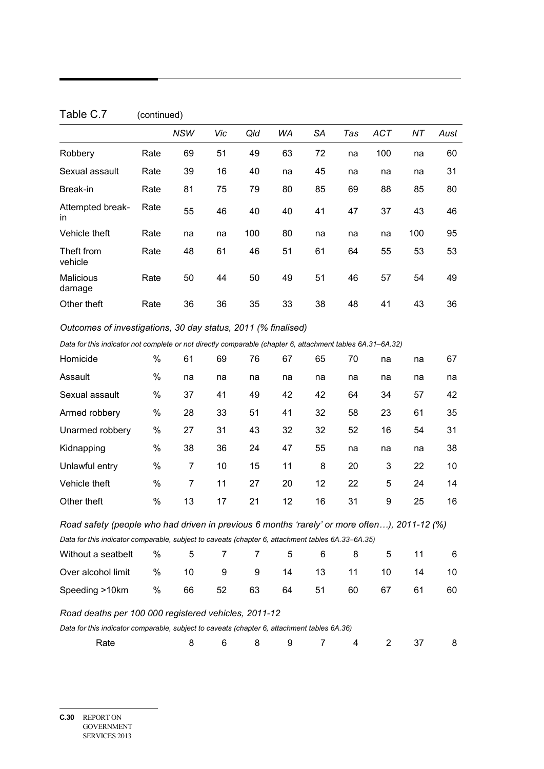Table C.7 (continued)

| | | *NSW* | *Vic* | *Qld* | *WA* | *SA* | *Tas* | *ACT* | *NT* | *Aust* |
|---|---|---|---|---|---|---|---|---|---|---|
| Robbery | Rate | 69 | 51 | 49 | 63 | 72 | na | 100 | na | 60 |
| Sexual assault | Rate | 39 | 16 | 40 | na | 45 | na | na | na | 31 |
| Break-in | Rate | 81 | 75 | 79 | 80 | 85 | 69 | 88 | 85 | 80 |
| Attempted break-in | Rate | 55 | 46 | 40 | 40 | 41 | 47 | 37 | 43 | 46 |
| Vehicle theft | Rate | na | na | 100 | 80 | na | na | na | 100 | 95 |
| Theft from vehicle | Rate | 48 | 61 | 46 | 51 | 61 | 64 | 55 | 53 | 53 |
| Malicious damage | Rate | 50 | 44 | 50 | 49 | 51 | 46 | 57 | 54 | 49 |
| Other theft | Rate | 36 | 36 | 35 | 33 | 38 | 48 | 41 | 43 | 36 |
| *Outcomes of investigations, 30 day status, 2011 (% finalised)* | | | | | | | | | | |
| *Data for this indicator not complete or not directly comparable (chapter 6, attachment tables 6A.31–6A.32)* | | | | | | | | | | |
| Homicide | % | 61 | 69 | 76 | 67 | 65 | 70 | na | na | 67 |
| Assault | % | na | na | na | na | na | na | na | na | na |
| Sexual assault | % | 37 | 41 | 49 | 42 | 42 | 64 | 34 | 57 | 42 |
| Armed robbery | % | 28 | 33 | 51 | 41 | 32 | 58 | 23 | 61 | 35 |
| Unarmed robbery | % | 27 | 31 | 43 | 32 | 32 | 52 | 16 | 54 | 31 |
| Kidnapping | % | 38 | 36 | 24 | 47 | 55 | na | na | na | 38 |
| Unlawful entry | % | 7 | 10 | 15 | 11 | 8 | 20 | 3 | 22 | 10 |
| Vehicle theft | % | 7 | 11 | 27 | 20 | 12 | 22 | 5 | 24 | 14 |
| Other theft | % | 13 | 17 | 21 | 12 | 16 | 31 | 9 | 25 | 16 |
| *Road safety (people who had driven in previous 6 months 'rarely' or more often…), 2011-12 (%)* | | | | | | | | | | |
| *Data for this indicator comparable, subject to caveats (chapter 6, attachment tables 6A.33–6A.35)* | | | | | | | | | | |
| Without a seatbelt | % | 5 | 7 | 7 | 5 | 6 | 8 | 5 | 11 | 6 |
| Over alcohol limit | % | 10 | 9 | 9 | 14 | 13 | 11 | 10 | 14 | 10 |
| Speeding >10km | % | 66 | 52 | 63 | 64 | 51 | 60 | 67 | 61 | 60 |
| *Road deaths per 100 000 registered vehicles, 2011-12* | | | | | | | | | | |
| *Data for this indicator comparable, subject to caveats (chapter 6, attachment tables 6A.36)* | | | | | | | | | | |
| Rate | | 8 | 6 | 8 | 9 | 7 | 4 | 2 | 37 | 8 |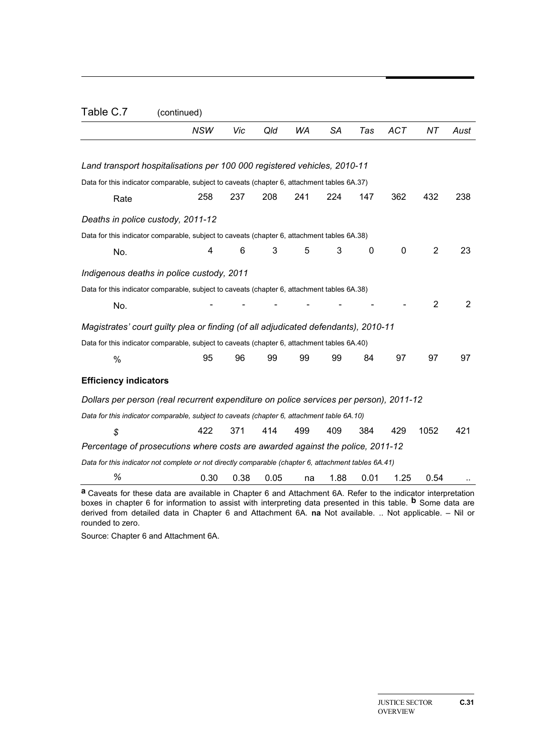Table C.7 (continued)

| | NSW | Vic | Qld | WA | SA | Tas | ACT | NT | Aust |
|---|---|---|---|---|---|---|---|---|---|
| *Land transport hospitalisations per 100 000 registered vehicles, 2010-11* | | | | | | | | | |
| Data for this indicator comparable, subject to caveats (chapter 6, attachment tables 6A.37) | | | | | | | | | |
| Rate | 258 | 237 | 208 | 241 | 224 | 147 | 362 | 432 | 238 |
| *Deaths in police custody, 2011-12* | | | | | | | | | |
| Data for this indicator comparable, subject to caveats (chapter 6, attachment tables 6A.38) | | | | | | | | | |
| No. | 4 | 6 | 3 | 5 | 3 | 0 | 0 | 2 | 23 |
| *Indigenous deaths in police custody, 2011* | | | | | | | | | |
| Data for this indicator comparable, subject to caveats (chapter 6, attachment tables 6A.38) | | | | | | | | | |
| No. | - | - | - | - | - | - | - | 2 | 2 |
| *Magistrates' court guilty plea or finding (of all adjudicated defendants), 2010-11* | | | | | | | | | |
| Data for this indicator comparable, subject to caveats (chapter 6, attachment tables 6A.40) | | | | | | | | | |
| % | 95 | 96 | 99 | 99 | 99 | 84 | 97 | 97 | 97 |
| **Efficiency indicators** | | | | | | | | | |
| *Dollars per person (real recurrent expenditure on police services per person), 2011-12* | | | | | | | | | |
| *Data for this indicator comparable, subject to caveats (chapter 6, attachment table 6A.10)* | | | | | | | | | |
| *$* | 422 | 371 | 414 | 499 | 409 | 384 | 429 | 1052 | 421 |
| *Percentage of prosecutions where costs are awarded against the police, 2011-12* | | | | | | | | | |
| *Data for this indicator not complete or not directly comparable (chapter 6, attachment tables 6A.41)* | | | | | | | | | |
| *%* | 0.30 | 0.38 | 0.05 | na | 1.88 | 0.01 | 1.25 | 0.54 | .. |

**a** Caveats for these data are available in Chapter 6 and Attachment 6A. Refer to the indicator interpretation boxes in chapter 6 for information to assist with interpreting data presented in this table. **b** Some data are derived from detailed data in Chapter 6 and Attachment 6A. **na** Not available. .. Not applicable. – Nil or rounded to zero.

Source: Chapter 6 and Attachment 6A.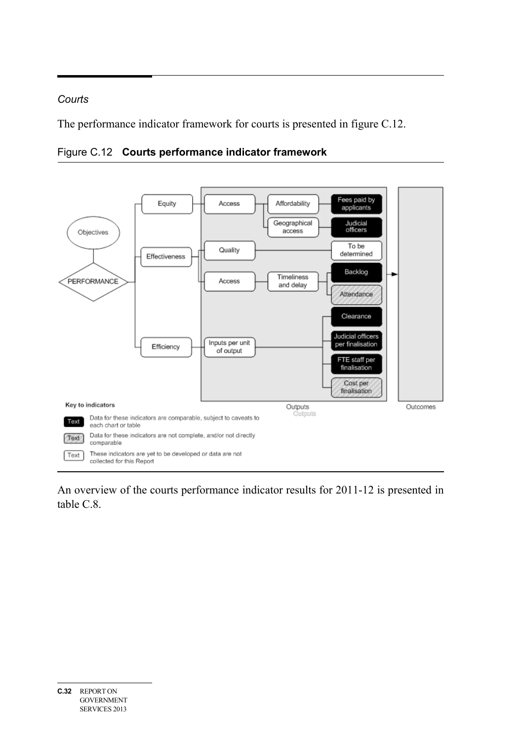*Courts*

The performance indicator framework for courts is presented in figure C.12.

Figure C.12 **Courts performance indicator framework**

Objectives

PERFORMANCE

Equity — Access — Affordability — Fees paid by applicants

Geographical access — Judicial officers

Effectiveness — Quality — To be determined

Access — Timeliness and delay — Backlog; Attendance

Efficiency — Inputs per unit of output — Clearance; Judicial officers per finalisation; FTE staff per finalisation; Cost per finalisation

Outputs

Outcomes

Key to indicators

Text — Data for these indicators are comparable, subject to caveats to each chart or table

Text — Data for these indicators are not complete, and/or not directly comparable

Text — These indicators are yet to be developed or data are not collected for this Report

An overview of the courts performance indicator results for 2011-12 is presented in table C.8.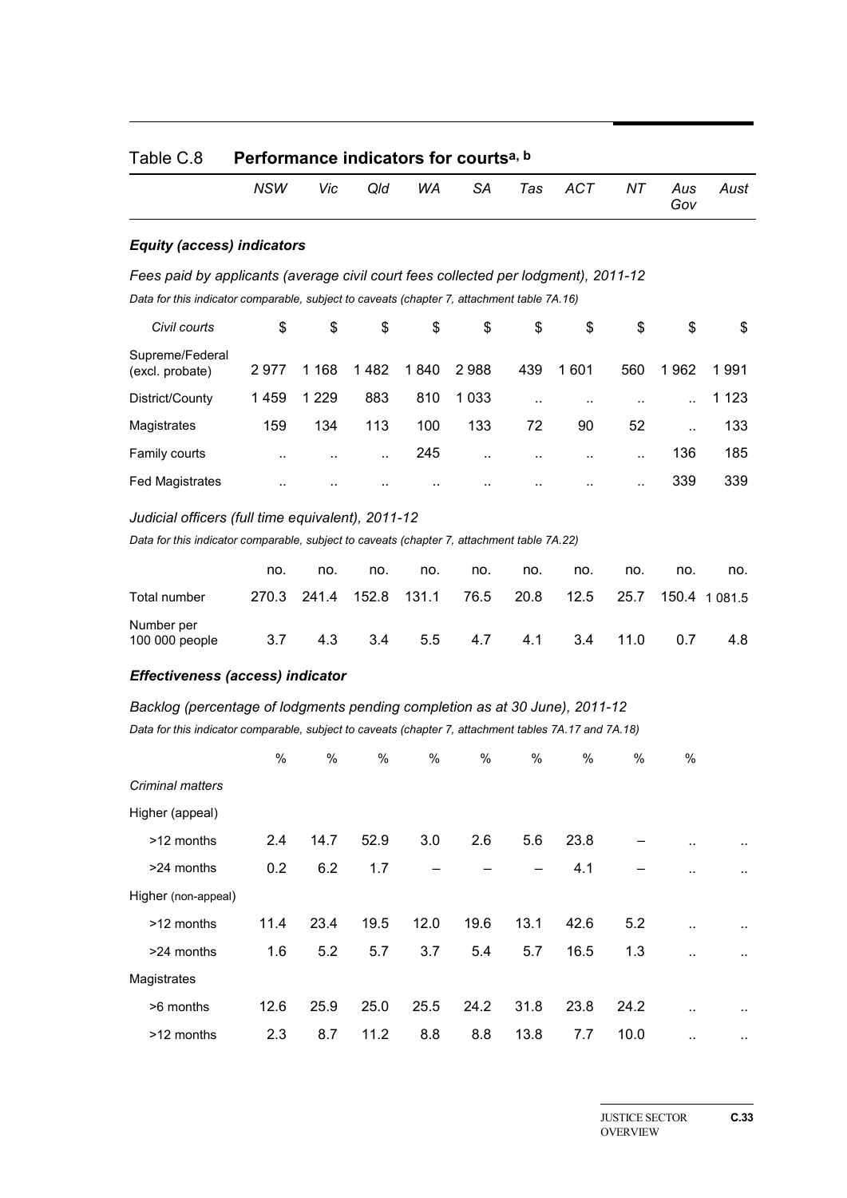## Table C.8 **Performance indicators for courts**[a, b]

| | *NSW* | *Vic* | *Qld* | *WA* | *SA* | *Tas* | *ACT* | *NT* | *Aus Gov* | *Aust* |
|---|---|---|---|---|---|---|---|---|---|---|
| ***Equity (access) indicators*** | | | | | | | | | | |
| *Fees paid by applicants (average civil court fees collected per lodgment), 2011-12* | | | | | | | | | | |
| *Data for this indicator comparable, subject to caveats (chapter 7, attachment table 7A.16)* | | | | | | | | | | |
| *Civil courts* | $ | $ | $ | $ | $ | $ | $ | $ | $ | $ |
| Supreme/Federal (excl. probate) | 2 977 | 1 168 | 1 482 | 1 840 | 2 988 | 439 | 1 601 | 560 | 1 962 | 1 991 |
| District/County | 1 459 | 1 229 | 883 | 810 | 1 033 | .. | .. | .. | .. | 1 123 |
| Magistrates | 159 | 134 | 113 | 100 | 133 | 72 | 90 | 52 | .. | 133 |
| Family courts | .. | .. | .. | 245 | .. | .. | .. | .. | 136 | 185 |
| Fed Magistrates | .. | .. | .. | .. | .. | .. | .. | .. | 339 | 339 |
| *Judicial officers (full time equivalent), 2011-12* | | | | | | | | | | |
| *Data for this indicator comparable, subject to caveats (chapter 7, attachment table 7A.22)* | | | | | | | | | | |
| | no. | no. | no. | no. | no. | no. | no. | no. | no. | no. |
| Total number | 270.3 | 241.4 | 152.8 | 131.1 | 76.5 | 20.8 | 12.5 | 25.7 | 150.4 | 1 081.5 |
| Number per 100 000 people | 3.7 | 4.3 | 3.4 | 5.5 | 4.7 | 4.1 | 3.4 | 11.0 | 0.7 | 4.8 |
| ***Effectiveness (access) indicator*** | | | | | | | | | | |
| *Backlog (percentage of lodgments pending completion as at 30 June), 2011-12* | | | | | | | | | | |
| *Data for this indicator comparable, subject to caveats (chapter 7, attachment tables 7A.17 and 7A.18)* | | | | | | | | | | |
| | % | % | % | % | % | % | % | % | % | |
| *Criminal matters* | | | | | | | | | | |
| Higher (appeal) | | | | | | | | | | |
| >12 months | 2.4 | 14.7 | 52.9 | 3.0 | 2.6 | 5.6 | 23.8 | – | .. | .. |
| >24 months | 0.2 | 6.2 | 1.7 | – | – | – | 4.1 | – | .. | .. |
| Higher (non-appeal) | | | | | | | | | | |
| >12 months | 11.4 | 23.4 | 19.5 | 12.0 | 19.6 | 13.1 | 42.6 | 5.2 | .. | .. |
| >24 months | 1.6 | 5.2 | 5.7 | 3.7 | 5.4 | 5.7 | 16.5 | 1.3 | .. | .. |
| Magistrates | | | | | | | | | | |
| >6 months | 12.6 | 25.9 | 25.0 | 25.5 | 24.2 | 31.8 | 23.8 | 24.2 | .. | .. |
| >12 months | 2.3 | 8.7 | 11.2 | 8.8 | 8.8 | 13.8 | 7.7 | 10.0 | .. | .. |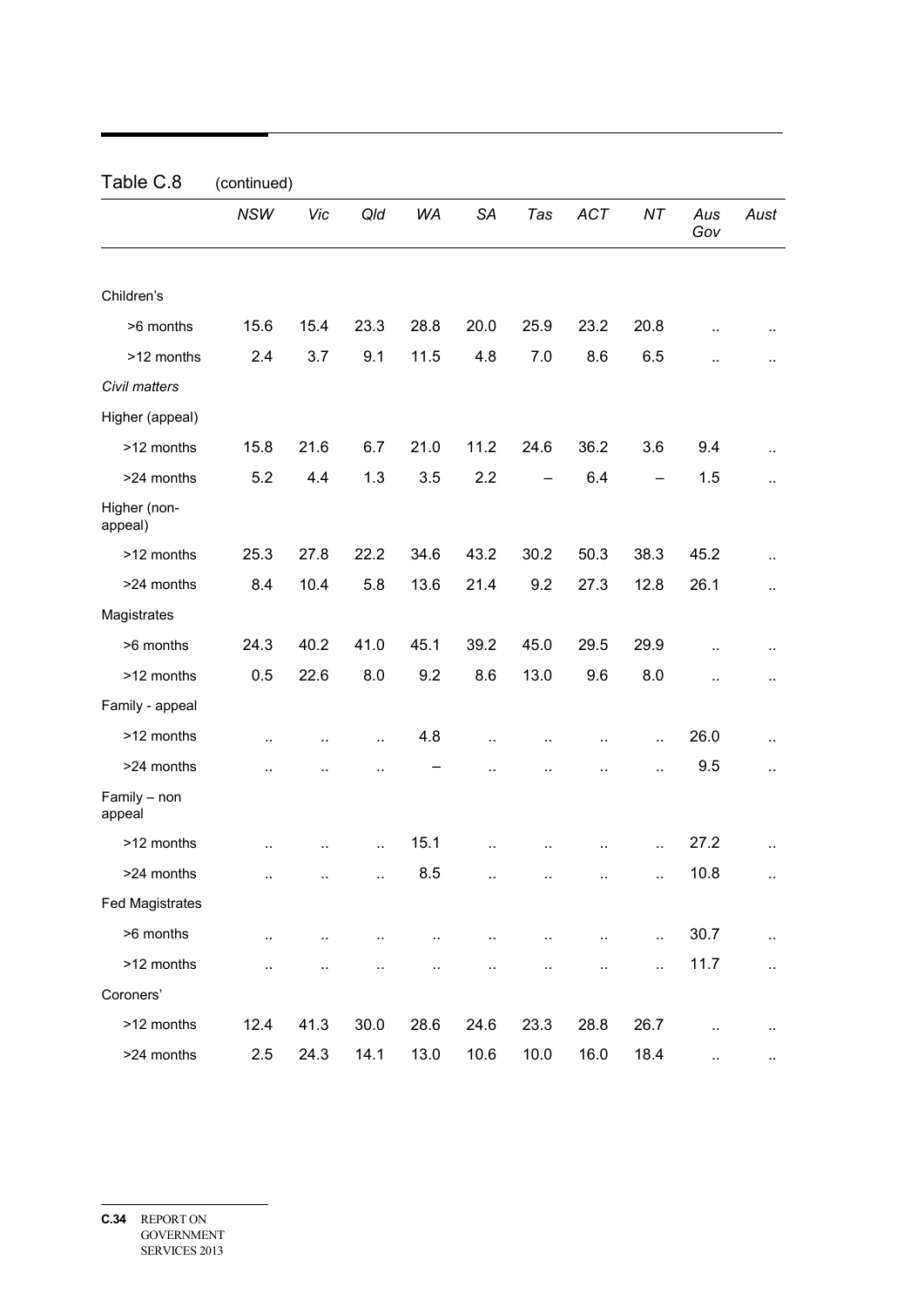Table C.8 (continued)

| | *NSW* | *Vic* | *Qld* | *WA* | *SA* | *Tas* | *ACT* | *NT* | *Aus Gov* | *Aust* |
|---|---|---|---|---|---|---|---|---|---|---|
| Children's | | | | | | | | | | |
| >6 months | 15.6 | 15.4 | 23.3 | 28.8 | 20.0 | 25.9 | 23.2 | 20.8 | .. | .. |
| >12 months | 2.4 | 3.7 | 9.1 | 11.5 | 4.8 | 7.0 | 8.6 | 6.5 | .. | .. |
| *Civil matters* | | | | | | | | | | |
| Higher (appeal) | | | | | | | | | | |
| >12 months | 15.8 | 21.6 | 6.7 | 21.0 | 11.2 | 24.6 | 36.2 | 3.6 | 9.4 | .. |
| >24 months | 5.2 | 4.4 | 1.3 | 3.5 | 2.2 | – | 6.4 | – | 1.5 | .. |
| Higher (non-appeal) | | | | | | | | | | |
| >12 months | 25.3 | 27.8 | 22.2 | 34.6 | 43.2 | 30.2 | 50.3 | 38.3 | 45.2 | .. |
| >24 months | 8.4 | 10.4 | 5.8 | 13.6 | 21.4 | 9.2 | 27.3 | 12.8 | 26.1 | .. |
| Magistrates | | | | | | | | | | |
| >6 months | 24.3 | 40.2 | 41.0 | 45.1 | 39.2 | 45.0 | 29.5 | 29.9 | .. | .. |
| >12 months | 0.5 | 22.6 | 8.0 | 9.2 | 8.6 | 13.0 | 9.6 | 8.0 | .. | .. |
| Family - appeal | | | | | | | | | | |
| >12 months | .. | .. | .. | 4.8 | .. | .. | .. | .. | 26.0 | .. |
| >24 months | .. | .. | .. | – | .. | .. | .. | .. | 9.5 | .. |
| Family – non appeal | | | | | | | | | | |
| >12 months | .. | .. | .. | 15.1 | .. | .. | .. | .. | 27.2 | .. |
| >24 months | .. | .. | .. | 8.5 | .. | .. | .. | .. | 10.8 | .. |
| Fed Magistrates | | | | | | | | | | |
| >6 months | .. | .. | .. | .. | .. | .. | .. | .. | 30.7 | .. |
| >12 months | .. | .. | .. | .. | .. | .. | .. | .. | 11.7 | .. |
| Coroners' | | | | | | | | | | |
| >12 months | 12.4 | 41.3 | 30.0 | 28.6 | 24.6 | 23.3 | 28.8 | 26.7 | .. | .. |
| >24 months | 2.5 | 24.3 | 14.1 | 13.0 | 10.6 | 10.0 | 16.0 | 18.4 | .. | .. |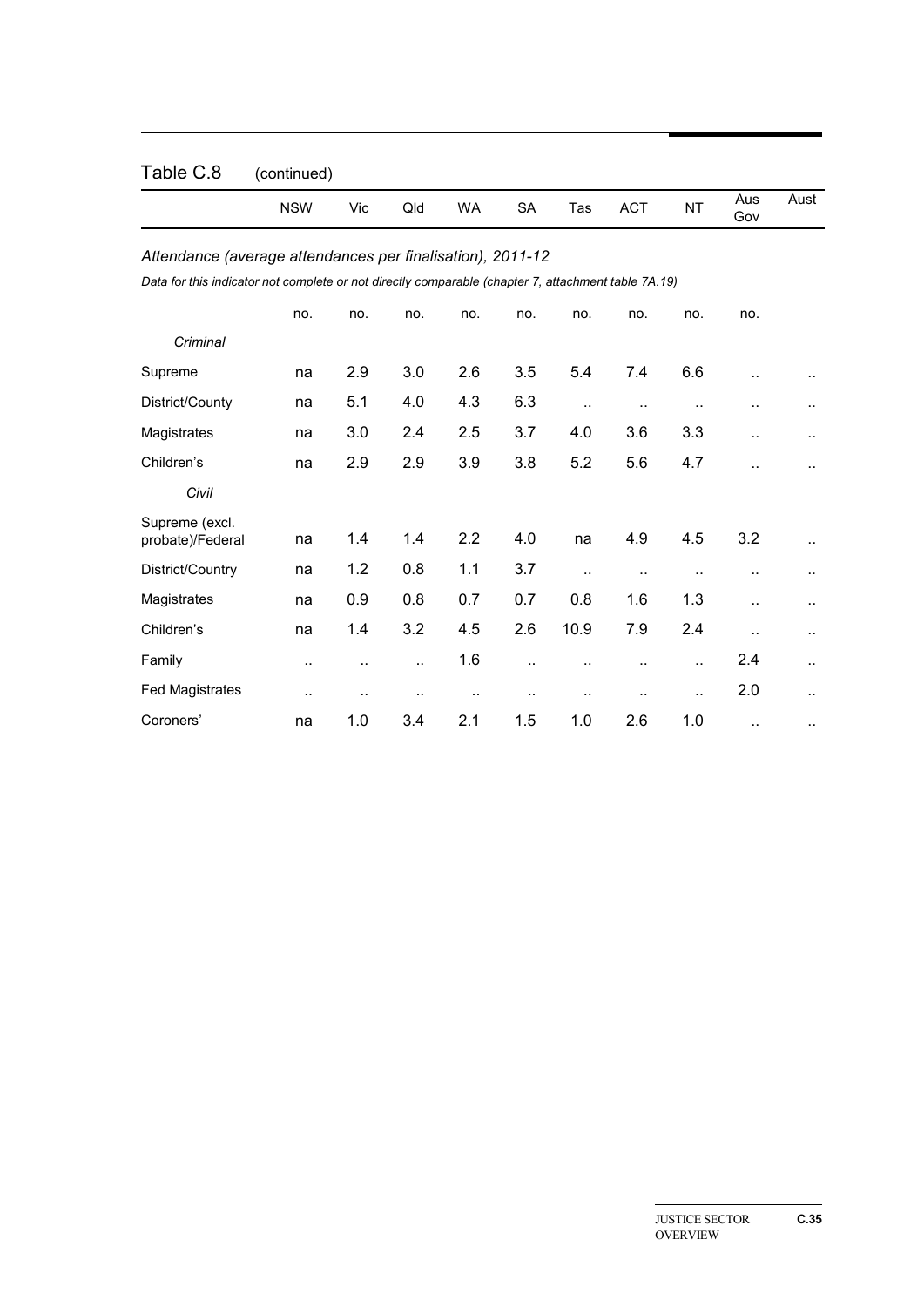## Table C.8 (continued)

| | NSW | Vic | Qld | WA | SA | Tas | ACT | NT | Aus Gov | Aust |
|---|---|---|---|---|---|---|---|---|---|---|
| *Attendance (average attendances per finalisation), 2011-12* | | | | | | | | | | |
| *Data for this indicator not complete or not directly comparable (chapter 7, attachment table 7A.19)* | | | | | | | | | | |
| | no. | no. | no. | no. | no. | no. | no. | no. | no. | |
| *Criminal* | | | | | | | | | | |
| Supreme | na | 2.9 | 3.0 | 2.6 | 3.5 | 5.4 | 7.4 | 6.6 | .. | .. |
| District/County | na | 5.1 | 4.0 | 4.3 | 6.3 | .. | .. | .. | .. | .. |
| Magistrates | na | 3.0 | 2.4 | 2.5 | 3.7 | 4.0 | 3.6 | 3.3 | .. | .. |
| Children's | na | 2.9 | 2.9 | 3.9 | 3.8 | 5.2 | 5.6 | 4.7 | .. | .. |
| *Civil* | | | | | | | | | | |
| Supreme (excl. probate)/Federal | na | 1.4 | 1.4 | 2.2 | 4.0 | na | 4.9 | 4.5 | 3.2 | .. |
| District/Country | na | 1.2 | 0.8 | 1.1 | 3.7 | .. | .. | .. | .. | .. |
| Magistrates | na | 0.9 | 0.8 | 0.7 | 0.7 | 0.8 | 1.6 | 1.3 | .. | .. |
| Children's | na | 1.4 | 3.2 | 4.5 | 2.6 | 10.9 | 7.9 | 2.4 | .. | .. |
| Family | .. | .. | .. | 1.6 | .. | .. | .. | .. | 2.4 | .. |
| Fed Magistrates | .. | .. | .. | .. | .. | .. | .. | .. | 2.0 | .. |
| Coroners' | na | 1.0 | 3.4 | 2.1 | 1.5 | 1.0 | 2.6 | 1.0 | .. | .. |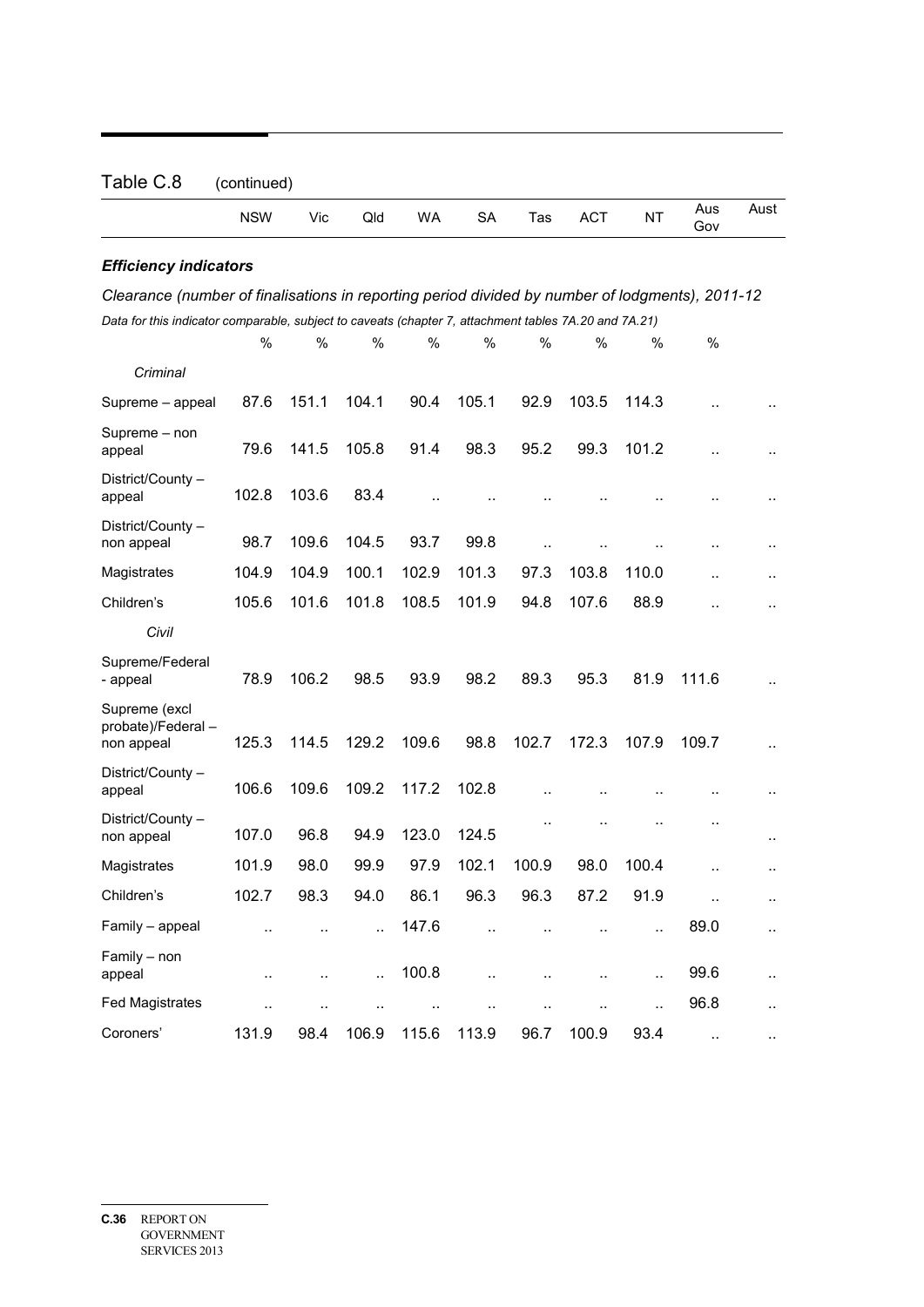Table C.8 (continued)

| | NSW | Vic | Qld | WA | SA | Tas | ACT | NT | Aus Gov | Aust |
|---|---|---|---|---|---|---|---|---|---|---|
| ***Efficiency indicators*** | | | | | | | | | | |
| *Clearance (number of finalisations in reporting period divided by number of lodgments), 2011-12* | | | | | | | | | | |
| *Data for this indicator comparable, subject to caveats (chapter 7, attachment tables 7A.20 and 7A.21)* | | | | | | | | | | |
| | % | % | % | % | % | % | % | % | % | |
| *Criminal* | | | | | | | | | | |
| Supreme – appeal | 87.6 | 151.1 | 104.1 | 90.4 | 105.1 | 92.9 | 103.5 | 114.3 | .. | .. |
| Supreme – non appeal | 79.6 | 141.5 | 105.8 | 91.4 | 98.3 | 95.2 | 99.3 | 101.2 | .. | .. |
| District/County – appeal | 102.8 | 103.6 | 83.4 | .. | .. | .. | .. | .. | .. | .. |
| District/County – non appeal | 98.7 | 109.6 | 104.5 | 93.7 | 99.8 | .. | .. | .. | .. | .. |
| Magistrates | 104.9 | 104.9 | 100.1 | 102.9 | 101.3 | 97.3 | 103.8 | 110.0 | .. | .. |
| Children's | 105.6 | 101.6 | 101.8 | 108.5 | 101.9 | 94.8 | 107.6 | 88.9 | .. | .. |
| *Civil* | | | | | | | | | | |
| Supreme/Federal - appeal | 78.9 | 106.2 | 98.5 | 93.9 | 98.2 | 89.3 | 95.3 | 81.9 | 111.6 | .. |
| Supreme (excl probate)/Federal – non appeal | 125.3 | 114.5 | 129.2 | 109.6 | 98.8 | 102.7 | 172.3 | 107.9 | 109.7 | .. |
| District/County – appeal | 106.6 | 109.6 | 109.2 | 117.2 | 102.8 | .. | .. | .. | .. | .. |
| District/County – non appeal | 107.0 | 96.8 | 94.9 | 123.0 | 124.5 | .. | .. | .. | .. | .. |
| Magistrates | 101.9 | 98.0 | 99.9 | 97.9 | 102.1 | 100.9 | 98.0 | 100.4 | .. | .. |
| Children's | 102.7 | 98.3 | 94.0 | 86.1 | 96.3 | 96.3 | 87.2 | 91.9 | .. | .. |
| Family – appeal | .. | .. | .. | 147.6 | .. | .. | .. | .. | 89.0 | .. |
| Family – non appeal | .. | .. | .. | 100.8 | .. | .. | .. | .. | 99.6 | .. |
| Fed Magistrates | .. | .. | .. | .. | .. | .. | .. | .. | 96.8 | .. |
| Coroners' | 131.9 | 98.4 | 106.9 | 115.6 | 113.9 | 96.7 | 100.9 | 93.4 | .. | .. |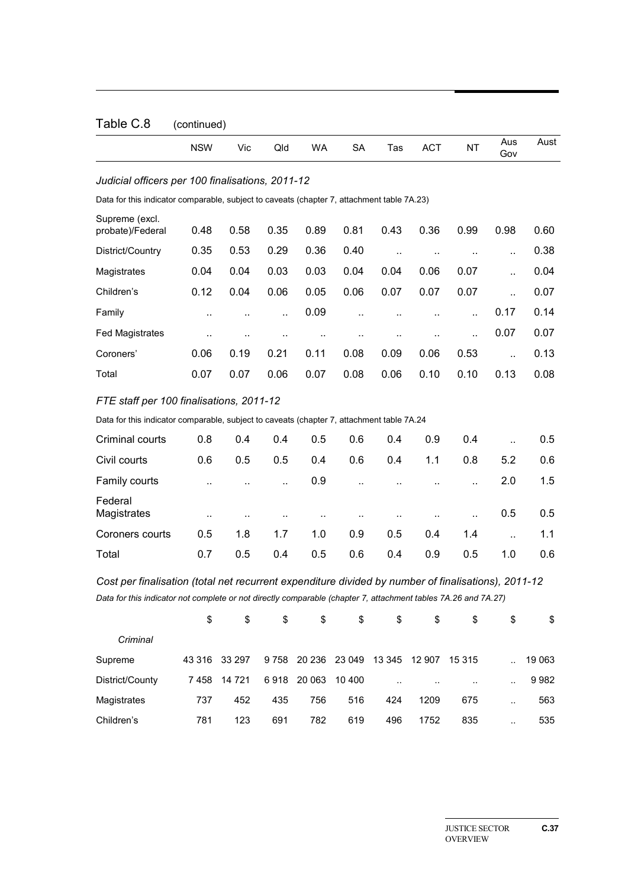Table C.8 (continued)

| | NSW | Vic | Qld | WA | SA | Tas | ACT | NT | Aus Gov | Aust |
|---|---|---|---|---|---|---|---|---|---|---|
| *Judicial officers per 100 finalisations, 2011-12* | | | | | | | | | | |
| Data for this indicator comparable, subject to caveats (chapter 7, attachment table 7A.23) | | | | | | | | | | |
| Supreme (excl. probate)/Federal | 0.48 | 0.58 | 0.35 | 0.89 | 0.81 | 0.43 | 0.36 | 0.99 | 0.98 | 0.60 |
| District/Country | 0.35 | 0.53 | 0.29 | 0.36 | 0.40 | .. | .. | .. | .. | 0.38 |
| Magistrates | 0.04 | 0.04 | 0.03 | 0.03 | 0.04 | 0.04 | 0.06 | 0.07 | .. | 0.04 |
| Children's | 0.12 | 0.04 | 0.06 | 0.05 | 0.06 | 0.07 | 0.07 | 0.07 | .. | 0.07 |
| Family | .. | .. | .. | 0.09 | .. | .. | .. | .. | 0.17 | 0.14 |
| Fed Magistrates | .. | .. | .. | .. | .. | .. | .. | .. | 0.07 | 0.07 |
| Coroners' | 0.06 | 0.19 | 0.21 | 0.11 | 0.08 | 0.09 | 0.06 | 0.53 | .. | 0.13 |
| Total | 0.07 | 0.07 | 0.06 | 0.07 | 0.08 | 0.06 | 0.10 | 0.10 | 0.13 | 0.08 |
| *FTE staff per 100 finalisations, 2011-12* | | | | | | | | | | |
| Data for this indicator comparable, subject to caveats (chapter 7, attachment table 7A.24 | | | | | | | | | | |
| Criminal courts | 0.8 | 0.4 | 0.4 | 0.5 | 0.6 | 0.4 | 0.9 | 0.4 | .. | 0.5 |
| Civil courts | 0.6 | 0.5 | 0.5 | 0.4 | 0.6 | 0.4 | 1.1 | 0.8 | 5.2 | 0.6 |
| Family courts | .. | .. | .. | 0.9 | .. | .. | .. | .. | 2.0 | 1.5 |
| Federal Magistrates | .. | .. | .. | .. | .. | .. | .. | .. | 0.5 | 0.5 |
| Coroners courts | 0.5 | 1.8 | 1.7 | 1.0 | 0.9 | 0.5 | 0.4 | 1.4 | .. | 1.1 |
| Total | 0.7 | 0.5 | 0.4 | 0.5 | 0.6 | 0.4 | 0.9 | 0.5 | 1.0 | 0.6 |
| *Cost per finalisation (total net recurrent expenditure divided by number of finalisations), 2011-12* | | | | | | | | | | |
| *Data for this indicator not complete or not directly comparable (chapter 7, attachment tables 7A.26 and 7A.27)* | | | | | | | | | | |
| | $ | $ | $ | $ | $ | $ | $ | $ | $ | $ |
| *Criminal* | | | | | | | | | | |
| Supreme | 43 316 | 33 297 | 9 758 | 20 236 | 23 049 | 13 345 | 12 907 | 15 315 | .. | 19 063 |
| District/County | 7 458 | 14 721 | 6 918 | 20 063 | 10 400 | .. | .. | .. | .. | 9 982 |
| Magistrates | 737 | 452 | 435 | 756 | 516 | 424 | 1209 | 675 | .. | 563 |
| Children's | 781 | 123 | 691 | 782 | 619 | 496 | 1752 | 835 | .. | 535 |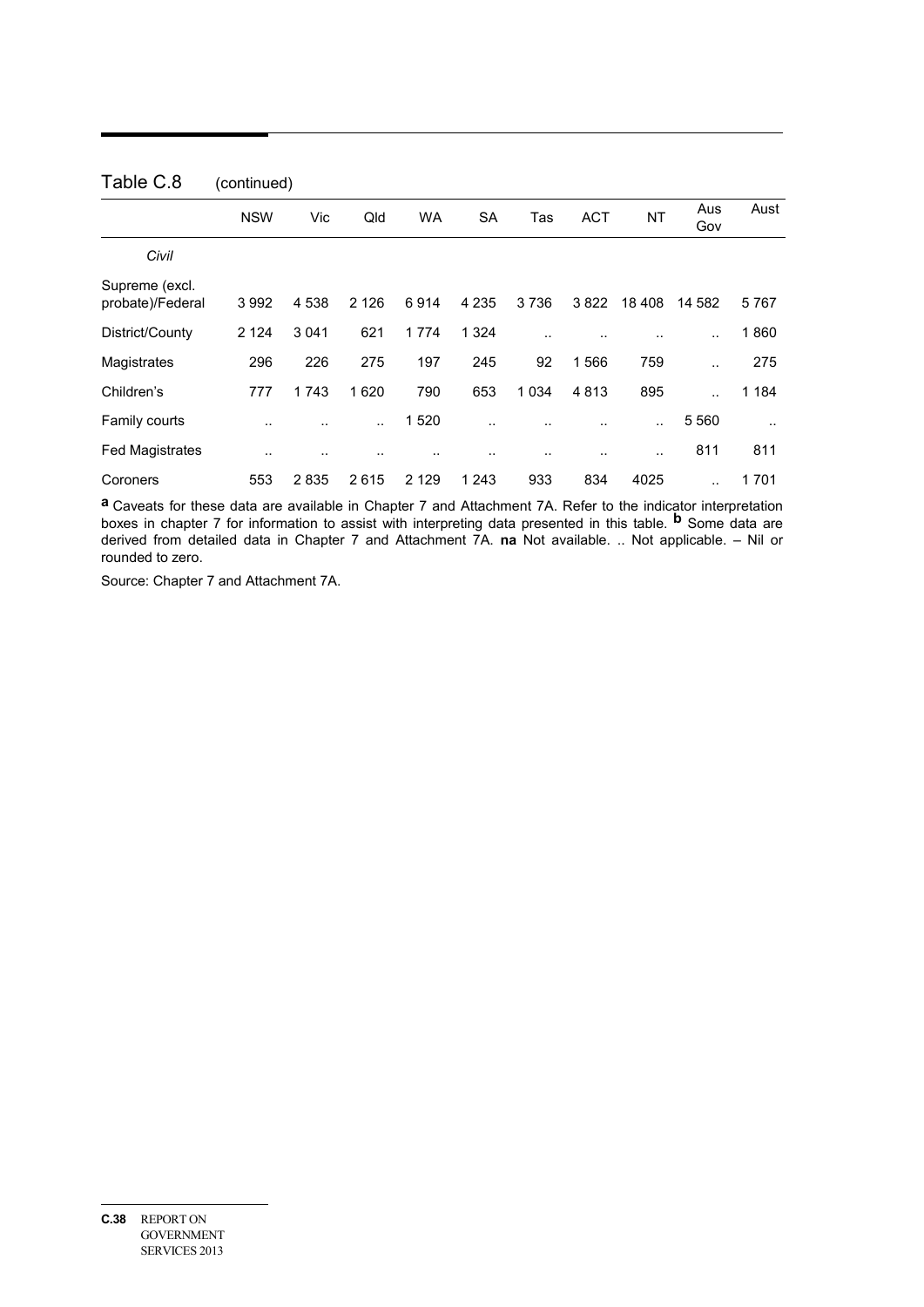Table C.8 (continued)

| | NSW | Vic | Qld | WA | SA | Tas | ACT | NT | Aus Gov | Aust |
|---|---|---|---|---|---|---|---|---|---|---|
| *Civil* | | | | | | | | | | |
| Supreme (excl. probate)/Federal | 3 992 | 4 538 | 2 126 | 6 914 | 4 235 | 3 736 | 3 822 | 18 408 | 14 582 | 5 767 |
| District/County | 2 124 | 3 041 | 621 | 1 774 | 1 324 | .. | .. | .. | .. | 1 860 |
| Magistrates | 296 | 226 | 275 | 197 | 245 | 92 | 1 566 | 759 | .. | 275 |
| Children's | 777 | 1 743 | 1 620 | 790 | 653 | 1 034 | 4 813 | 895 | .. | 1 184 |
| Family courts | .. | .. | .. | 1 520 | .. | .. | .. | .. | 5 560 | .. |
| Fed Magistrates | .. | .. | .. | .. | .. | .. | .. | .. | 811 | 811 |
| Coroners | 553 | 2 835 | 2 615 | 2 129 | 1 243 | 933 | 834 | 4025 | .. | 1 701 |

**a** Caveats for these data are available in Chapter 7 and Attachment 7A. Refer to the indicator interpretation boxes in chapter 7 for information to assist with interpreting data presented in this table. **b** Some data are derived from detailed data in Chapter 7 and Attachment 7A. **na** Not available. .. Not applicable. – Nil or rounded to zero.

Source: Chapter 7 and Attachment 7A.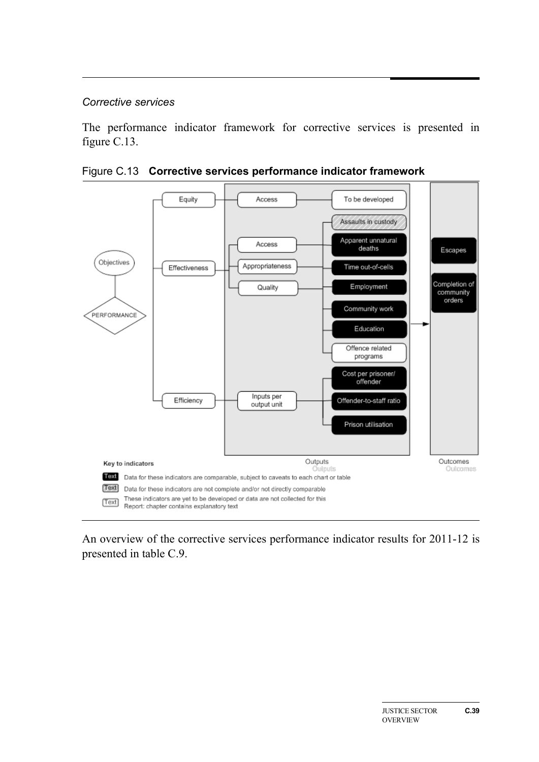*Corrective services*

The performance indicator framework for corrective services is presented in figure C.13.

Figure C.13 **Corrective services performance indicator framework**

Objectives

PERFORMANCE

Equity — Access — To be developed

Effectiveness — Access, Appropriateness, Quality — Assaults in custody; Apparent unnatural deaths; Time out-of-cells; Employment; Community work; Education; Offence related programs

Efficiency — Inputs per output unit — Cost per prisoner/offender; Offender-to-staff ratio; Prison utilisation

Outputs

Outcomes — Escapes; Completion of community orders

**Key to indicators**

Text — Data for these indicators are comparable, subject to caveats to each chart or table

Text — Data for these indicators are not complete and/or not directly comparable

Text — These indicators are yet to be developed or data are not collected for this Report: chapter contains explanatory text

An overview of the corrective services performance indicator results for 2011-12 is presented in table C.9.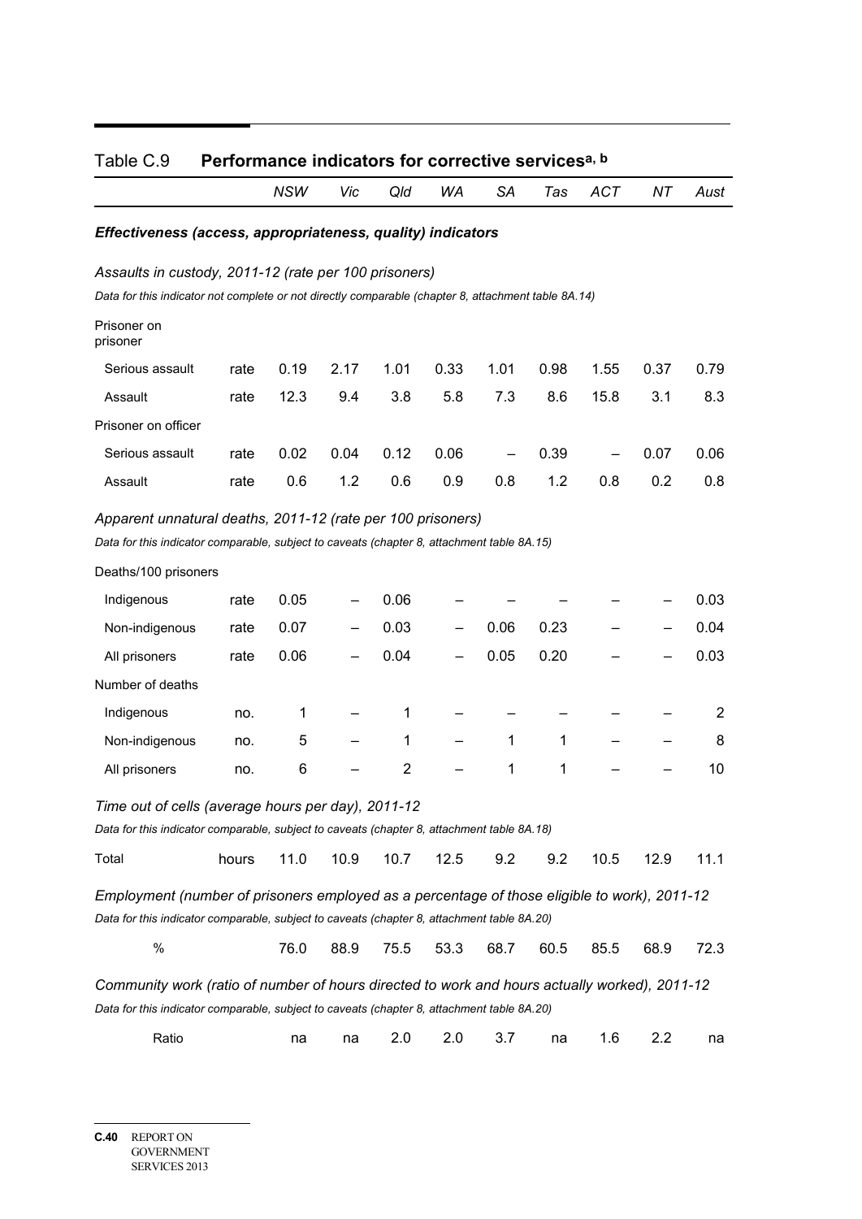Table C.9 **Performance indicators for corrective services[a, b]**

| | | NSW | Vic | Qld | WA | SA | Tas | ACT | NT | Aust |
|---|---|---|---|---|---|---|---|---|---|---|
| ***Effectiveness (access, appropriateness, quality) indicators*** | | | | | | | | | | |
| *Assaults in custody, 2011-12 (rate per 100 prisoners)* | | | | | | | | | | |
| *Data for this indicator not complete or not directly comparable (chapter 8, attachment table 8A.14)* | | | | | | | | | | |
| Prisoner on prisoner | | | | | | | | | | |
| Serious assault | rate | 0.19 | 2.17 | 1.01 | 0.33 | 1.01 | 0.98 | 1.55 | 0.37 | 0.79 |
| Assault | rate | 12.3 | 9.4 | 3.8 | 5.8 | 7.3 | 8.6 | 15.8 | 3.1 | 8.3 |
| Prisoner on officer | | | | | | | | | | |
| Serious assault | rate | 0.02 | 0.04 | 0.12 | 0.06 | – | 0.39 | – | 0.07 | 0.06 |
| Assault | rate | 0.6 | 1.2 | 0.6 | 0.9 | 0.8 | 1.2 | 0.8 | 0.2 | 0.8 |
| *Apparent unnatural deaths, 2011-12 (rate per 100 prisoners)* | | | | | | | | | | |
| *Data for this indicator comparable, subject to caveats (chapter 8, attachment table 8A.15)* | | | | | | | | | | |
| Deaths/100 prisoners | | | | | | | | | | |
| Indigenous | rate | 0.05 | – | 0.06 | – | – | – | – | – | 0.03 |
| Non-indigenous | rate | 0.07 | – | 0.03 | – | 0.06 | 0.23 | – | – | 0.04 |
| All prisoners | rate | 0.06 | – | 0.04 | – | 0.05 | 0.20 | – | – | 0.03 |
| Number of deaths | | | | | | | | | | |
| Indigenous | no. | 1 | – | 1 | – | – | – | – | – | 2 |
| Non-indigenous | no. | 5 | – | 1 | – | 1 | 1 | – | – | 8 |
| All prisoners | no. | 6 | – | 2 | – | 1 | 1 | – | – | 10 |
| *Time out of cells (average hours per day), 2011-12* | | | | | | | | | | |
| *Data for this indicator comparable, subject to caveats (chapter 8, attachment table 8A.18)* | | | | | | | | | | |
| Total | hours | 11.0 | 10.9 | 10.7 | 12.5 | 9.2 | 9.2 | 10.5 | 12.9 | 11.1 |
| *Employment (number of prisoners employed as a percentage of those eligible to work), 2011-12* | | | | | | | | | | |
| *Data for this indicator comparable, subject to caveats (chapter 8, attachment table 8A.20)* | | | | | | | | | | |
| % | | 76.0 | 88.9 | 75.5 | 53.3 | 68.7 | 60.5 | 85.5 | 68.9 | 72.3 |
| *Community work (ratio of number of hours directed to work and hours actually worked), 2011-12* | | | | | | | | | | |
| *Data for this indicator comparable, subject to caveats (chapter 8, attachment table 8A.20)* | | | | | | | | | | |
| Ratio | | na | na | 2.0 | 2.0 | 3.7 | na | 1.6 | 2.2 | na |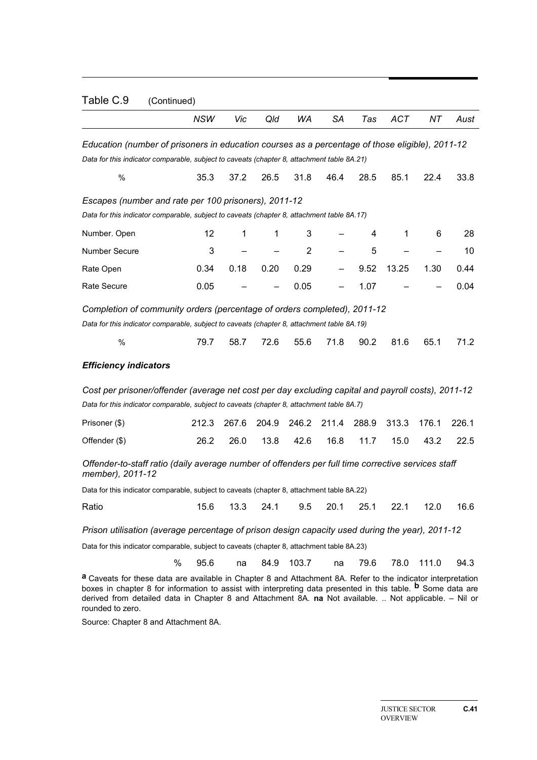Table C.9 (Continued)

| | NSW | Vic | Qld | WA | SA | Tas | ACT | NT | Aust |
|---|---|---|---|---|---|---|---|---|---|
| *Education (number of prisoners in education courses as a percentage of those eligible), 2011-12* | | | | | | | | | |
| *Data for this indicator comparable, subject to caveats (chapter 8, attachment table 8A.21)* | | | | | | | | | |
| % | 35.3 | 37.2 | 26.5 | 31.8 | 46.4 | 28.5 | 85.1 | 22.4 | 33.8 |
| *Escapes (number and rate per 100 prisoners), 2011-12* | | | | | | | | | |
| *Data for this indicator comparable, subject to caveats (chapter 8, attachment table 8A.17)* | | | | | | | | | |
| Number. Open | 12 | 1 | 1 | 3 | – | 4 | 1 | 6 | 28 |
| Number Secure | 3 | – | – | 2 | – | 5 | – | – | 10 |
| Rate Open | 0.34 | 0.18 | 0.20 | 0.29 | – | 9.52 | 13.25 | 1.30 | 0.44 |
| Rate Secure | 0.05 | – | – | 0.05 | – | 1.07 | – | – | 0.04 |
| *Completion of community orders (percentage of orders completed), 2011-12* | | | | | | | | | |
| *Data for this indicator comparable, subject to caveats (chapter 8, attachment table 8A.19)* | | | | | | | | | |
| % | 79.7 | 58.7 | 72.6 | 55.6 | 71.8 | 90.2 | 81.6 | 65.1 | 71.2 |
| ***Efficiency indicators*** | | | | | | | | | |
| *Cost per prisoner/offender (average net cost per day excluding capital and payroll costs), 2011-12* | | | | | | | | | |
| *Data for this indicator comparable, subject to caveats (chapter 8, attachment table 8A.7)* | | | | | | | | | |
| Prisoner ($) | 212.3 | 267.6 | 204.9 | 246.2 | 211.4 | 288.9 | 313.3 | 176.1 | 226.1 |
| Offender ($) | 26.2 | 26.0 | 13.8 | 42.6 | 16.8 | 11.7 | 15.0 | 43.2 | 22.5 |
| *Offender-to-staff ratio (daily average number of offenders per full time corrective services staff member), 2011-12* | | | | | | | | | |
| Data for this indicator comparable, subject to caveats (chapter 8, attachment table 8A.22) | | | | | | | | | |
| Ratio | 15.6 | 13.3 | 24.1 | 9.5 | 20.1 | 25.1 | 22.1 | 12.0 | 16.6 |
| *Prison utilisation (average percentage of prison design capacity used during the year), 2011-12* | | | | | | | | | |
| Data for this indicator comparable, subject to caveats (chapter 8, attachment table 8A.23) | | | | | | | | | |
| % | 95.6 | na | 84.9 | 103.7 | na | 79.6 | 78.0 | 111.0 | 94.3 |

**a** Caveats for these data are available in Chapter 8 and Attachment 8A. Refer to the indicator interpretation boxes in chapter 8 for information to assist with interpreting data presented in this table. **b** Some data are derived from detailed data in Chapter 8 and Attachment 8A. **na** Not available. .. Not applicable. – Nil or rounded to zero.

Source: Chapter 8 and Attachment 8A.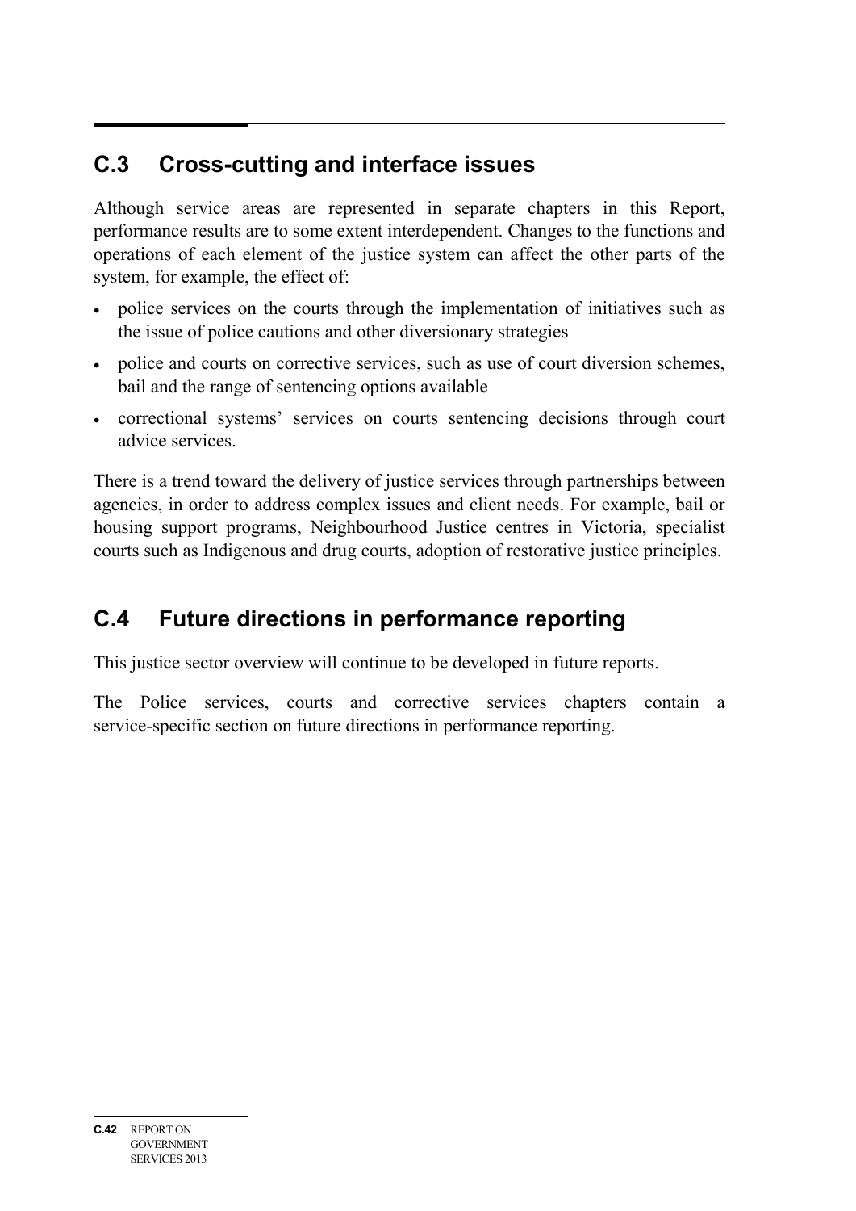## C.3 Cross-cutting and interface issues

Although service areas are represented in separate chapters in this Report, performance results are to some extent interdependent. Changes to the functions and operations of each element of the justice system can affect the other parts of the system, for example, the effect of:

- police services on the courts through the implementation of initiatives such as the issue of police cautions and other diversionary strategies
- police and courts on corrective services, such as use of court diversion schemes, bail and the range of sentencing options available
- correctional systems' services on courts sentencing decisions through court advice services.

There is a trend toward the delivery of justice services through partnerships between agencies, in order to address complex issues and client needs. For example, bail or housing support programs, Neighbourhood Justice centres in Victoria, specialist courts such as Indigenous and drug courts, adoption of restorative justice principles.

## C.4 Future directions in performance reporting

This justice sector overview will continue to be developed in future reports.

The Police services, courts and corrective services chapters contain a service-specific section on future directions in performance reporting.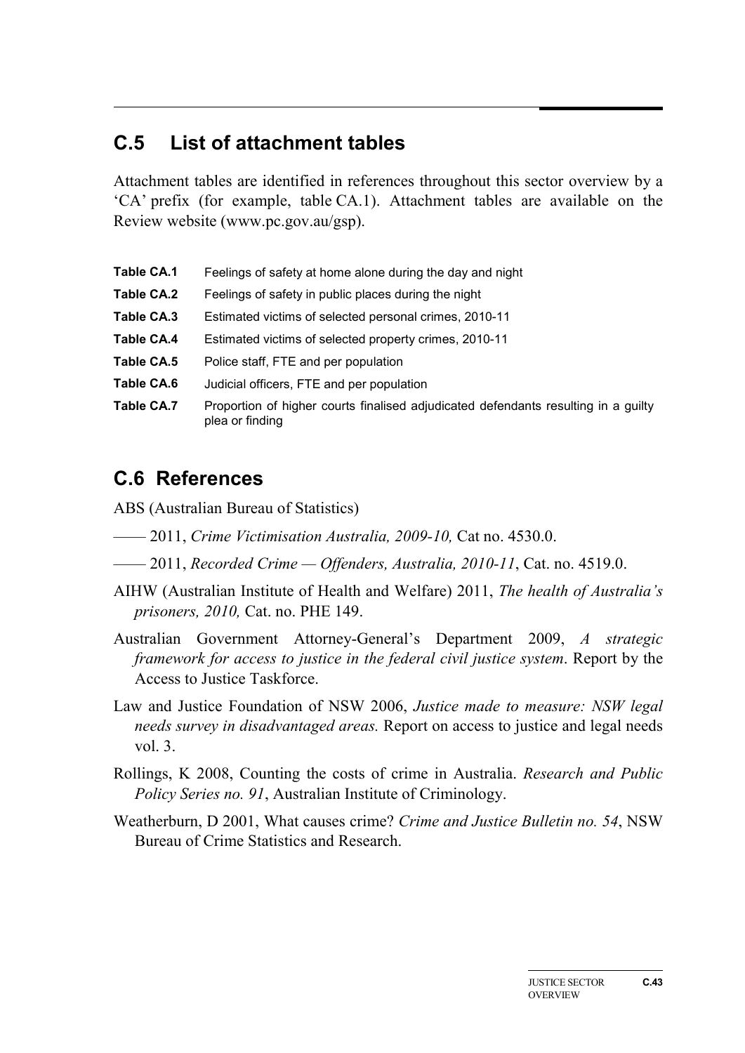## C.5 List of attachment tables

Attachment tables are identified in references throughout this sector overview by a 'CA' prefix (for example, table CA.1). Attachment tables are available on the Review website (www.pc.gov.au/gsp).

| | |
|---|---|
| **Table CA.1** | Feelings of safety at home alone during the day and night |
| **Table CA.2** | Feelings of safety in public places during the night |
| **Table CA.3** | Estimated victims of selected personal crimes, 2010-11 |
| **Table CA.4** | Estimated victims of selected property crimes, 2010-11 |
| **Table CA.5** | Police staff, FTE and per population |
| **Table CA.6** | Judicial officers, FTE and per population |
| **Table CA.7** | Proportion of higher courts finalised adjudicated defendants resulting in a guilty plea or finding |

## C.6 References

ABS (Australian Bureau of Statistics)

—— 2011, *Crime Victimisation Australia, 2009-10,* Cat no. 4530.0.

—— 2011, *Recorded Crime — Offenders, Australia, 2010-11*, Cat. no. 4519.0.

AIHW (Australian Institute of Health and Welfare) 2011, *The health of Australia's prisoners, 2010,* Cat. no. PHE 149.

Australian Government Attorney-General's Department 2009, *A strategic framework for access to justice in the federal civil justice system*. Report by the Access to Justice Taskforce.

Law and Justice Foundation of NSW 2006, *Justice made to measure: NSW legal needs survey in disadvantaged areas.* Report on access to justice and legal needs vol. 3.

Rollings, K 2008, Counting the costs of crime in Australia. *Research and Public Policy Series no. 91*, Australian Institute of Criminology.

Weatherburn, D 2001, What causes crime? *Crime and Justice Bulletin no. 54*, NSW Bureau of Crime Statistics and Research.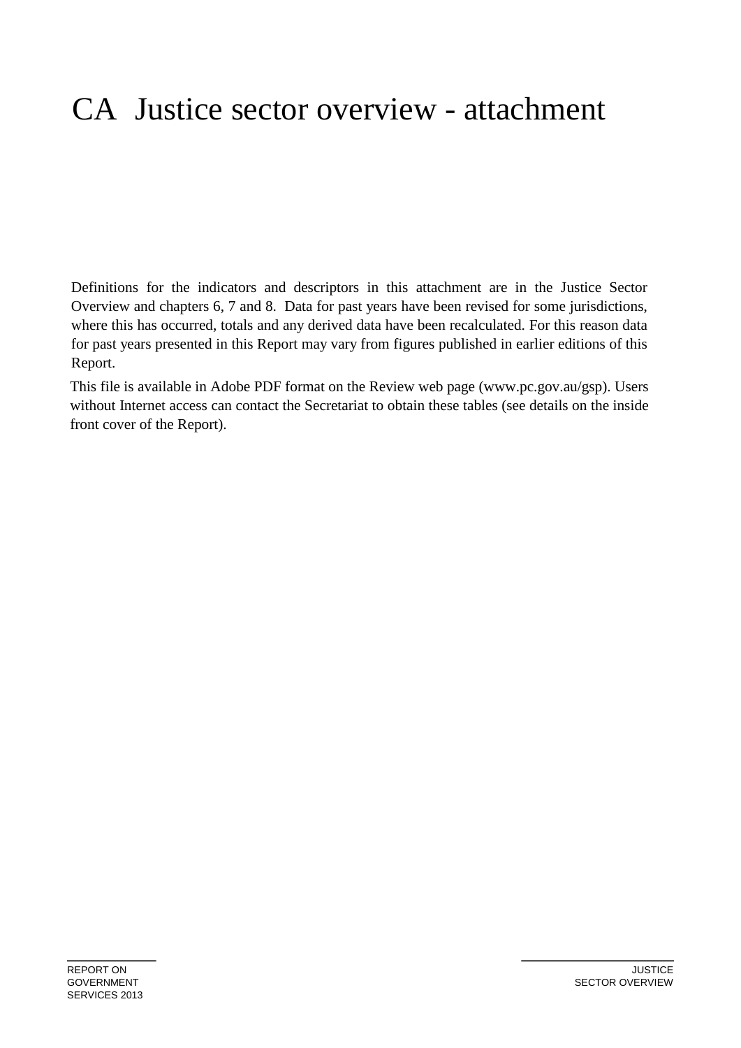# CA Justice sector overview - attachment

Definitions for the indicators and descriptors in this attachment are in the Justice Sector Overview and chapters 6, 7 and 8. Data for past years have been revised for some jurisdictions, where this has occurred, totals and any derived data have been recalculated. For this reason data for past years presented in this Report may vary from figures published in earlier editions of this Report.

This file is available in Adobe PDF format on the Review web page (www.pc.gov.au/gsp). Users without Internet access can contact the Secretariat to obtain these tables (see details on the inside front cover of the Report).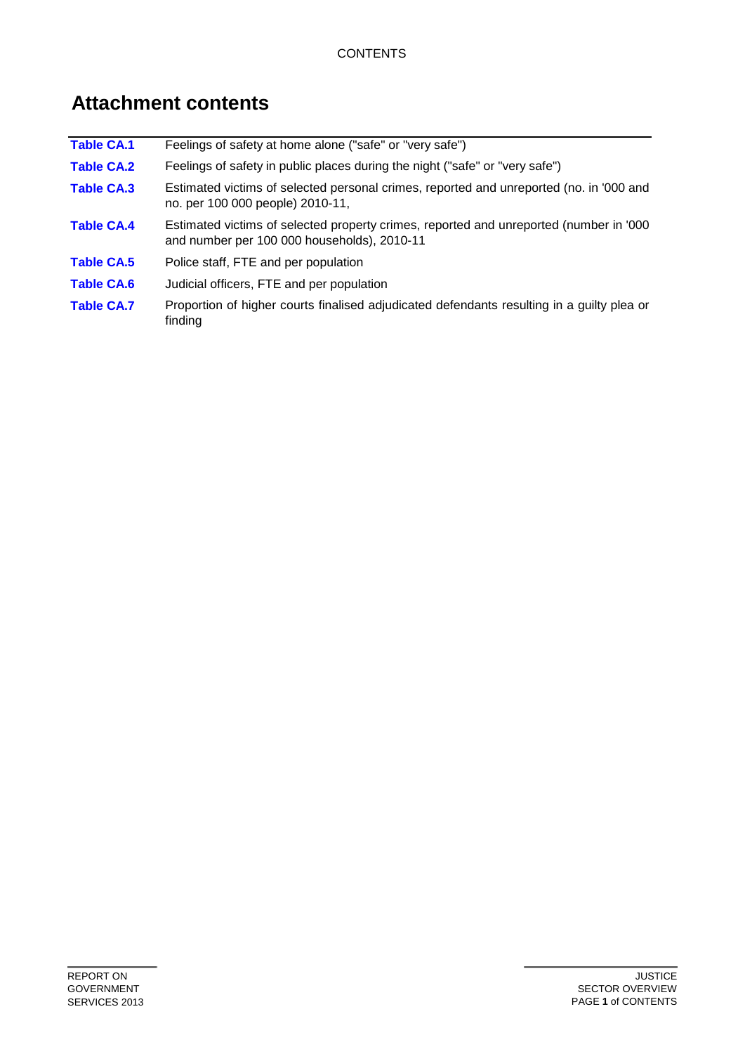## Attachment contents

| | |
|---|---|
| **Table CA.1** | Feelings of safety at home alone ("safe" or "very safe") |
| **Table CA.2** | Feelings of safety in public places during the night ("safe" or "very safe") |
| **Table CA.3** | Estimated victims of selected personal crimes, reported and unreported (no. in '000 and no. per 100 000 people) 2010-11, |
| **Table CA.4** | Estimated victims of selected property crimes, reported and unreported (number in '000 and number per 100 000 households), 2010-11 |
| **Table CA.5** | Police staff, FTE and per population |
| **Table CA.6** | Judicial officers, FTE and per population |
| **Table CA.7** | Proportion of higher courts finalised adjudicated defendants resulting in a guilty plea or finding |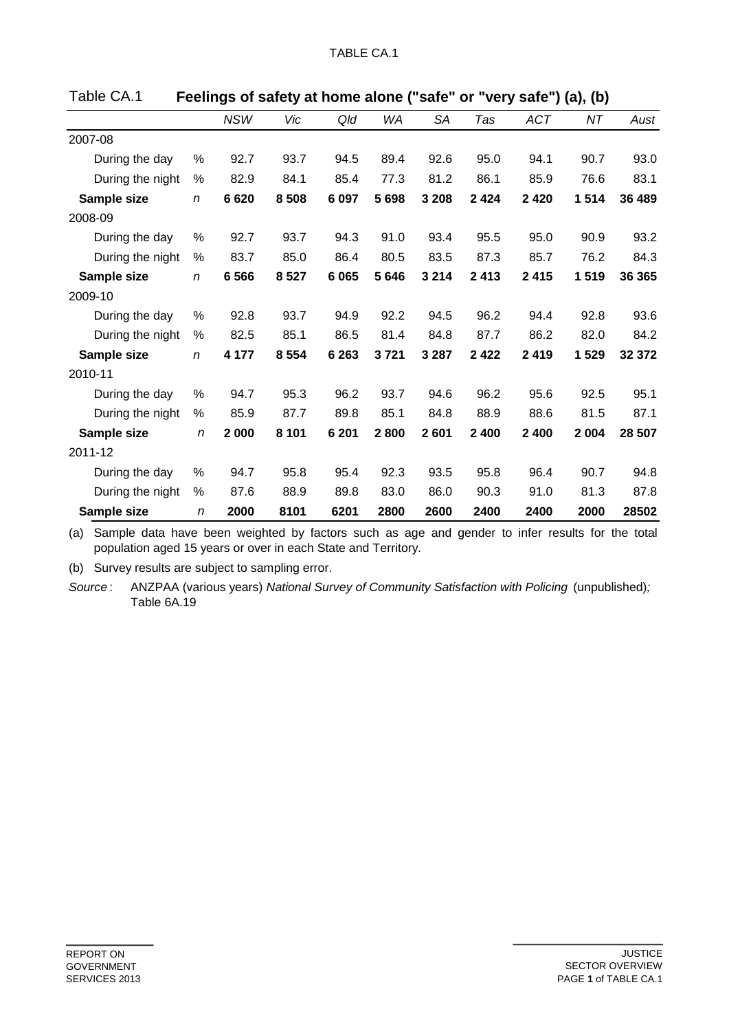TABLE CA.1

## Table CA.1 Feelings of safety at home alone ("safe" or "very safe") (a), (b)

| | | *NSW* | *Vic* | *Qld* | *WA* | *SA* | *Tas* | *ACT* | *NT* | *Aust* |
|---|---|---|---|---|---|---|---|---|---|---|
| 2007-08 | | | | | | | | | | |
| During the day | % | 92.7 | 93.7 | 94.5 | 89.4 | 92.6 | 95.0 | 94.1 | 90.7 | 93.0 |
| During the night | % | 82.9 | 84.1 | 85.4 | 77.3 | 81.2 | 86.1 | 85.9 | 76.6 | 83.1 |
| **Sample size** | *n* | **6 620** | **8 508** | **6 097** | **5 698** | **3 208** | **2 424** | **2 420** | **1 514** | **36 489** |
| 2008-09 | | | | | | | | | | |
| During the day | % | 92.7 | 93.7 | 94.3 | 91.0 | 93.4 | 95.5 | 95.0 | 90.9 | 93.2 |
| During the night | % | 83.7 | 85.0 | 86.4 | 80.5 | 83.5 | 87.3 | 85.7 | 76.2 | 84.3 |
| **Sample size** | *n* | **6 566** | **8 527** | **6 065** | **5 646** | **3 214** | **2 413** | **2 415** | **1 519** | **36 365** |
| 2009-10 | | | | | | | | | | |
| During the day | % | 92.8 | 93.7 | 94.9 | 92.2 | 94.5 | 96.2 | 94.4 | 92.8 | 93.6 |
| During the night | % | 82.5 | 85.1 | 86.5 | 81.4 | 84.8 | 87.7 | 86.2 | 82.0 | 84.2 |
| **Sample size** | *n* | **4 177** | **8 554** | **6 263** | **3 721** | **3 287** | **2 422** | **2 419** | **1 529** | **32 372** |
| 2010-11 | | | | | | | | | | |
| During the day | % | 94.7 | 95.3 | 96.2 | 93.7 | 94.6 | 96.2 | 95.6 | 92.5 | 95.1 |
| During the night | % | 85.9 | 87.7 | 89.8 | 85.1 | 84.8 | 88.9 | 88.6 | 81.5 | 87.1 |
| **Sample size** | *n* | **2 000** | **8 101** | **6 201** | **2 800** | **2 601** | **2 400** | **2 400** | **2 004** | **28 507** |
| 2011-12 | | | | | | | | | | |
| During the day | % | 94.7 | 95.8 | 95.4 | 92.3 | 93.5 | 95.8 | 96.4 | 90.7 | 94.8 |
| During the night | % | 87.6 | 88.9 | 89.8 | 83.0 | 86.0 | 90.3 | 91.0 | 81.3 | 87.8 |
| **Sample size** | *n* | **2000** | **8101** | **6201** | **2800** | **2600** | **2400** | **2400** | **2000** | **28502** |

(a) Sample data have been weighted by factors such as age and gender to infer results for the total population aged 15 years or over in each State and Territory.

(b) Survey results are subject to sampling error.

*Source* : ANZPAA (various years) *National Survey of Community Satisfaction with Policing* (unpublished)*;* Table 6A.19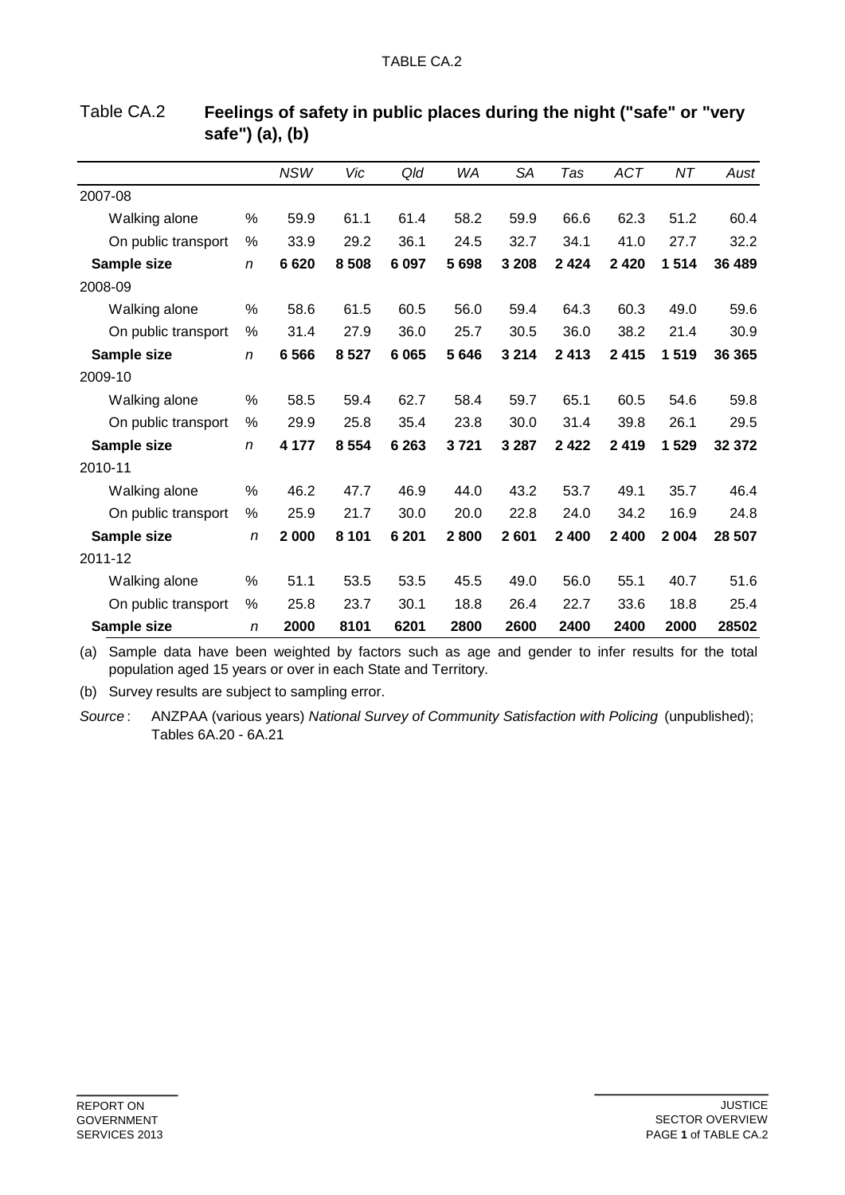TABLE CA.2

### Table CA.2 Feelings of safety in public places during the night ("safe" or "very safe") (a), (b)

| | | NSW | Vic | Qld | WA | SA | Tas | ACT | NT | Aust |
|---|---|---|---|---|---|---|---|---|---|---|
| 2007-08 | | | | | | | | | | |
| Walking alone | % | 59.9 | 61.1 | 61.4 | 58.2 | 59.9 | 66.6 | 62.3 | 51.2 | 60.4 |
| On public transport | % | 33.9 | 29.2 | 36.1 | 24.5 | 32.7 | 34.1 | 41.0 | 27.7 | 32.2 |
| **Sample size** | *n* | **6 620** | **8 508** | **6 097** | **5 698** | **3 208** | **2 424** | **2 420** | **1 514** | **36 489** |
| 2008-09 | | | | | | | | | | |
| Walking alone | % | 58.6 | 61.5 | 60.5 | 56.0 | 59.4 | 64.3 | 60.3 | 49.0 | 59.6 |
| On public transport | % | 31.4 | 27.9 | 36.0 | 25.7 | 30.5 | 36.0 | 38.2 | 21.4 | 30.9 |
| **Sample size** | *n* | **6 566** | **8 527** | **6 065** | **5 646** | **3 214** | **2 413** | **2 415** | **1 519** | **36 365** |
| 2009-10 | | | | | | | | | | |
| Walking alone | % | 58.5 | 59.4 | 62.7 | 58.4 | 59.7 | 65.1 | 60.5 | 54.6 | 59.8 |
| On public transport | % | 29.9 | 25.8 | 35.4 | 23.8 | 30.0 | 31.4 | 39.8 | 26.1 | 29.5 |
| **Sample size** | *n* | **4 177** | **8 554** | **6 263** | **3 721** | **3 287** | **2 422** | **2 419** | **1 529** | **32 372** |
| 2010-11 | | | | | | | | | | |
| Walking alone | % | 46.2 | 47.7 | 46.9 | 44.0 | 43.2 | 53.7 | 49.1 | 35.7 | 46.4 |
| On public transport | % | 25.9 | 21.7 | 30.0 | 20.0 | 22.8 | 24.0 | 34.2 | 16.9 | 24.8 |
| **Sample size** | *n* | **2 000** | **8 101** | **6 201** | **2 800** | **2 601** | **2 400** | **2 400** | **2 004** | **28 507** |
| 2011-12 | | | | | | | | | | |
| Walking alone | % | 51.1 | 53.5 | 53.5 | 45.5 | 49.0 | 56.0 | 55.1 | 40.7 | 51.6 |
| On public transport | % | 25.8 | 23.7 | 30.1 | 18.8 | 26.4 | 22.7 | 33.6 | 18.8 | 25.4 |
| **Sample size** | *n* | **2000** | **8101** | **6201** | **2800** | **2600** | **2400** | **2400** | **2000** | **28502** |

(a) Sample data have been weighted by factors such as age and gender to infer results for the total population aged 15 years or over in each State and Territory.

(b) Survey results are subject to sampling error.

*Source*: ANZPAA (various years) *National Survey of Community Satisfaction with Policing* (unpublished); Tables 6A.20 - 6A.21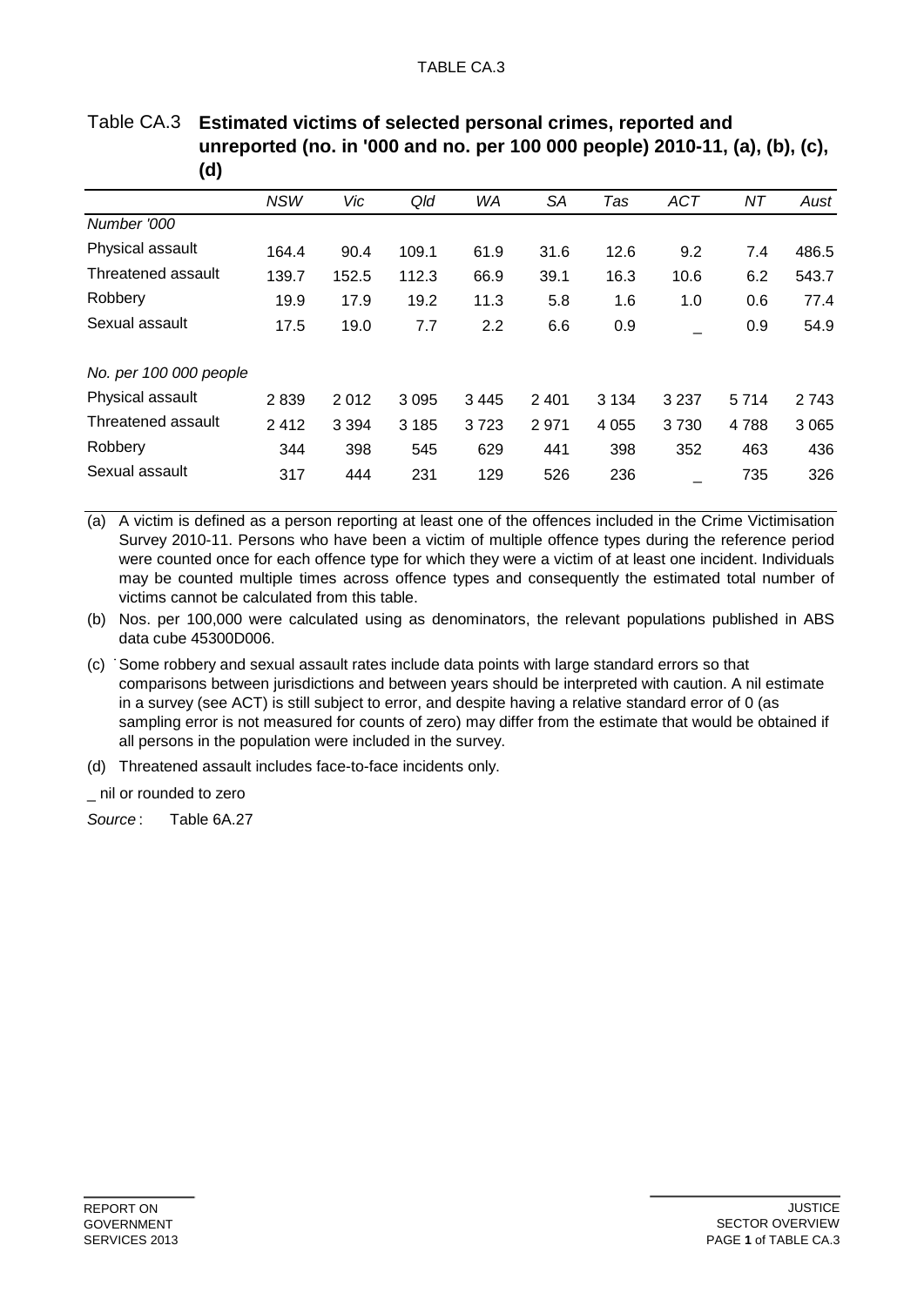## Table CA.3 Estimated victims of selected personal crimes, reported and unreported (no. in '000 and no. per 100 000 people) 2010-11, (a), (b), (c), (d)

| | *NSW* | *Vic* | *Qld* | *WA* | *SA* | *Tas* | *ACT* | *NT* | *Aust* |
|---|---|---|---|---|---|---|---|---|---|
| *Number '000* | | | | | | | | | |
| Physical assault | 164.4 | 90.4 | 109.1 | 61.9 | 31.6 | 12.6 | 9.2 | 7.4 | 486.5 |
| Threatened assault | 139.7 | 152.5 | 112.3 | 66.9 | 39.1 | 16.3 | 10.6 | 6.2 | 543.7 |
| Robbery | 19.9 | 17.9 | 19.2 | 11.3 | 5.8 | 1.6 | 1.0 | 0.6 | 77.4 |
| Sexual assault | 17.5 | 19.0 | 7.7 | 2.2 | 6.6 | 0.9 | _ | 0.9 | 54.9 |
| *No. per 100 000 people* | | | | | | | | | |
| Physical assault | 2 839 | 2 012 | 3 095 | 3 445 | 2 401 | 3 134 | 3 237 | 5 714 | 2 743 |
| Threatened assault | 2 412 | 3 394 | 3 185 | 3 723 | 2 971 | 4 055 | 3 730 | 4 788 | 3 065 |
| Robbery | 344 | 398 | 545 | 629 | 441 | 398 | 352 | 463 | 436 |
| Sexual assault | 317 | 444 | 231 | 129 | 526 | 236 | _ | 735 | 326 |

(a) A victim is defined as a person reporting at least one of the offences included in the Crime Victimisation Survey 2010-11. Persons who have been a victim of multiple offence types during the reference period were counted once for each offence type for which they were a victim of at least one incident. Individuals may be counted multiple times across offence types and consequently the estimated total number of victims cannot be calculated from this table.

(b) Nos. per 100,000 were calculated using as denominators, the relevant populations published in ABS data cube 45300D006.

(c) Some robbery and sexual assault rates include data points with large standard errors so that comparisons between jurisdictions and between years should be interpreted with caution. A nil estimate in a survey (see ACT) is still subject to error, and despite having a relative standard error of 0 (as sampling error is not measured for counts of zero) may differ from the estimate that would be obtained if all persons in the population were included in the survey.

(d) Threatened assault includes face-to-face incidents only.

_ nil or rounded to zero

*Source* : Table 6A.27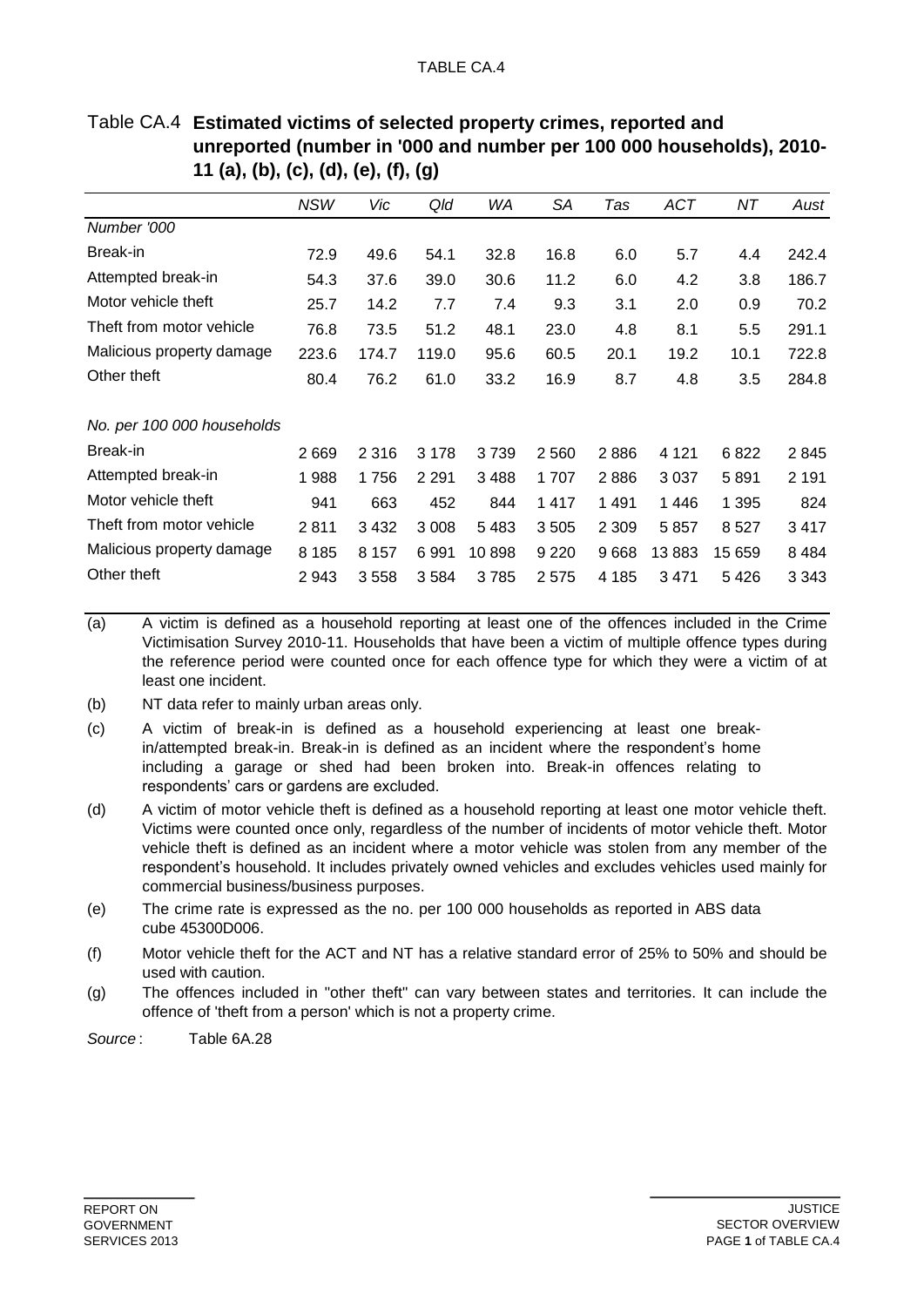Table CA.4 **Estimated victims of selected property crimes, reported and unreported (number in '000 and number per 100 000 households), 2010-11 (a), (b), (c), (d), (e), (f), (g)**

| | *NSW* | *Vic* | *Qld* | *WA* | *SA* | *Tas* | *ACT* | *NT* | *Aust* |
|---|---|---|---|---|---|---|---|---|---|
| *Number '000* | | | | | | | | | |
| Break-in | 72.9 | 49.6 | 54.1 | 32.8 | 16.8 | 6.0 | 5.7 | 4.4 | 242.4 |
| Attempted break-in | 54.3 | 37.6 | 39.0 | 30.6 | 11.2 | 6.0 | 4.2 | 3.8 | 186.7 |
| Motor vehicle theft | 25.7 | 14.2 | 7.7 | 7.4 | 9.3 | 3.1 | 2.0 | 0.9 | 70.2 |
| Theft from motor vehicle | 76.8 | 73.5 | 51.2 | 48.1 | 23.0 | 4.8 | 8.1 | 5.5 | 291.1 |
| Malicious property damage | 223.6 | 174.7 | 119.0 | 95.6 | 60.5 | 20.1 | 19.2 | 10.1 | 722.8 |
| Other theft | 80.4 | 76.2 | 61.0 | 33.2 | 16.9 | 8.7 | 4.8 | 3.5 | 284.8 |
| *No. per 100 000 households* | | | | | | | | | |
| Break-in | 2 669 | 2 316 | 3 178 | 3 739 | 2 560 | 2 886 | 4 121 | 6 822 | 2 845 |
| Attempted break-in | 1 988 | 1 756 | 2 291 | 3 488 | 1 707 | 2 886 | 3 037 | 5 891 | 2 191 |
| Motor vehicle theft | 941 | 663 | 452 | 844 | 1 417 | 1 491 | 1 446 | 1 395 | 824 |
| Theft from motor vehicle | 2 811 | 3 432 | 3 008 | 5 483 | 3 505 | 2 309 | 5 857 | 8 527 | 3 417 |
| Malicious property damage | 8 185 | 8 157 | 6 991 | 10 898 | 9 220 | 9 668 | 13 883 | 15 659 | 8 484 |
| Other theft | 2 943 | 3 558 | 3 584 | 3 785 | 2 575 | 4 185 | 3 471 | 5 426 | 3 343 |

(a) A victim is defined as a household reporting at least one of the offences included in the Crime Victimisation Survey 2010-11. Households that have been a victim of multiple offence types during the reference period were counted once for each offence type for which they were a victim of at least one incident.

(b) NT data refer to mainly urban areas only.

(c) A victim of break-in is defined as a household experiencing at least one break-in/attempted break-in. Break-in is defined as an incident where the respondent's home including a garage or shed had been broken into. Break-in offences relating to respondents' cars or gardens are excluded.

(d) A victim of motor vehicle theft is defined as a household reporting at least one motor vehicle theft. Victims were counted once only, regardless of the number of incidents of motor vehicle theft. Motor vehicle theft is defined as an incident where a motor vehicle was stolen from any member of the respondent's household. It includes privately owned vehicles and excludes vehicles used mainly for commercial business/business purposes.

(e) The crime rate is expressed as the no. per 100 000 households as reported in ABS data cube 45300D006.

(f) Motor vehicle theft for the ACT and NT has a relative standard error of 25% to 50% and should be used with caution.

(g) The offences included in "other theft" can vary between states and territories. It can include the offence of 'theft from a person' which is not a property crime.

*Source* : Table 6A.28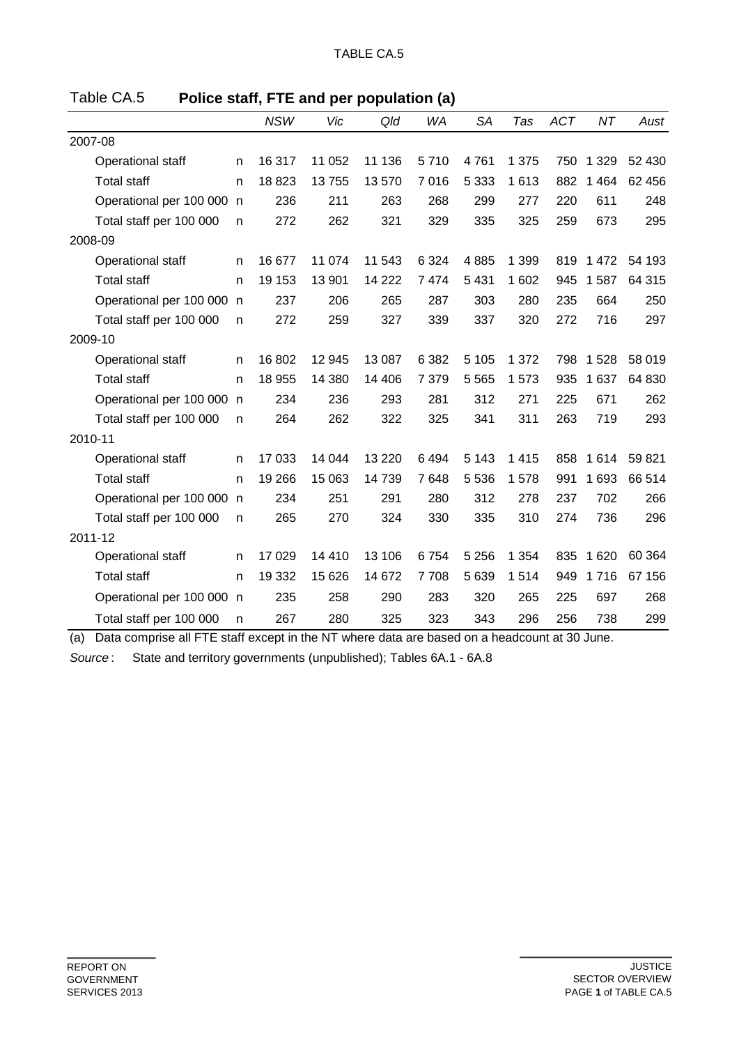Table CA.5 **Police staff, FTE and per population (a)**

| | | NSW | Vic | Qld | WA | SA | Tas | ACT | NT | Aust |
|---|---|---|---|---|---|---|---|---|---|---|
| 2007-08 | | | | | | | | | | |
| Operational staff | n | 16 317 | 11 052 | 11 136 | 5 710 | 4 761 | 1 375 | 750 | 1 329 | 52 430 |
| Total staff | n | 18 823 | 13 755 | 13 570 | 7 016 | 5 333 | 1 613 | 882 | 1 464 | 62 456 |
| Operational per 100 000 | n | 236 | 211 | 263 | 268 | 299 | 277 | 220 | 611 | 248 |
| Total staff per 100 000 | n | 272 | 262 | 321 | 329 | 335 | 325 | 259 | 673 | 295 |
| 2008-09 | | | | | | | | | | |
| Operational staff | n | 16 677 | 11 074 | 11 543 | 6 324 | 4 885 | 1 399 | 819 | 1 472 | 54 193 |
| Total staff | n | 19 153 | 13 901 | 14 222 | 7 474 | 5 431 | 1 602 | 945 | 1 587 | 64 315 |
| Operational per 100 000 | n | 237 | 206 | 265 | 287 | 303 | 280 | 235 | 664 | 250 |
| Total staff per 100 000 | n | 272 | 259 | 327 | 339 | 337 | 320 | 272 | 716 | 297 |
| 2009-10 | | | | | | | | | | |
| Operational staff | n | 16 802 | 12 945 | 13 087 | 6 382 | 5 105 | 1 372 | 798 | 1 528 | 58 019 |
| Total staff | n | 18 955 | 14 380 | 14 406 | 7 379 | 5 565 | 1 573 | 935 | 1 637 | 64 830 |
| Operational per 100 000 | n | 234 | 236 | 293 | 281 | 312 | 271 | 225 | 671 | 262 |
| Total staff per 100 000 | n | 264 | 262 | 322 | 325 | 341 | 311 | 263 | 719 | 293 |
| 2010-11 | | | | | | | | | | |
| Operational staff | n | 17 033 | 14 044 | 13 220 | 6 494 | 5 143 | 1 415 | 858 | 1 614 | 59 821 |
| Total staff | n | 19 266 | 15 063 | 14 739 | 7 648 | 5 536 | 1 578 | 991 | 1 693 | 66 514 |
| Operational per 100 000 | n | 234 | 251 | 291 | 280 | 312 | 278 | 237 | 702 | 266 |
| Total staff per 100 000 | n | 265 | 270 | 324 | 330 | 335 | 310 | 274 | 736 | 296 |
| 2011-12 | | | | | | | | | | |
| Operational staff | n | 17 029 | 14 410 | 13 106 | 6 754 | 5 256 | 1 354 | 835 | 1 620 | 60 364 |
| Total staff | n | 19 332 | 15 626 | 14 672 | 7 708 | 5 639 | 1 514 | 949 | 1 716 | 67 156 |
| Operational per 100 000 | n | 235 | 258 | 290 | 283 | 320 | 265 | 225 | 697 | 268 |
| Total staff per 100 000 | n | 267 | 280 | 325 | 323 | 343 | 296 | 256 | 738 | 299 |

(a) Data comprise all FTE staff except in the NT where data are based on a headcount at 30 June.

*Source* : State and territory governments (unpublished); Tables 6A.1 - 6A.8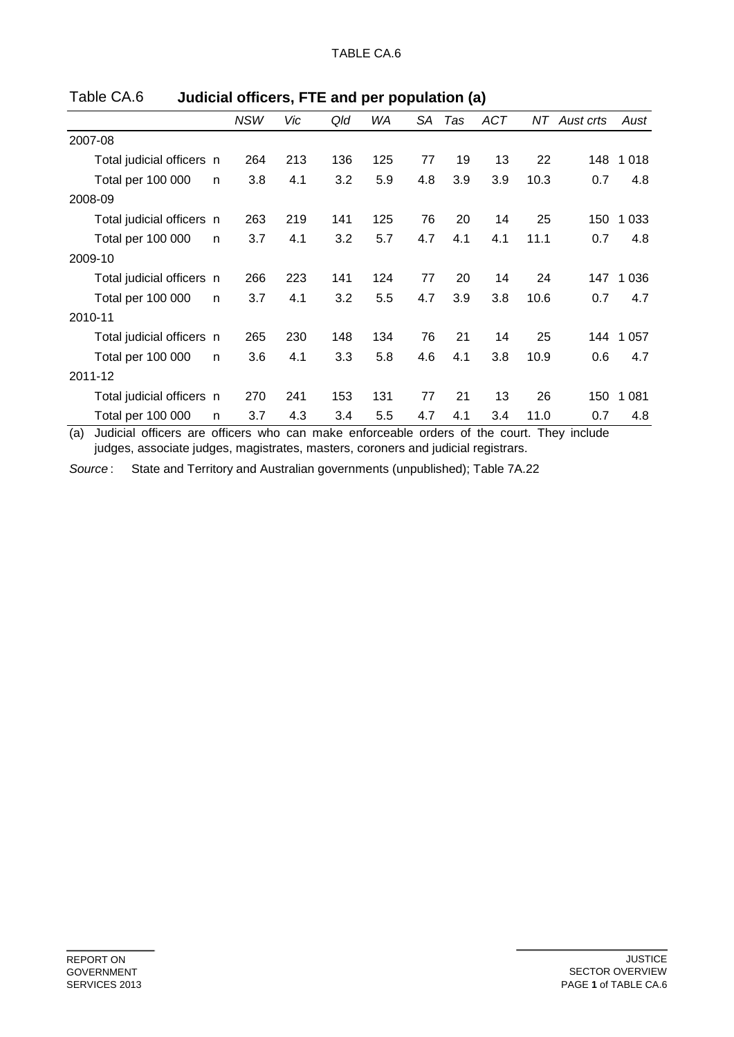TABLE CA.6

## Table CA.6 **Judicial officers, FTE and per population (a)**

| | | *NSW* | *Vic* | *Qld* | *WA* | *SA* | *Tas* | *ACT* | *NT* | *Aust crts* | *Aust* |
|---|---|---|---|---|---|---|---|---|---|---|---|
| 2007-08 | | | | | | | | | | | |
| Total judicial officers | n | 264 | 213 | 136 | 125 | 77 | 19 | 13 | 22 | 148 | 1 018 |
| Total per 100 000 | n | 3.8 | 4.1 | 3.2 | 5.9 | 4.8 | 3.9 | 3.9 | 10.3 | 0.7 | 4.8 |
| 2008-09 | | | | | | | | | | | |
| Total judicial officers | n | 263 | 219 | 141 | 125 | 76 | 20 | 14 | 25 | 150 | 1 033 |
| Total per 100 000 | n | 3.7 | 4.1 | 3.2 | 5.7 | 4.7 | 4.1 | 4.1 | 11.1 | 0.7 | 4.8 |
| 2009-10 | | | | | | | | | | | |
| Total judicial officers | n | 266 | 223 | 141 | 124 | 77 | 20 | 14 | 24 | 147 | 1 036 |
| Total per 100 000 | n | 3.7 | 4.1 | 3.2 | 5.5 | 4.7 | 3.9 | 3.8 | 10.6 | 0.7 | 4.7 |
| 2010-11 | | | | | | | | | | | |
| Total judicial officers | n | 265 | 230 | 148 | 134 | 76 | 21 | 14 | 25 | 144 | 1 057 |
| Total per 100 000 | n | 3.6 | 4.1 | 3.3 | 5.8 | 4.6 | 4.1 | 3.8 | 10.9 | 0.6 | 4.7 |
| 2011-12 | | | | | | | | | | | |
| Total judicial officers | n | 270 | 241 | 153 | 131 | 77 | 21 | 13 | 26 | 150 | 1 081 |
| Total per 100 000 | n | 3.7 | 4.3 | 3.4 | 5.5 | 4.7 | 4.1 | 3.4 | 11.0 | 0.7 | 4.8 |

(a) Judicial officers are officers who can make enforceable orders of the court. They include judges, associate judges, magistrates, masters, coroners and judicial registrars.

*Source*: State and Territory and Australian governments (unpublished); Table 7A.22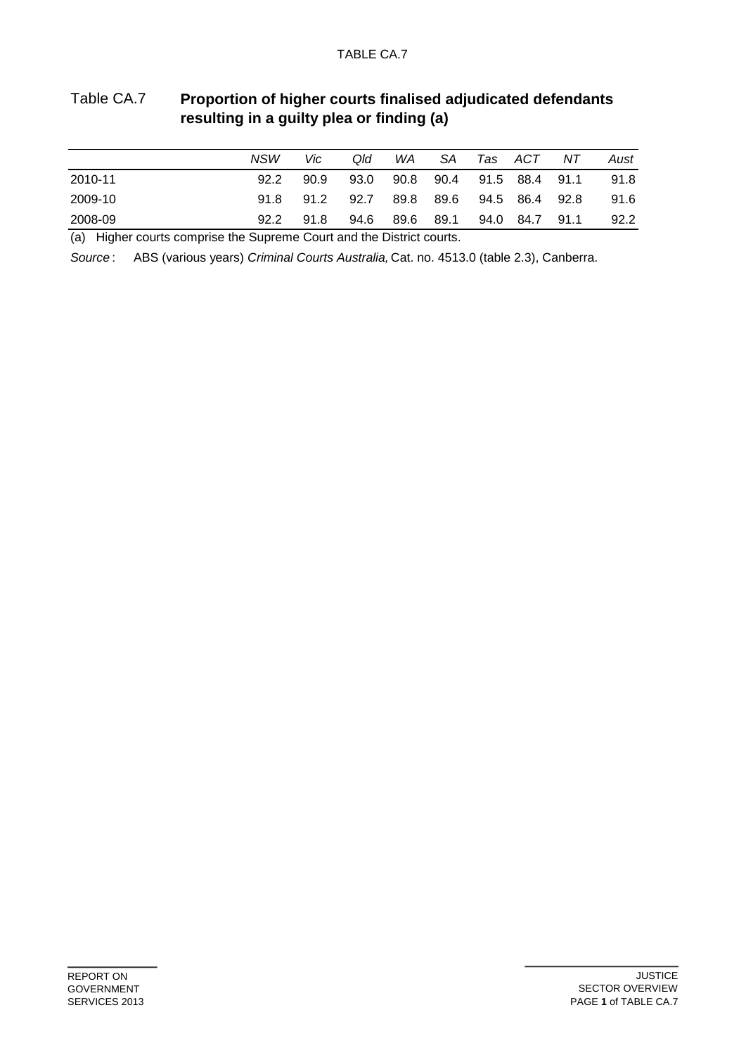Table CA.7 **Proportion of higher courts finalised adjudicated defendants resulting in a guilty plea or finding (a)**

| | *NSW* | *Vic* | *Qld* | *WA* | *SA* | *Tas* | *ACT* | *NT* | *Aust* |
|---|---|---|---|---|---|---|---|---|---|
| 2010-11 | 92.2 | 90.9 | 93.0 | 90.8 | 90.4 | 91.5 | 88.4 | 91.1 | 91.8 |
| 2009-10 | 91.8 | 91.2 | 92.7 | 89.8 | 89.6 | 94.5 | 86.4 | 92.8 | 91.6 |
| 2008-09 | 92.2 | 91.8 | 94.6 | 89.6 | 89.1 | 94.0 | 84.7 | 91.1 | 92.2 |

(a) Higher courts comprise the Supreme Court and the District courts.

*Source* : ABS (various years) *Criminal Courts Australia,* Cat. no. 4513.0 (table 2.3), Canberra.